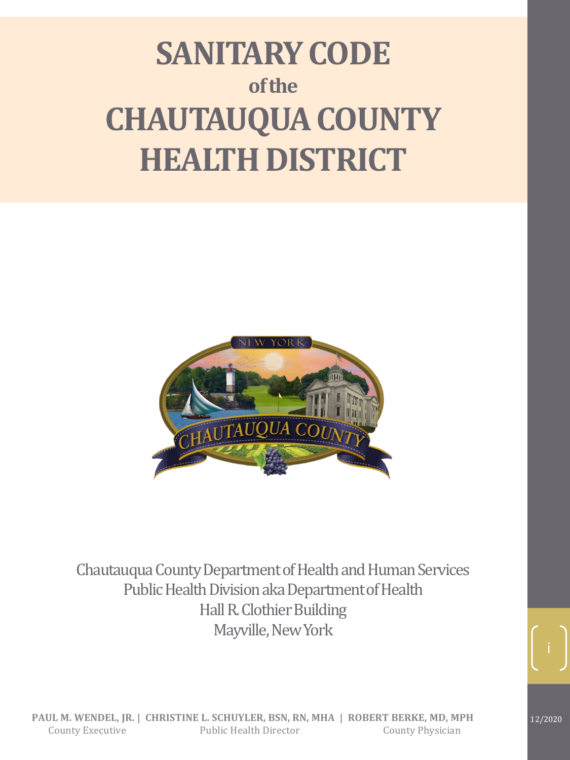# SANITARY CODE

## of the

# CHAUTAUQUA COUNTY HEALTH DISTRICT

Chautauqua County Department of Health and Human Services
Public Health Division aka Department of Health
Hall R. Clothier Building
Mayville, New York

**PAUL M. WENDEL, JR.** | **CHRISTINE L. SCHUYLER, BSN, RN, MHA** | **ROBERT BERKE, MD, MPH**
County Executive | Public Health Director | County Physician

12/2020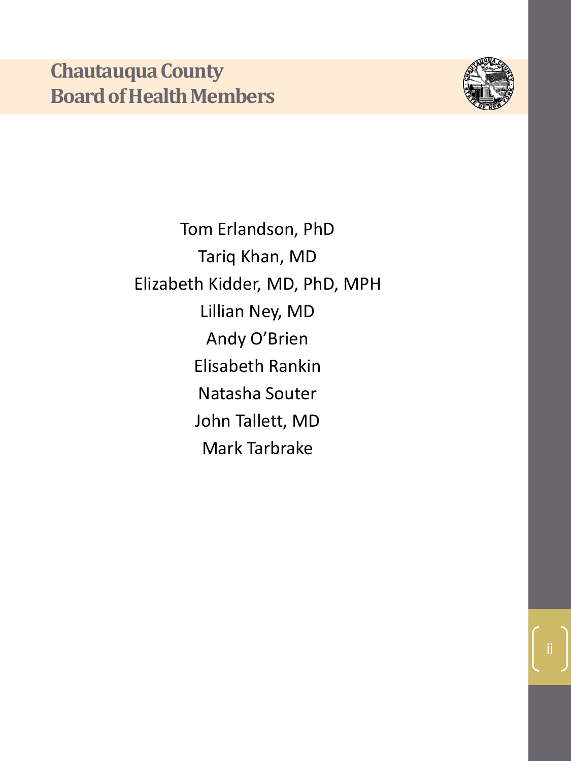# Chautauqua County Board of Health Members

Tom Erlandson, PhD

Tariq Khan, MD

Elizabeth Kidder, MD, PhD, MPH

Lillian Ney, MD

Andy O'Brien

Elisabeth Rankin

Natasha Souter

John Tallett, MD

Mark Tarbrake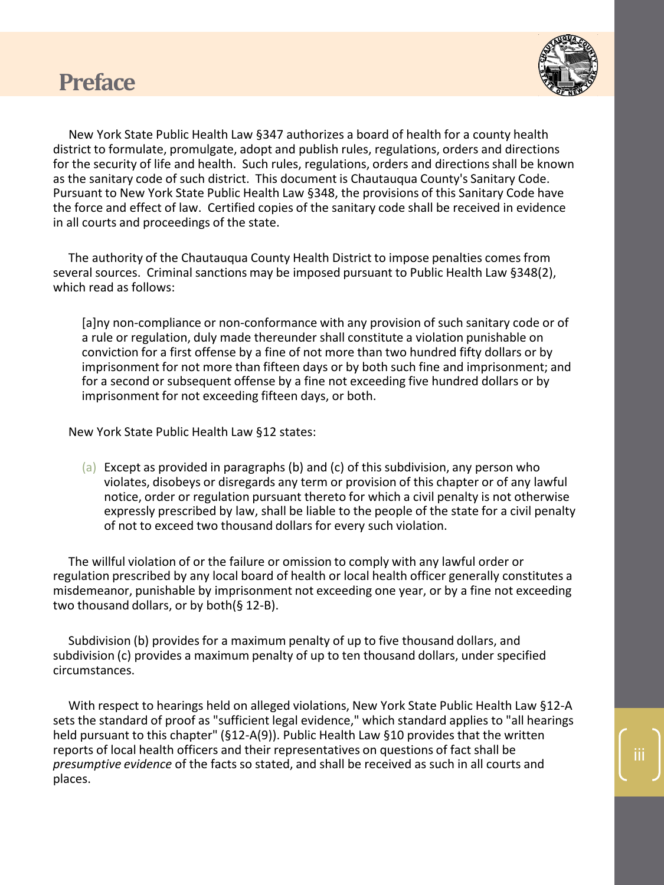# Preface

New York State Public Health Law §347 authorizes a board of health for a county health district to formulate, promulgate, adopt and publish rules, regulations, orders and directions for the security of life and health. Such rules, regulations, orders and directions shall be known as the sanitary code of such district. This document is Chautauqua County's Sanitary Code. Pursuant to New York State Public Health Law §348, the provisions of this Sanitary Code have the force and effect of law. Certified copies of the sanitary code shall be received in evidence in all courts and proceedings of the state.

The authority of the Chautauqua County Health District to impose penalties comes from several sources. Criminal sanctions may be imposed pursuant to Public Health Law §348(2), which read as follows:

> [a]ny non-compliance or non-conformance with any provision of such sanitary code or of a rule or regulation, duly made thereunder shall constitute a violation punishable on conviction for a first offense by a fine of not more than two hundred fifty dollars or by imprisonment for not more than fifteen days or by both such fine and imprisonment; and for a second or subsequent offense by a fine not exceeding five hundred dollars or by imprisonment for not exceeding fifteen days, or both.

New York State Public Health Law §12 states:

> (a) Except as provided in paragraphs (b) and (c) of this subdivision, any person who violates, disobeys or disregards any term or provision of this chapter or of any lawful notice, order or regulation pursuant thereto for which a civil penalty is not otherwise expressly prescribed by law, shall be liable to the people of the state for a civil penalty of not to exceed two thousand dollars for every such violation.

The willful violation of or the failure or omission to comply with any lawful order or regulation prescribed by any local board of health or local health officer generally constitutes a misdemeanor, punishable by imprisonment not exceeding one year, or by a fine not exceeding two thousand dollars, or by both(§ 12-B).

Subdivision (b) provides for a maximum penalty of up to five thousand dollars, and subdivision (c) provides a maximum penalty of up to ten thousand dollars, under specified circumstances.

With respect to hearings held on alleged violations, New York State Public Health Law §12-A sets the standard of proof as "sufficient legal evidence," which standard applies to "all hearings held pursuant to this chapter" (§12-A(9)). Public Health Law §10 provides that the written reports of local health officers and their representatives on questions of fact shall be *presumptive evidence* of the facts so stated, and shall be received as such in all courts and places.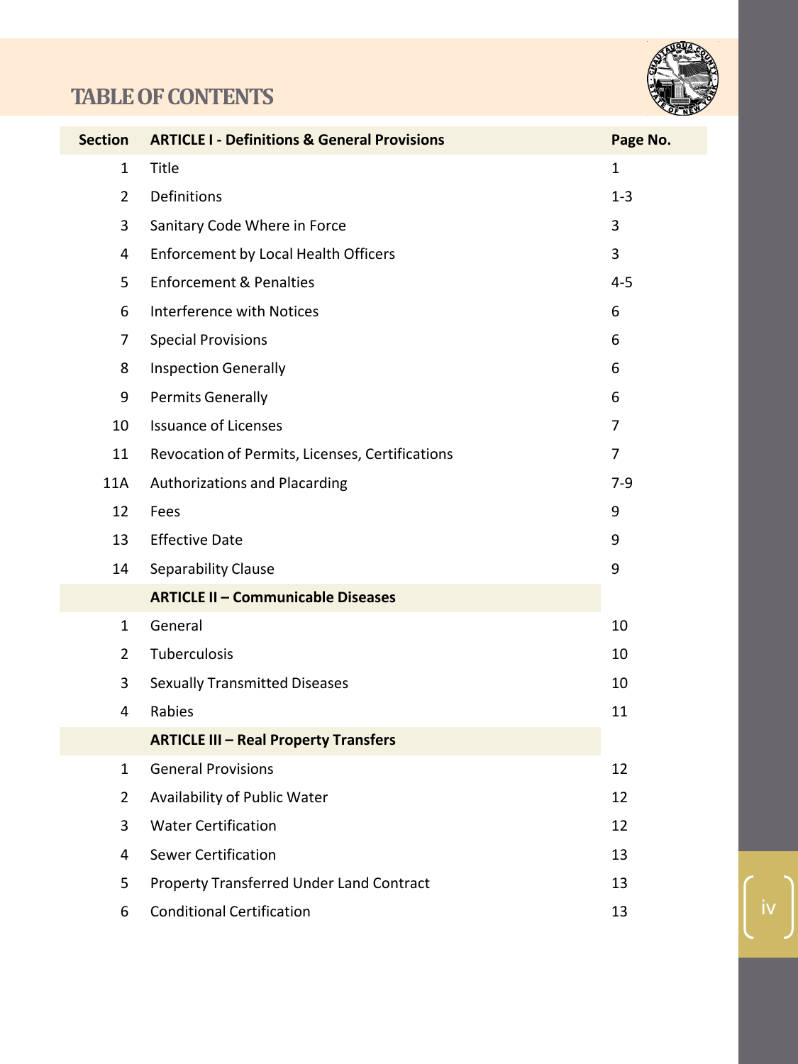# TABLE OF CONTENTS

| Section | ARTICLE I - Definitions & General Provisions | Page No. |
|---|---|---|
| 1 | Title | 1 |
| 2 | Definitions | 1-3 |
| 3 | Sanitary Code Where in Force | 3 |
| 4 | Enforcement by Local Health Officers | 3 |
| 5 | Enforcement & Penalties | 4-5 |
| 6 | Interference with Notices | 6 |
| 7 | Special Provisions | 6 |
| 8 | Inspection Generally | 6 |
| 9 | Permits Generally | 6 |
| 10 | Issuance of Licenses | 7 |
| 11 | Revocation of Permits, Licenses, Certifications | 7 |
| 11A | Authorizations and Placarding | 7-9 |
| 12 | Fees | 9 |
| 13 | Effective Date | 9 |
| 14 | Separability Clause | 9 |
| | **ARTICLE II – Communicable Diseases** | |
| 1 | General | 10 |
| 2 | Tuberculosis | 10 |
| 3 | Sexually Transmitted Diseases | 10 |
| 4 | Rabies | 11 |
| | **ARTICLE III – Real Property Transfers** | |
| 1 | General Provisions | 12 |
| 2 | Availability of Public Water | 12 |
| 3 | Water Certification | 12 |
| 4 | Sewer Certification | 13 |
| 5 | Property Transferred Under Land Contract | 13 |
| 6 | Conditional Certification | 13 |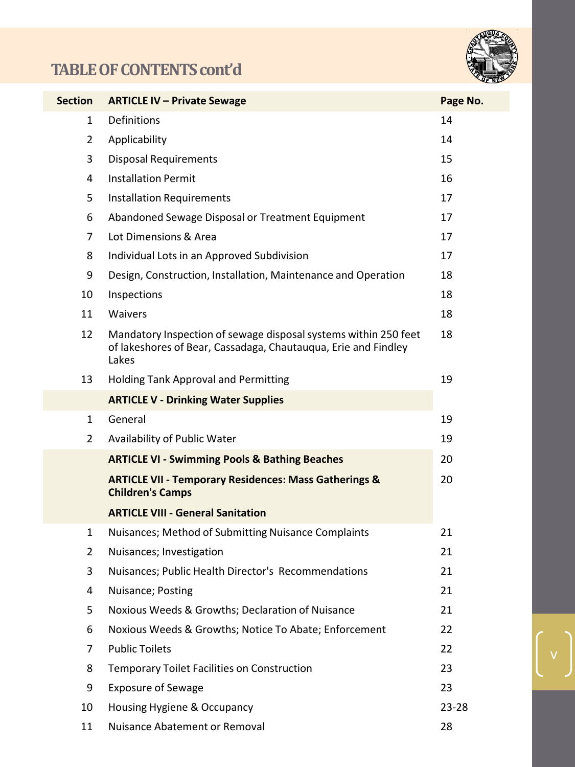## TABLE OF CONTENTS cont'd

| Section | ARTICLE IV – Private Sewage | Page No. |
|---|---|---|
| 1 | Definitions | 14 |
| 2 | Applicability | 14 |
| 3 | Disposal Requirements | 15 |
| 4 | Installation Permit | 16 |
| 5 | Installation Requirements | 17 |
| 6 | Abandoned Sewage Disposal or Treatment Equipment | 17 |
| 7 | Lot Dimensions & Area | 17 |
| 8 | Individual Lots in an Approved Subdivision | 17 |
| 9 | Design, Construction, Installation, Maintenance and Operation | 18 |
| 10 | Inspections | 18 |
| 11 | Waivers | 18 |
| 12 | Mandatory Inspection of sewage disposal systems within 250 feet of lakeshores of Bear, Cassadaga, Chautauqua, Erie and Findley Lakes | 18 |
| 13 | Holding Tank Approval and Permitting | 19 |
| | **ARTICLE V - Drinking Water Supplies** | |
| 1 | General | 19 |
| 2 | Availability of Public Water | 19 |
| | **ARTICLE VI - Swimming Pools & Bathing Beaches** | 20 |
| | **ARTICLE VII - Temporary Residences: Mass Gatherings & Children's Camps** | 20 |
| | **ARTICLE VIII - General Sanitation** | |
| 1 | Nuisances; Method of Submitting Nuisance Complaints | 21 |
| 2 | Nuisances; Investigation | 21 |
| 3 | Nuisances; Public Health Director's Recommendations | 21 |
| 4 | Nuisance; Posting | 21 |
| 5 | Noxious Weeds & Growths; Declaration of Nuisance | 21 |
| 6 | Noxious Weeds & Growths; Notice To Abate; Enforcement | 22 |
| 7 | Public Toilets | 22 |
| 8 | Temporary Toilet Facilities on Construction | 23 |
| 9 | Exposure of Sewage | 23 |
| 10 | Housing Hygiene & Occupancy | 23-28 |
| 11 | Nuisance Abatement or Removal | 28 |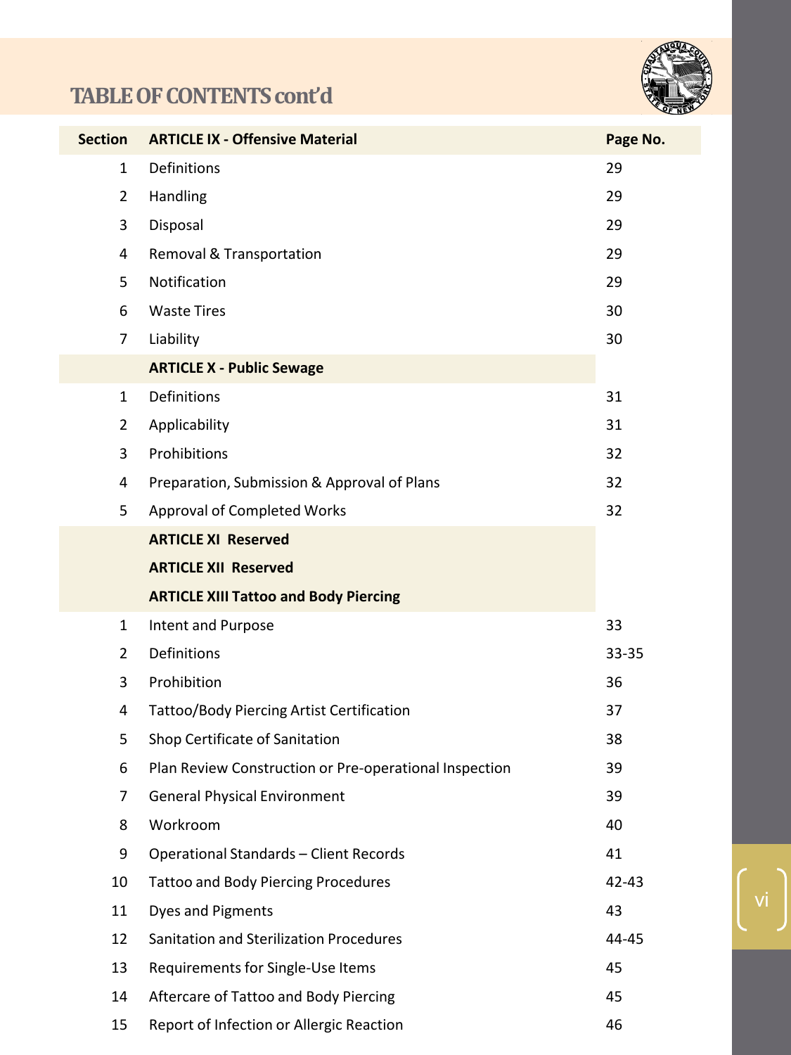## TABLE OF CONTENTS cont'd

| Section | ARTICLE IX - Offensive Material | Page No. |
|---|---|---|
| 1 | Definitions | 29 |
| 2 | Handling | 29 |
| 3 | Disposal | 29 |
| 4 | Removal & Transportation | 29 |
| 5 | Notification | 29 |
| 6 | Waste Tires | 30 |
| 7 | Liability | 30 |
| | **ARTICLE X - Public Sewage** | |
| 1 | Definitions | 31 |
| 2 | Applicability | 31 |
| 3 | Prohibitions | 32 |
| 4 | Preparation, Submission & Approval of Plans | 32 |
| 5 | Approval of Completed Works | 32 |
| | **ARTICLE XI Reserved** | |
| | **ARTICLE XII Reserved** | |
| | **ARTICLE XIII Tattoo and Body Piercing** | |
| 1 | Intent and Purpose | 33 |
| 2 | Definitions | 33-35 |
| 3 | Prohibition | 36 |
| 4 | Tattoo/Body Piercing Artist Certification | 37 |
| 5 | Shop Certificate of Sanitation | 38 |
| 6 | Plan Review Construction or Pre-operational Inspection | 39 |
| 7 | General Physical Environment | 39 |
| 8 | Workroom | 40 |
| 9 | Operational Standards – Client Records | 41 |
| 10 | Tattoo and Body Piercing Procedures | 42-43 |
| 11 | Dyes and Pigments | 43 |
| 12 | Sanitation and Sterilization Procedures | 44-45 |
| 13 | Requirements for Single-Use Items | 45 |
| 14 | Aftercare of Tattoo and Body Piercing | 45 |
| 15 | Report of Infection or Allergic Reaction | 46 |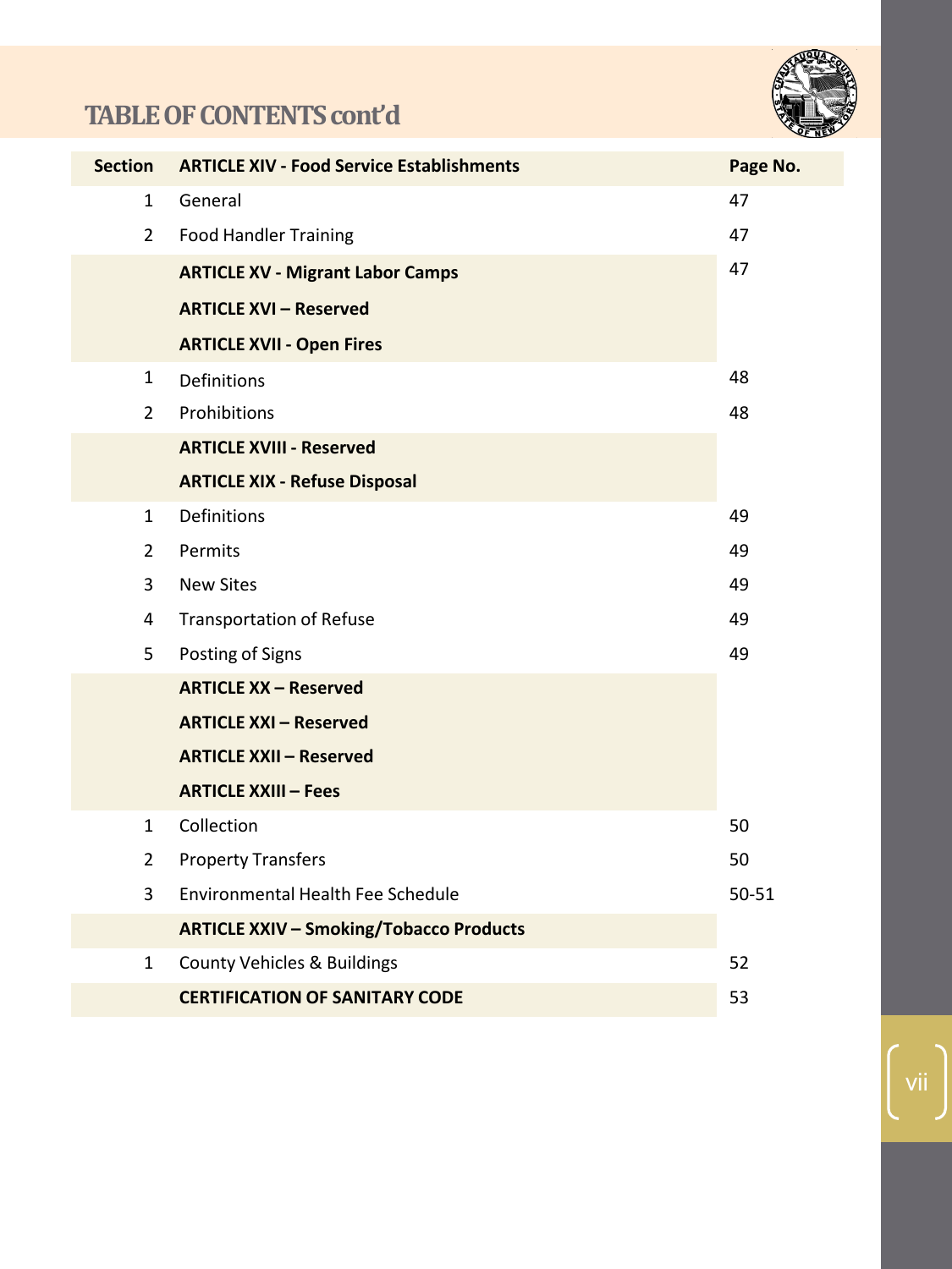# TABLE OF CONTENTS cont'd

| Section | ARTICLE XIV - Food Service Establishments | Page No. |
|---|---|---|
| 1 | General | 47 |
| 2 | Food Handler Training | 47 |
| | **ARTICLE XV - Migrant Labor Camps** | 47 |
| | **ARTICLE XVI – Reserved** | |
| | **ARTICLE XVII - Open Fires** | |
| 1 | Definitions | 48 |
| 2 | Prohibitions | 48 |
| | **ARTICLE XVIII - Reserved** | |
| | **ARTICLE XIX - Refuse Disposal** | |
| 1 | Definitions | 49 |
| 2 | Permits | 49 |
| 3 | New Sites | 49 |
| 4 | Transportation of Refuse | 49 |
| 5 | Posting of Signs | 49 |
| | **ARTICLE XX – Reserved** | |
| | **ARTICLE XXI – Reserved** | |
| | **ARTICLE XXII – Reserved** | |
| | **ARTICLE XXIII – Fees** | |
| 1 | Collection | 50 |
| 2 | Property Transfers | 50 |
| 3 | Environmental Health Fee Schedule | 50-51 |
| | **ARTICLE XXIV – Smoking/Tobacco Products** | |
| 1 | County Vehicles & Buildings | 52 |
| | **CERTIFICATION OF SANITARY CODE** | 53 |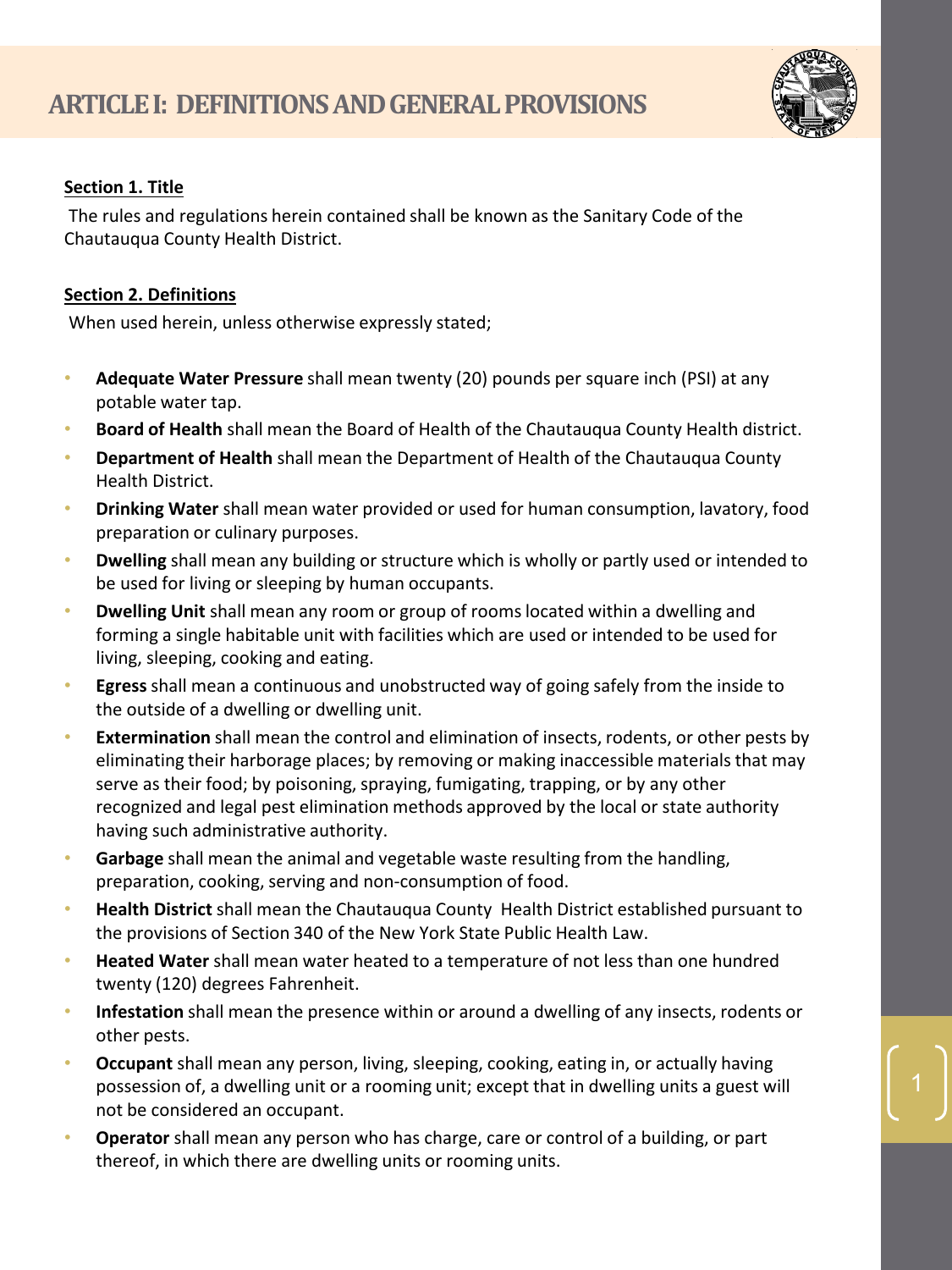# ARTICLE I: DEFINITIONS AND GENERAL PROVISIONS

**Section 1. Title**

The rules and regulations herein contained shall be known as the Sanitary Code of the Chautauqua County Health District.

**Section 2. Definitions**

When used herein, unless otherwise expressly stated;

- **Adequate Water Pressure** shall mean twenty (20) pounds per square inch (PSI) at any potable water tap.
- **Board of Health** shall mean the Board of Health of the Chautauqua County Health district.
- **Department of Health** shall mean the Department of Health of the Chautauqua County Health District.
- **Drinking Water** shall mean water provided or used for human consumption, lavatory, food preparation or culinary purposes.
- **Dwelling** shall mean any building or structure which is wholly or partly used or intended to be used for living or sleeping by human occupants.
- **Dwelling Unit** shall mean any room or group of rooms located within a dwelling and forming a single habitable unit with facilities which are used or intended to be used for living, sleeping, cooking and eating.
- **Egress** shall mean a continuous and unobstructed way of going safely from the inside to the outside of a dwelling or dwelling unit.
- **Extermination** shall mean the control and elimination of insects, rodents, or other pests by eliminating their harborage places; by removing or making inaccessible materials that may serve as their food; by poisoning, spraying, fumigating, trapping, or by any other recognized and legal pest elimination methods approved by the local or state authority having such administrative authority.
- **Garbage** shall mean the animal and vegetable waste resulting from the handling, preparation, cooking, serving and non-consumption of food.
- **Health District** shall mean the Chautauqua County Health District established pursuant to the provisions of Section 340 of the New York State Public Health Law.
- **Heated Water** shall mean water heated to a temperature of not less than one hundred twenty (120) degrees Fahrenheit.
- **Infestation** shall mean the presence within or around a dwelling of any insects, rodents or other pests.
- **Occupant** shall mean any person, living, sleeping, cooking, eating in, or actually having possession of, a dwelling unit or a rooming unit; except that in dwelling units a guest will not be considered an occupant.
- **Operator** shall mean any person who has charge, care or control of a building, or part thereof, in which there are dwelling units or rooming units.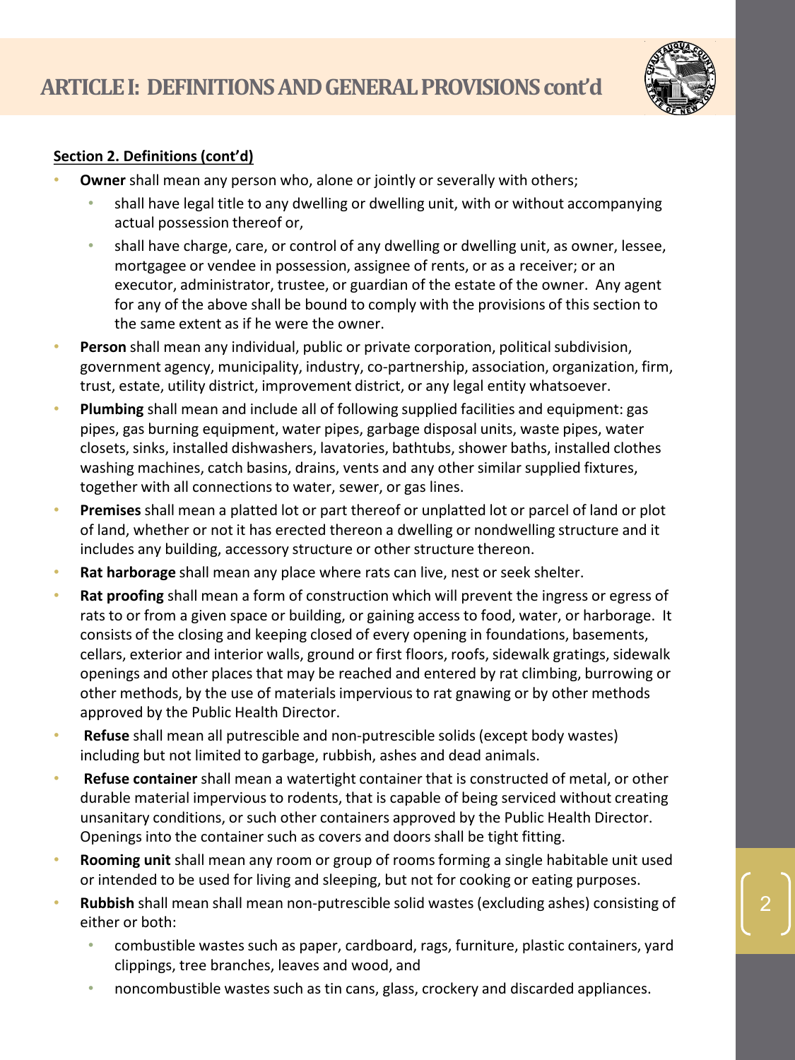## ARTICLE I: DEFINITIONS AND GENERAL PROVISIONS cont'd

**Section 2. Definitions (cont'd)**

- **Owner** shall mean any person who, alone or jointly or severally with others;
  - shall have legal title to any dwelling or dwelling unit, with or without accompanying actual possession thereof or,
  - shall have charge, care, or control of any dwelling or dwelling unit, as owner, lessee, mortgagee or vendee in possession, assignee of rents, or as a receiver; or an executor, administrator, trustee, or guardian of the estate of the owner. Any agent for any of the above shall be bound to comply with the provisions of this section to the same extent as if he were the owner.
- **Person** shall mean any individual, public or private corporation, political subdivision, government agency, municipality, industry, co-partnership, association, organization, firm, trust, estate, utility district, improvement district, or any legal entity whatsoever.
- **Plumbing** shall mean and include all of following supplied facilities and equipment: gas pipes, gas burning equipment, water pipes, garbage disposal units, waste pipes, water closets, sinks, installed dishwashers, lavatories, bathtubs, shower baths, installed clothes washing machines, catch basins, drains, vents and any other similar supplied fixtures, together with all connections to water, sewer, or gas lines.
- **Premises** shall mean a platted lot or part thereof or unplatted lot or parcel of land or plot of land, whether or not it has erected thereon a dwelling or nondwelling structure and it includes any building, accessory structure or other structure thereon.
- **Rat harborage** shall mean any place where rats can live, nest or seek shelter.
- **Rat proofing** shall mean a form of construction which will prevent the ingress or egress of rats to or from a given space or building, or gaining access to food, water, or harborage. It consists of the closing and keeping closed of every opening in foundations, basements, cellars, exterior and interior walls, ground or first floors, roofs, sidewalk gratings, sidewalk openings and other places that may be reached and entered by rat climbing, burrowing or other methods, by the use of materials impervious to rat gnawing or by other methods approved by the Public Health Director.
- **Refuse** shall mean all putrescible and non-putrescible solids (except body wastes) including but not limited to garbage, rubbish, ashes and dead animals.
- **Refuse container** shall mean a watertight container that is constructed of metal, or other durable material impervious to rodents, that is capable of being serviced without creating unsanitary conditions, or such other containers approved by the Public Health Director. Openings into the container such as covers and doors shall be tight fitting.
- **Rooming unit** shall mean any room or group of rooms forming a single habitable unit used or intended to be used for living and sleeping, but not for cooking or eating purposes.
- **Rubbish** shall mean shall mean non-putrescible solid wastes (excluding ashes) consisting of either or both:
  - combustible wastes such as paper, cardboard, rags, furniture, plastic containers, yard clippings, tree branches, leaves and wood, and
  - noncombustible wastes such as tin cans, glass, crockery and discarded appliances.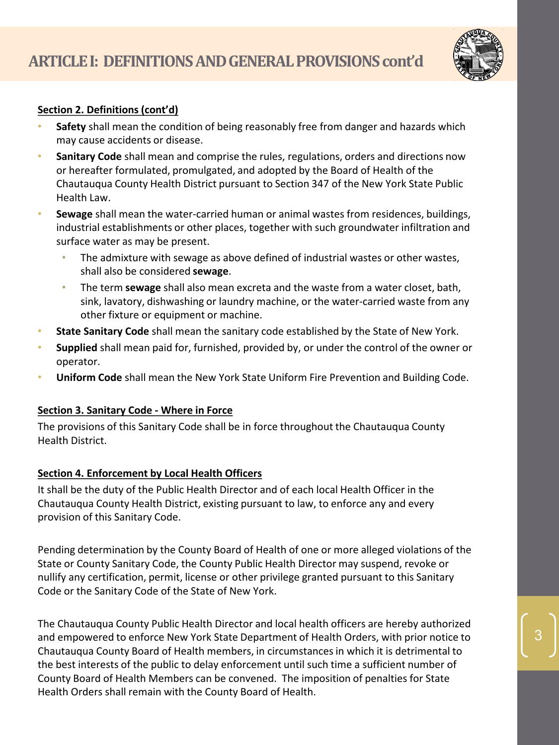## ARTICLE I: DEFINITIONS AND GENERAL PROVISIONS cont'd

### Section 2. Definitions (cont'd)

- **Safety** shall mean the condition of being reasonably free from danger and hazards which may cause accidents or disease.
- **Sanitary Code** shall mean and comprise the rules, regulations, orders and directions now or hereafter formulated, promulgated, and adopted by the Board of Health of the Chautauqua County Health District pursuant to Section 347 of the New York State Public Health Law.
- **Sewage** shall mean the water-carried human or animal wastes from residences, buildings, industrial establishments or other places, together with such groundwater infiltration and surface water as may be present.
  - The admixture with sewage as above defined of industrial wastes or other wastes, shall also be considered **sewage**.
  - The term **sewage** shall also mean excreta and the waste from a water closet, bath, sink, lavatory, dishwashing or laundry machine, or the water-carried waste from any other fixture or equipment or machine.
- **State Sanitary Code** shall mean the sanitary code established by the State of New York.
- **Supplied** shall mean paid for, furnished, provided by, or under the control of the owner or operator.
- **Uniform Code** shall mean the New York State Uniform Fire Prevention and Building Code.

### Section 3. Sanitary Code - Where in Force

The provisions of this Sanitary Code shall be in force throughout the Chautauqua County Health District.

### Section 4. Enforcement by Local Health Officers

It shall be the duty of the Public Health Director and of each local Health Officer in the Chautauqua County Health District, existing pursuant to law, to enforce any and every provision of this Sanitary Code.

Pending determination by the County Board of Health of one or more alleged violations of the State or County Sanitary Code, the County Public Health Director may suspend, revoke or nullify any certification, permit, license or other privilege granted pursuant to this Sanitary Code or the Sanitary Code of the State of New York.

The Chautauqua County Public Health Director and local health officers are hereby authorized and empowered to enforce New York State Department of Health Orders, with prior notice to Chautauqua County Board of Health members, in circumstances in which it is detrimental to the best interests of the public to delay enforcement until such time a sufficient number of County Board of Health Members can be convened. The imposition of penalties for State Health Orders shall remain with the County Board of Health.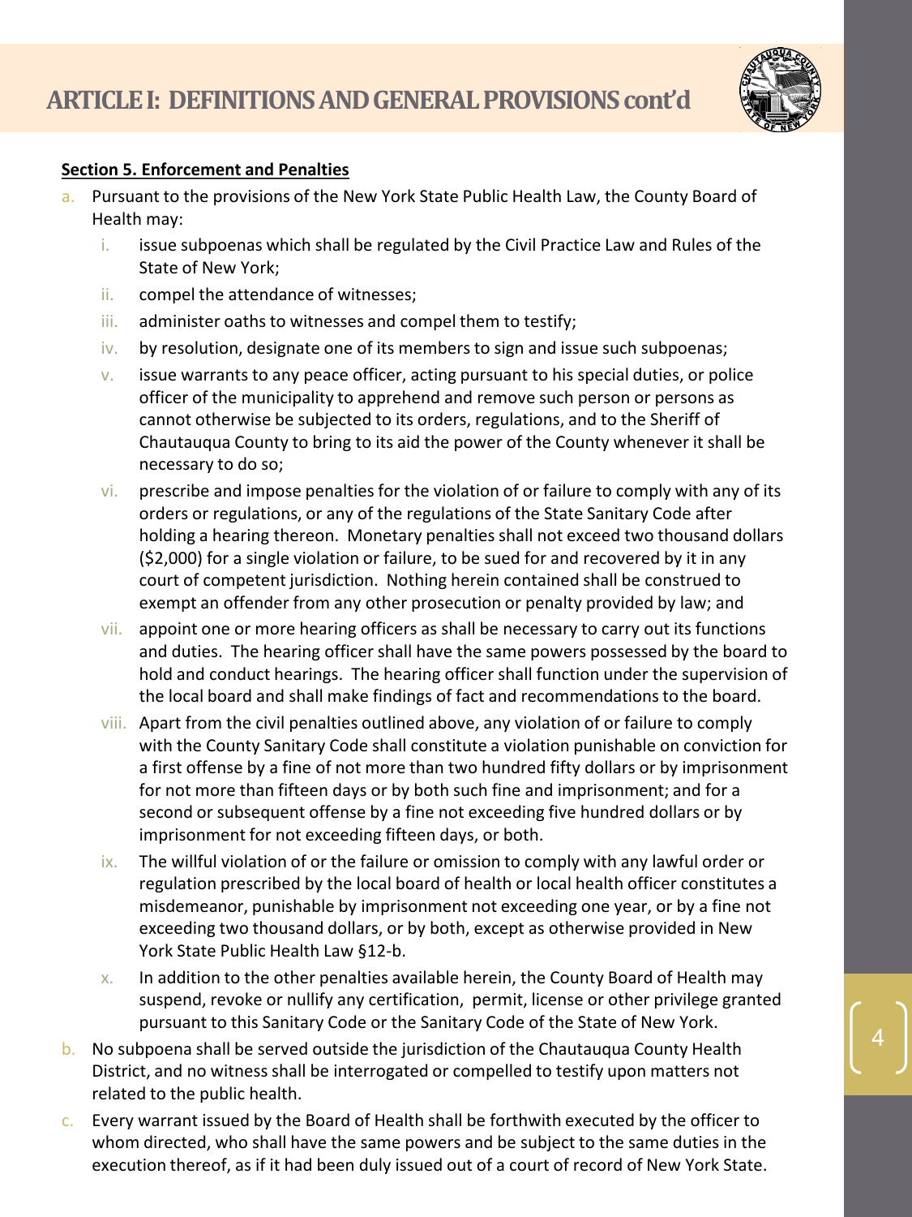# ARTICLE I: DEFINITIONS AND GENERAL PROVISIONS cont'd

**Section 5. Enforcement and Penalties**

a. Pursuant to the provisions of the New York State Public Health Law, the County Board of Health may:

   i. issue subpoenas which shall be regulated by the Civil Practice Law and Rules of the State of New York;

   ii. compel the attendance of witnesses;

   iii. administer oaths to witnesses and compel them to testify;

   iv. by resolution, designate one of its members to sign and issue such subpoenas;

   v. issue warrants to any peace officer, acting pursuant to his special duties, or police officer of the municipality to apprehend and remove such person or persons as cannot otherwise be subjected to its orders, regulations, and to the Sheriff of Chautauqua County to bring to its aid the power of the County whenever it shall be necessary to do so;

   vi. prescribe and impose penalties for the violation of or failure to comply with any of its orders or regulations, or any of the regulations of the State Sanitary Code after holding a hearing thereon. Monetary penalties shall not exceed two thousand dollars ($2,000) for a single violation or failure, to be sued for and recovered by it in any court of competent jurisdiction. Nothing herein contained shall be construed to exempt an offender from any other prosecution or penalty provided by law; and

   vii. appoint one or more hearing officers as shall be necessary to carry out its functions and duties. The hearing officer shall have the same powers possessed by the board to hold and conduct hearings. The hearing officer shall function under the supervision of the local board and shall make findings of fact and recommendations to the board.

   viii. Apart from the civil penalties outlined above, any violation of or failure to comply with the County Sanitary Code shall constitute a violation punishable on conviction for a first offense by a fine of not more than two hundred fifty dollars or by imprisonment for not more than fifteen days or by both such fine and imprisonment; and for a second or subsequent offense by a fine not exceeding five hundred dollars or by imprisonment for not exceeding fifteen days, or both.

   ix. The willful violation of or the failure or omission to comply with any lawful order or regulation prescribed by the local board of health or local health officer constitutes a misdemeanor, punishable by imprisonment not exceeding one year, or by a fine not exceeding two thousand dollars, or by both, except as otherwise provided in New York State Public Health Law §12-b.

   x. In addition to the other penalties available herein, the County Board of Health may suspend, revoke or nullify any certification, permit, license or other privilege granted pursuant to this Sanitary Code or the Sanitary Code of the State of New York.

b. No subpoena shall be served outside the jurisdiction of the Chautauqua County Health District, and no witness shall be interrogated or compelled to testify upon matters not related to the public health.

c. Every warrant issued by the Board of Health shall be forthwith executed by the officer to whom directed, who shall have the same powers and be subject to the same duties in the execution thereof, as if it had been duly issued out of a court of record of New York State.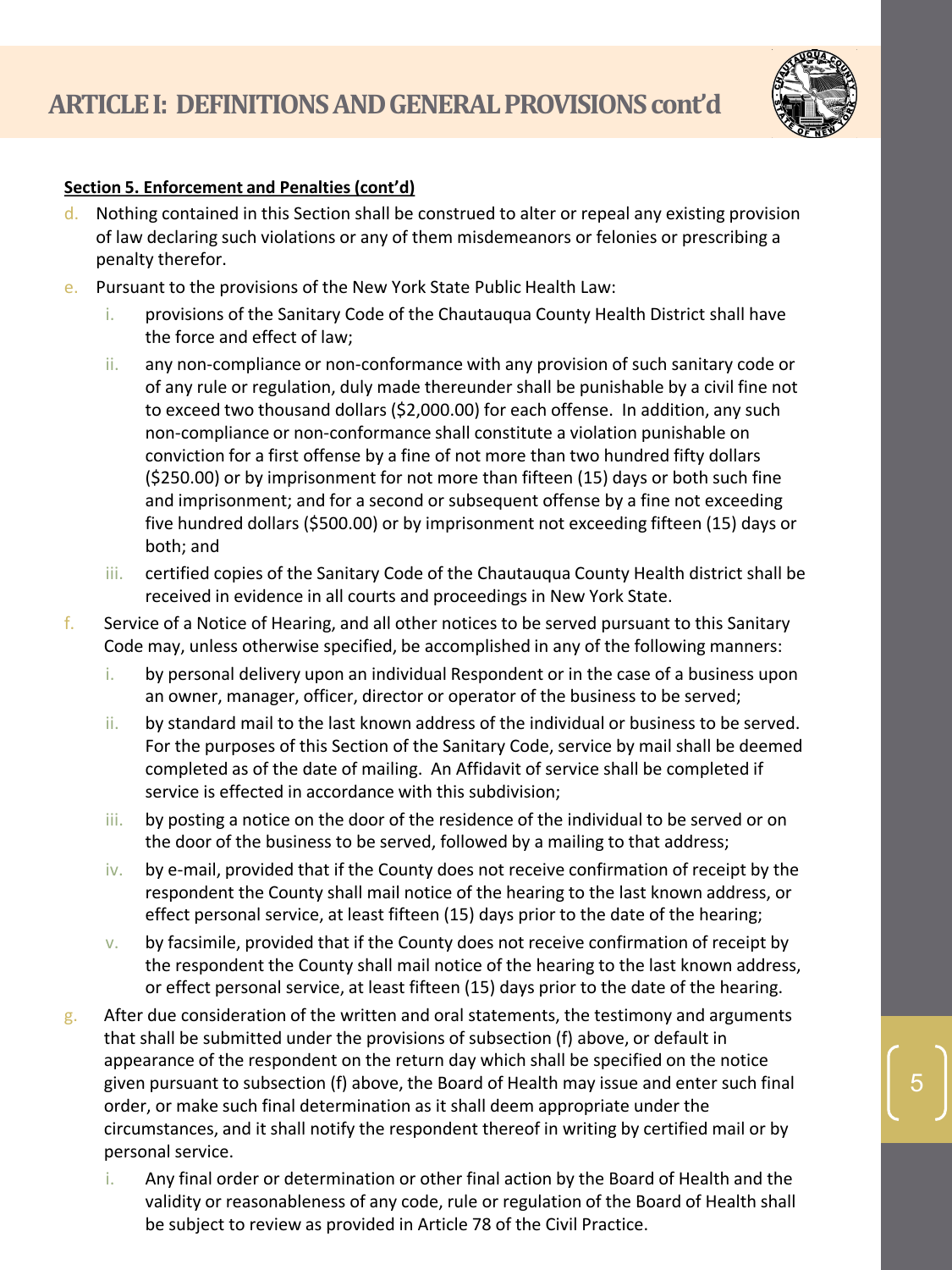## ARTICLE I: DEFINITIONS AND GENERAL PROVISIONS cont'd

**Section 5. Enforcement and Penalties (cont'd)**

d. Nothing contained in this Section shall be construed to alter or repeal any existing provision of law declaring such violations or any of them misdemeanors or felonies or prescribing a penalty therefor.

e. Pursuant to the provisions of the New York State Public Health Law:

   i. provisions of the Sanitary Code of the Chautauqua County Health District shall have the force and effect of law;

   ii. any non-compliance or non-conformance with any provision of such sanitary code or of any rule or regulation, duly made thereunder shall be punishable by a civil fine not to exceed two thousand dollars ($2,000.00) for each offense. In addition, any such non-compliance or non-conformance shall constitute a violation punishable on conviction for a first offense by a fine of not more than two hundred fifty dollars ($250.00) or by imprisonment for not more than fifteen (15) days or both such fine and imprisonment; and for a second or subsequent offense by a fine not exceeding five hundred dollars ($500.00) or by imprisonment not exceeding fifteen (15) days or both; and

   iii. certified copies of the Sanitary Code of the Chautauqua County Health district shall be received in evidence in all courts and proceedings in New York State.

f. Service of a Notice of Hearing, and all other notices to be served pursuant to this Sanitary Code may, unless otherwise specified, be accomplished in any of the following manners:

   i. by personal delivery upon an individual Respondent or in the case of a business upon an owner, manager, officer, director or operator of the business to be served;

   ii. by standard mail to the last known address of the individual or business to be served. For the purposes of this Section of the Sanitary Code, service by mail shall be deemed completed as of the date of mailing. An Affidavit of service shall be completed if service is effected in accordance with this subdivision;

   iii. by posting a notice on the door of the residence of the individual to be served or on the door of the business to be served, followed by a mailing to that address;

   iv. by e-mail, provided that if the County does not receive confirmation of receipt by the respondent the County shall mail notice of the hearing to the last known address, or effect personal service, at least fifteen (15) days prior to the date of the hearing;

   v. by facsimile, provided that if the County does not receive confirmation of receipt by the respondent the County shall mail notice of the hearing to the last known address, or effect personal service, at least fifteen (15) days prior to the date of the hearing.

g. After due consideration of the written and oral statements, the testimony and arguments that shall be submitted under the provisions of subsection (f) above, or default in appearance of the respondent on the return day which shall be specified on the notice given pursuant to subsection (f) above, the Board of Health may issue and enter such final order, or make such final determination as it shall deem appropriate under the circumstances, and it shall notify the respondent thereof in writing by certified mail or by personal service.

   i. Any final order or determination or other final action by the Board of Health and the validity or reasonableness of any code, rule or regulation of the Board of Health shall be subject to review as provided in Article 78 of the Civil Practice.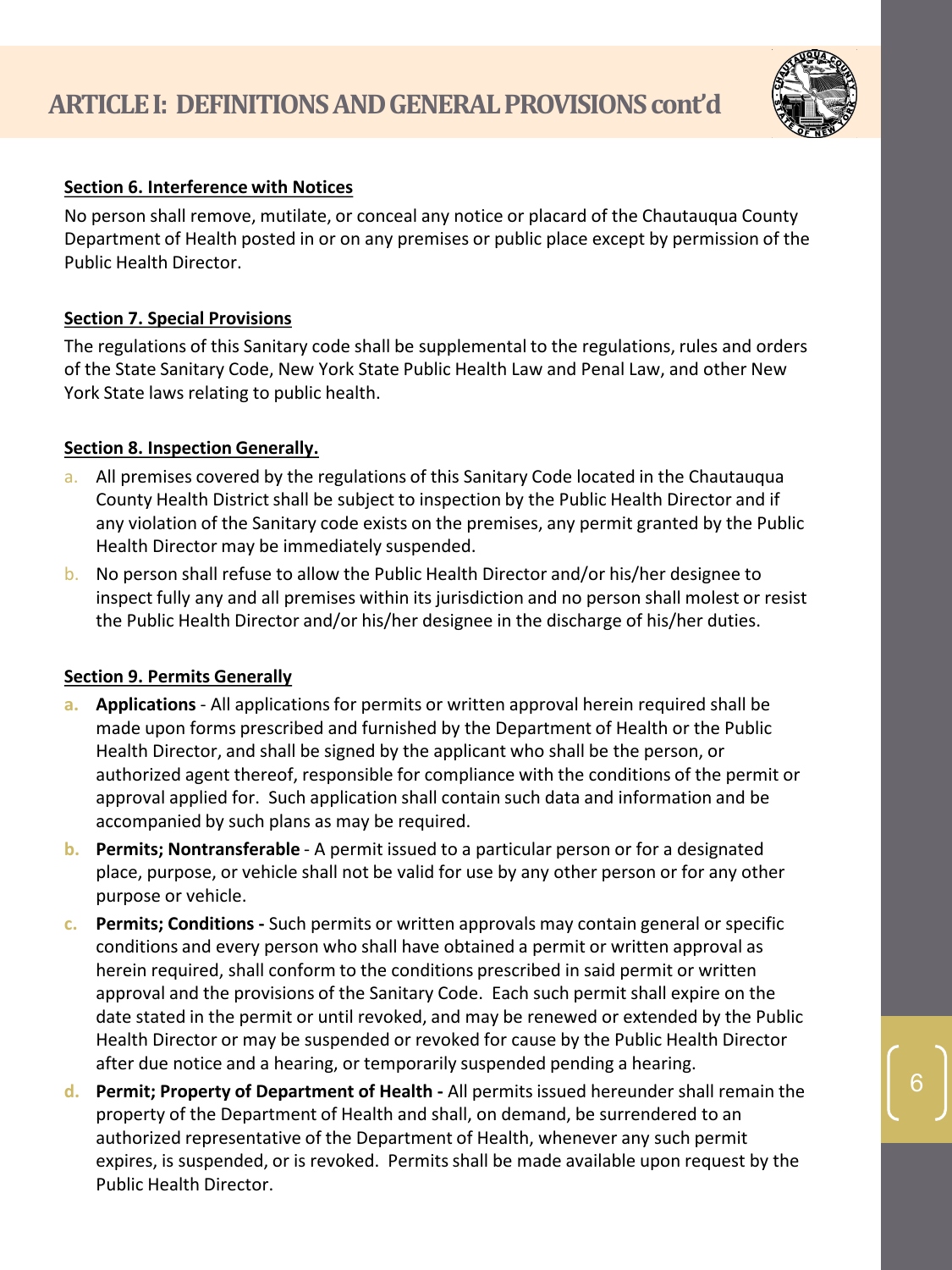## ARTICLE I: DEFINITIONS AND GENERAL PROVISIONS cont'd

### Section 6. Interference with Notices

No person shall remove, mutilate, or conceal any notice or placard of the Chautauqua County Department of Health posted in or on any premises or public place except by permission of the Public Health Director.

### Section 7. Special Provisions

The regulations of this Sanitary code shall be supplemental to the regulations, rules and orders of the State Sanitary Code, New York State Public Health Law and Penal Law, and other New York State laws relating to public health.

### Section 8. Inspection Generally.

a. All premises covered by the regulations of this Sanitary Code located in the Chautauqua County Health District shall be subject to inspection by the Public Health Director and if any violation of the Sanitary code exists on the premises, any permit granted by the Public Health Director may be immediately suspended.

b. No person shall refuse to allow the Public Health Director and/or his/her designee to inspect fully any and all premises within its jurisdiction and no person shall molest or resist the Public Health Director and/or his/her designee in the discharge of his/her duties.

### Section 9. Permits Generally

a. **Applications** - All applications for permits or written approval herein required shall be made upon forms prescribed and furnished by the Department of Health or the Public Health Director, and shall be signed by the applicant who shall be the person, or authorized agent thereof, responsible for compliance with the conditions of the permit or approval applied for. Such application shall contain such data and information and be accompanied by such plans as may be required.

b. **Permits; Nontransferable** - A permit issued to a particular person or for a designated place, purpose, or vehicle shall not be valid for use by any other person or for any other purpose or vehicle.

c. **Permits; Conditions -** Such permits or written approvals may contain general or specific conditions and every person who shall have obtained a permit or written approval as herein required, shall conform to the conditions prescribed in said permit or written approval and the provisions of the Sanitary Code. Each such permit shall expire on the date stated in the permit or until revoked, and may be renewed or extended by the Public Health Director or may be suspended or revoked for cause by the Public Health Director after due notice and a hearing, or temporarily suspended pending a hearing.

d. **Permit; Property of Department of Health -** All permits issued hereunder shall remain the property of the Department of Health and shall, on demand, be surrendered to an authorized representative of the Department of Health, whenever any such permit expires, is suspended, or is revoked. Permits shall be made available upon request by the Public Health Director.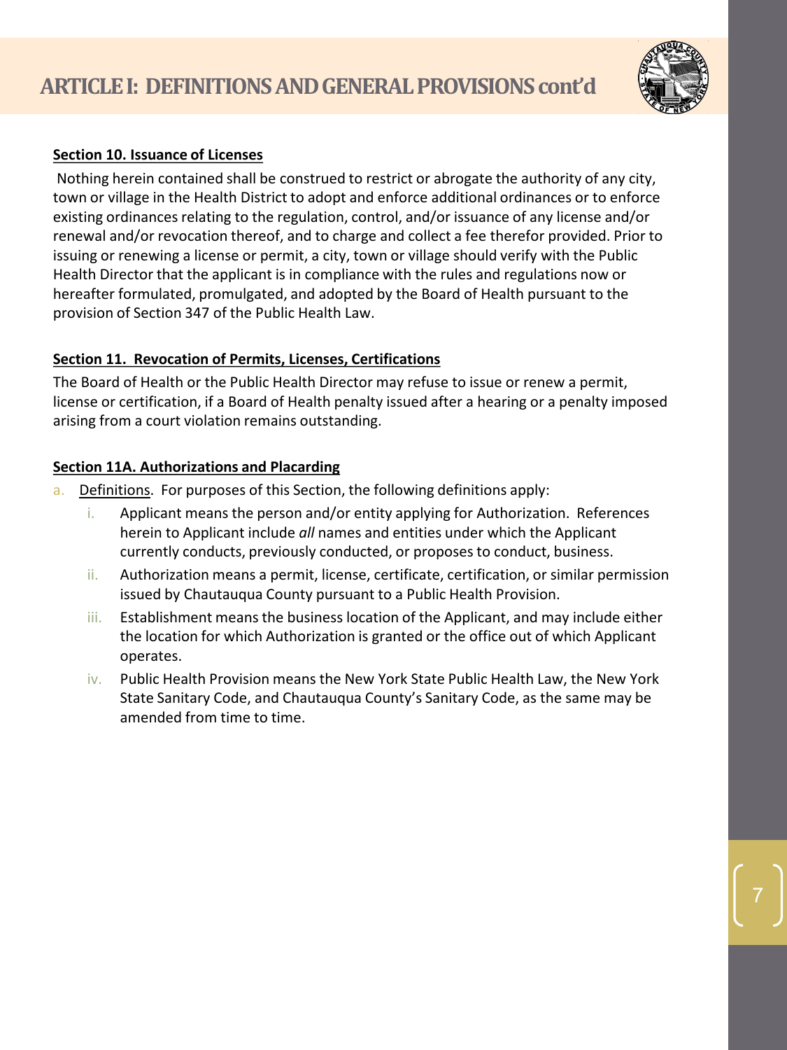## ARTICLE I: DEFINITIONS AND GENERAL PROVISIONS cont'd

**Section 10. Issuance of Licenses**

Nothing herein contained shall be construed to restrict or abrogate the authority of any city, town or village in the Health District to adopt and enforce additional ordinances or to enforce existing ordinances relating to the regulation, control, and/or issuance of any license and/or renewal and/or revocation thereof, and to charge and collect a fee therefor provided. Prior to issuing or renewing a license or permit, a city, town or village should verify with the Public Health Director that the applicant is in compliance with the rules and regulations now or hereafter formulated, promulgated, and adopted by the Board of Health pursuant to the provision of Section 347 of the Public Health Law.

**Section 11. Revocation of Permits, Licenses, Certifications**

The Board of Health or the Public Health Director may refuse to issue or renew a permit, license or certification, if a Board of Health penalty issued after a hearing or a penalty imposed arising from a court violation remains outstanding.

**Section 11A. Authorizations and Placarding**

a. Definitions. For purposes of this Section, the following definitions apply:
   i. Applicant means the person and/or entity applying for Authorization. References herein to Applicant include *all* names and entities under which the Applicant currently conducts, previously conducted, or proposes to conduct, business.
   ii. Authorization means a permit, license, certificate, certification, or similar permission issued by Chautauqua County pursuant to a Public Health Provision.
   iii. Establishment means the business location of the Applicant, and may include either the location for which Authorization is granted or the office out of which Applicant operates.
   iv. Public Health Provision means the New York State Public Health Law, the New York State Sanitary Code, and Chautauqua County's Sanitary Code, as the same may be amended from time to time.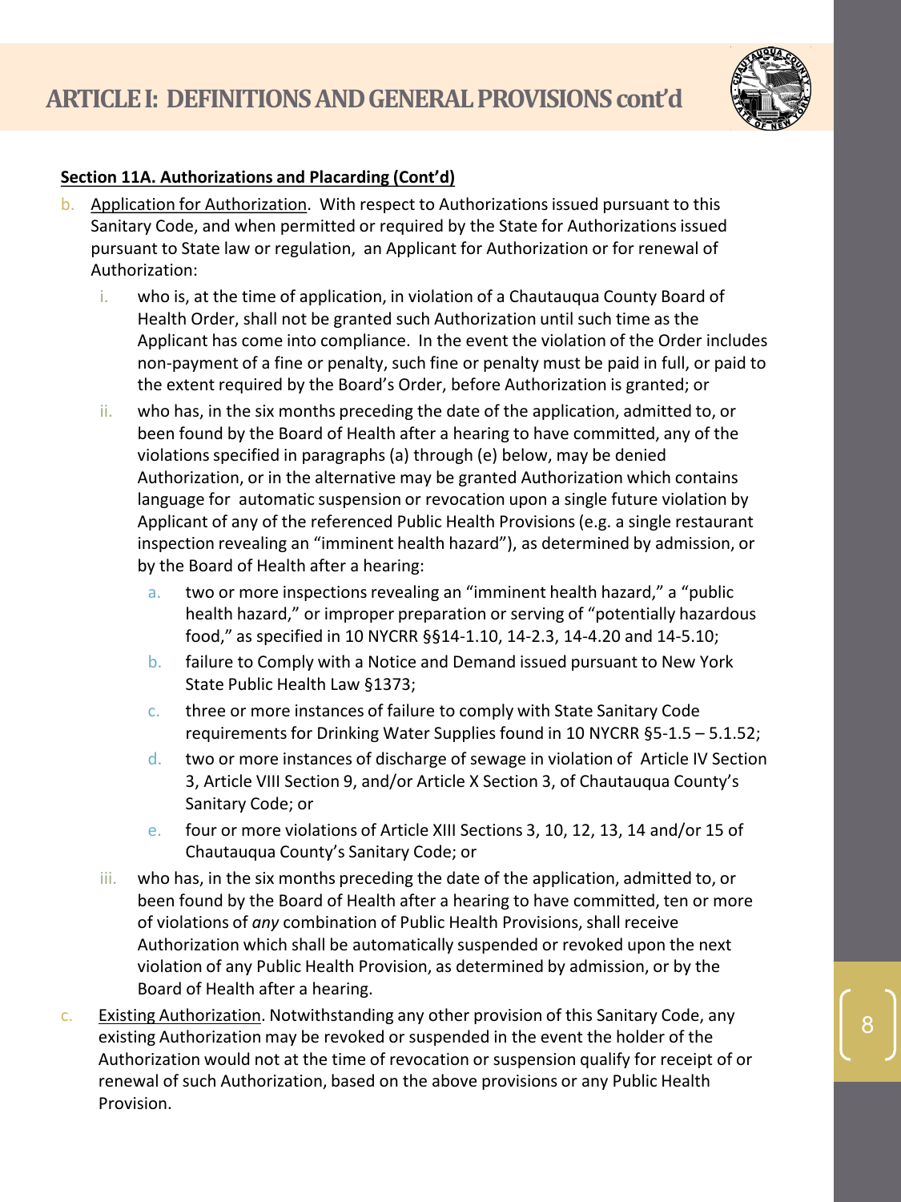# ARTICLE I: DEFINITIONS AND GENERAL PROVISIONS cont'd

**Section 11A. Authorizations and Placarding (Cont'd)**

b. Application for Authorization. With respect to Authorizations issued pursuant to this Sanitary Code, and when permitted or required by the State for Authorizations issued pursuant to State law or regulation, an Applicant for Authorization or for renewal of Authorization:

   i. who is, at the time of application, in violation of a Chautauqua County Board of Health Order, shall not be granted such Authorization until such time as the Applicant has come into compliance. In the event the violation of the Order includes non-payment of a fine or penalty, such fine or penalty must be paid in full, or paid to the extent required by the Board's Order, before Authorization is granted; or

   ii. who has, in the six months preceding the date of the application, admitted to, or been found by the Board of Health after a hearing to have committed, any of the violations specified in paragraphs (a) through (e) below, may be denied Authorization, or in the alternative may be granted Authorization which contains language for automatic suspension or revocation upon a single future violation by Applicant of any of the referenced Public Health Provisions (e.g. a single restaurant inspection revealing an "imminent health hazard"), as determined by admission, or by the Board of Health after a hearing:

      a. two or more inspections revealing an "imminent health hazard," a "public health hazard," or improper preparation or serving of "potentially hazardous food," as specified in 10 NYCRR §§14-1.10, 14-2.3, 14-4.20 and 14-5.10;

      b. failure to Comply with a Notice and Demand issued pursuant to New York State Public Health Law §1373;

      c. three or more instances of failure to comply with State Sanitary Code requirements for Drinking Water Supplies found in 10 NYCRR §5-1.5 – 5.1.52;

      d. two or more instances of discharge of sewage in violation of Article IV Section 3, Article VIII Section 9, and/or Article X Section 3, of Chautauqua County's Sanitary Code; or

      e. four or more violations of Article XIII Sections 3, 10, 12, 13, 14 and/or 15 of Chautauqua County's Sanitary Code; or

   iii. who has, in the six months preceding the date of the application, admitted to, or been found by the Board of Health after a hearing to have committed, ten or more of violations of *any* combination of Public Health Provisions, shall receive Authorization which shall be automatically suspended or revoked upon the next violation of any Public Health Provision, as determined by admission, or by the Board of Health after a hearing.

c. Existing Authorization. Notwithstanding any other provision of this Sanitary Code, any existing Authorization may be revoked or suspended in the event the holder of the Authorization would not at the time of revocation or suspension qualify for receipt of or renewal of such Authorization, based on the above provisions or any Public Health Provision.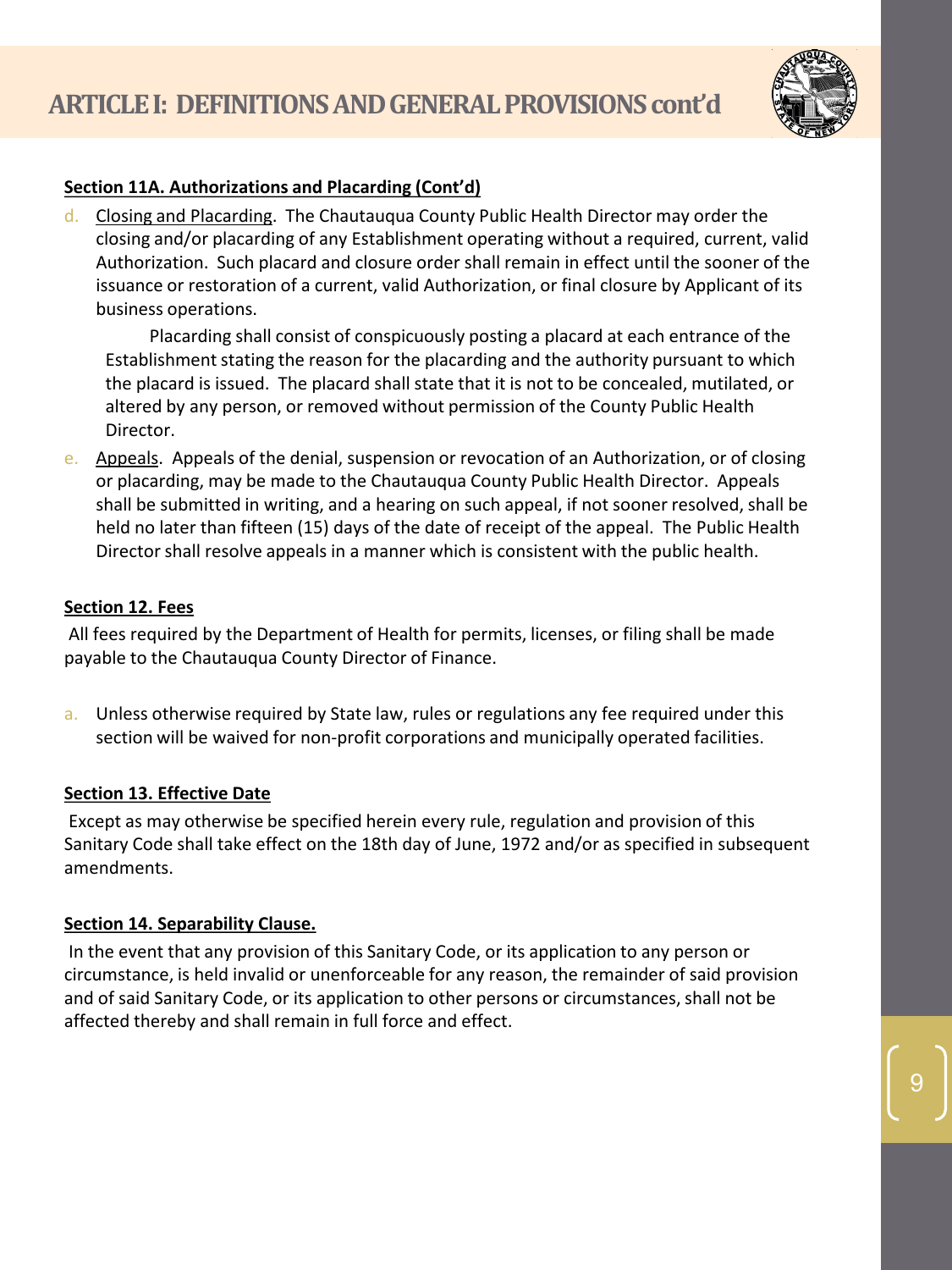## ARTICLE I: DEFINITIONS AND GENERAL PROVISIONS cont'd

**Section 11A. Authorizations and Placarding (Cont'd)**

d. Closing and Placarding. The Chautauqua County Public Health Director may order the closing and/or placarding of any Establishment operating without a required, current, valid Authorization. Such placard and closure order shall remain in effect until the sooner of the issuance or restoration of a current, valid Authorization, or final closure by Applicant of its business operations.

Placarding shall consist of conspicuously posting a placard at each entrance of the Establishment stating the reason for the placarding and the authority pursuant to which the placard is issued. The placard shall state that it is not to be concealed, mutilated, or altered by any person, or removed without permission of the County Public Health Director.

e. Appeals. Appeals of the denial, suspension or revocation of an Authorization, or of closing or placarding, may be made to the Chautauqua County Public Health Director. Appeals shall be submitted in writing, and a hearing on such appeal, if not sooner resolved, shall be held no later than fifteen (15) days of the date of receipt of the appeal. The Public Health Director shall resolve appeals in a manner which is consistent with the public health.

**Section 12. Fees**

All fees required by the Department of Health for permits, licenses, or filing shall be made payable to the Chautauqua County Director of Finance.

a. Unless otherwise required by State law, rules or regulations any fee required under this section will be waived for non-profit corporations and municipally operated facilities.

**Section 13. Effective Date**

Except as may otherwise be specified herein every rule, regulation and provision of this Sanitary Code shall take effect on the 18th day of June, 1972 and/or as specified in subsequent amendments.

**Section 14. Separability Clause.**

In the event that any provision of this Sanitary Code, or its application to any person or circumstance, is held invalid or unenforceable for any reason, the remainder of said provision and of said Sanitary Code, or its application to other persons or circumstances, shall not be affected thereby and shall remain in full force and effect.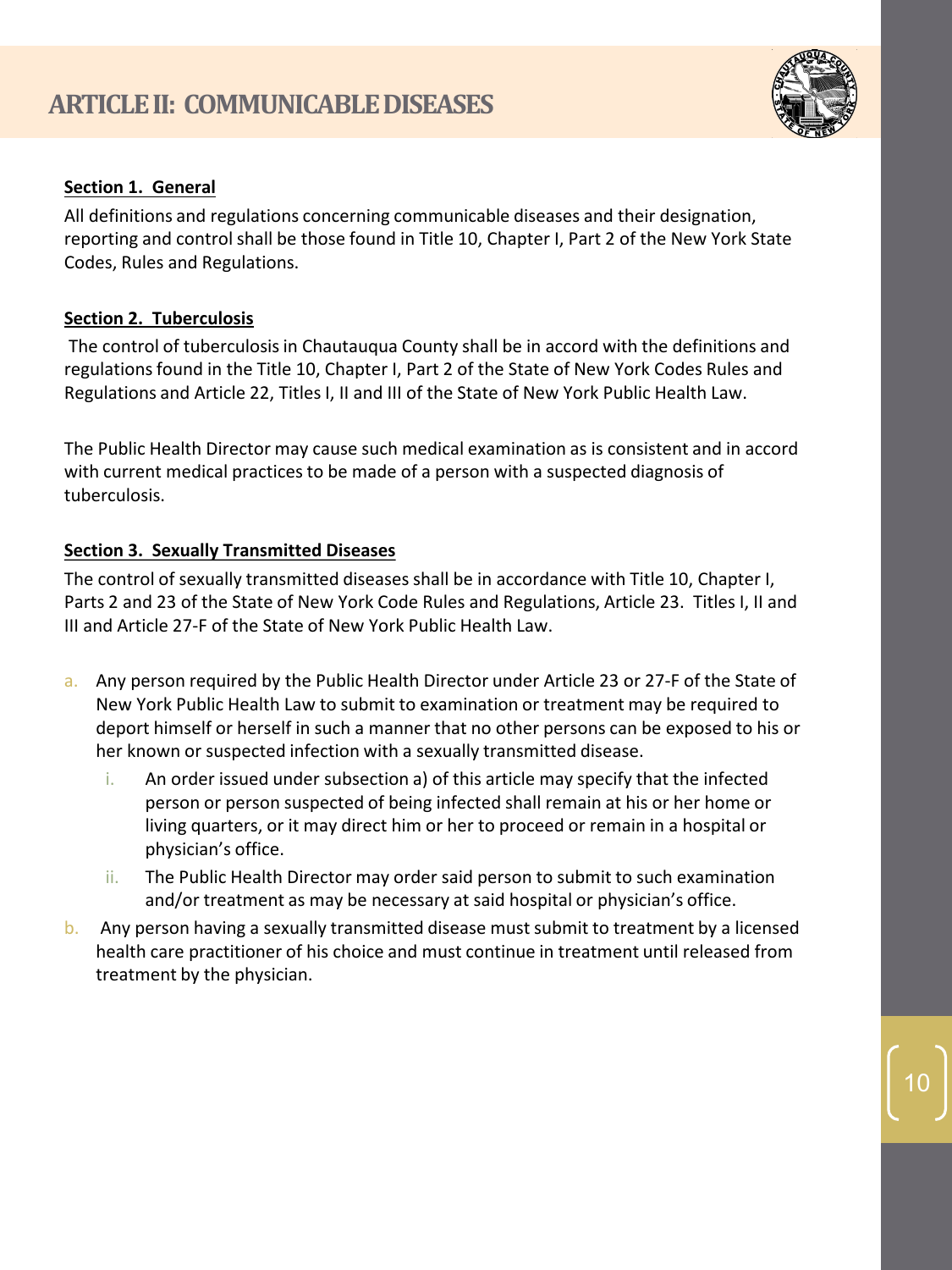# ARTICLE II: COMMUNICABLE DISEASES

**Section 1. General**

All definitions and regulations concerning communicable diseases and their designation, reporting and control shall be those found in Title 10, Chapter I, Part 2 of the New York State Codes, Rules and Regulations.

**Section 2. Tuberculosis**

The control of tuberculosis in Chautauqua County shall be in accord with the definitions and regulations found in the Title 10, Chapter I, Part 2 of the State of New York Codes Rules and Regulations and Article 22, Titles I, II and III of the State of New York Public Health Law.

The Public Health Director may cause such medical examination as is consistent and in accord with current medical practices to be made of a person with a suspected diagnosis of tuberculosis.

**Section 3. Sexually Transmitted Diseases**

The control of sexually transmitted diseases shall be in accordance with Title 10, Chapter I, Parts 2 and 23 of the State of New York Code Rules and Regulations, Article 23. Titles I, II and III and Article 27-F of the State of New York Public Health Law.

a. Any person required by the Public Health Director under Article 23 or 27-F of the State of New York Public Health Law to submit to examination or treatment may be required to deport himself or herself in such a manner that no other persons can be exposed to his or her known or suspected infection with a sexually transmitted disease.
   i. An order issued under subsection a) of this article may specify that the infected person or person suspected of being infected shall remain at his or her home or living quarters, or it may direct him or her to proceed or remain in a hospital or physician's office.
   ii. The Public Health Director may order said person to submit to such examination and/or treatment as may be necessary at said hospital or physician's office.

b. Any person having a sexually transmitted disease must submit to treatment by a licensed health care practitioner of his choice and must continue in treatment until released from treatment by the physician.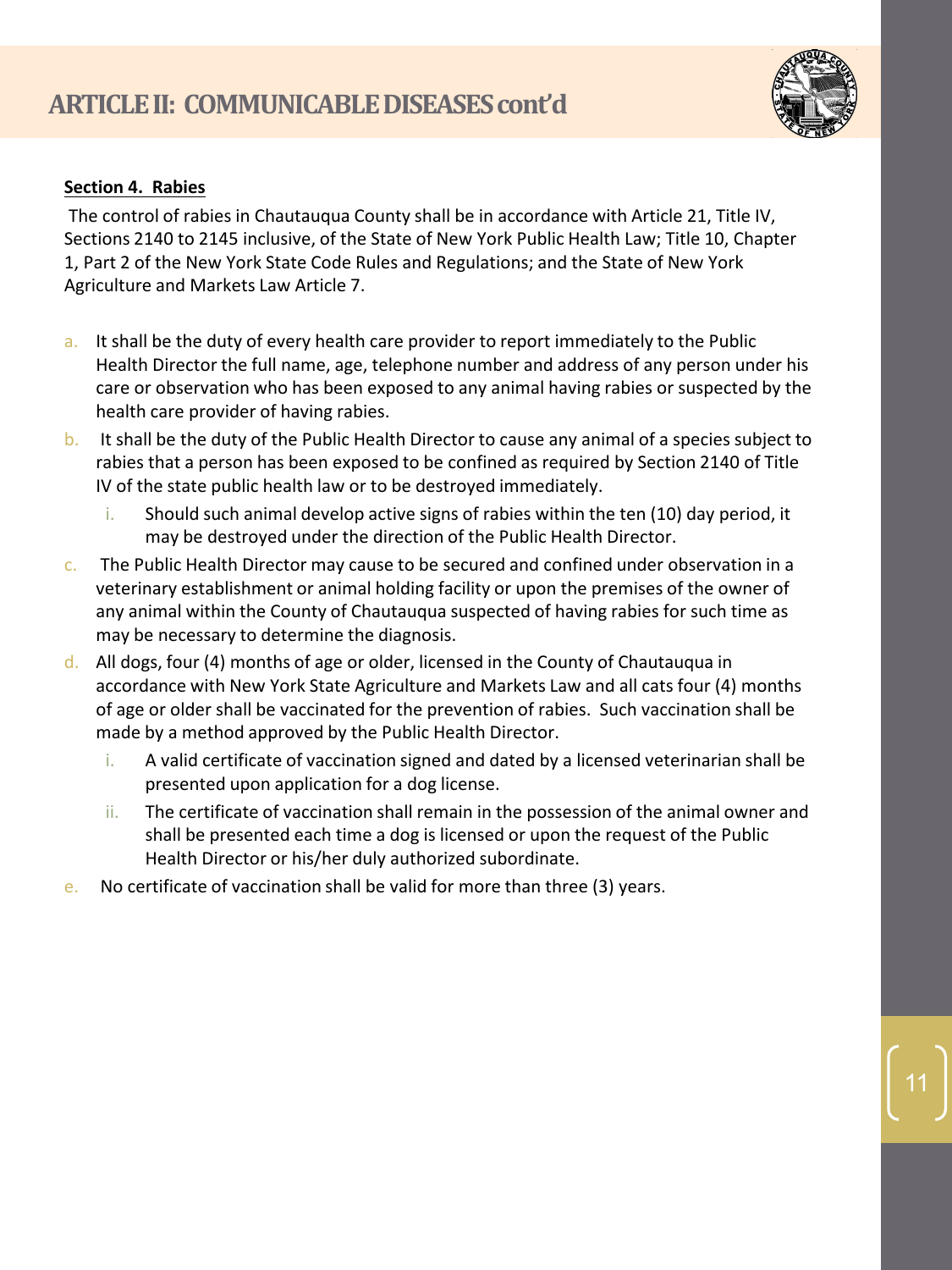## ARTICLE II: COMMUNICABLE DISEASES cont'd

**Section 4. Rabies**

The control of rabies in Chautauqua County shall be in accordance with Article 21, Title IV, Sections 2140 to 2145 inclusive, of the State of New York Public Health Law; Title 10, Chapter 1, Part 2 of the New York State Code Rules and Regulations; and the State of New York Agriculture and Markets Law Article 7.

a. It shall be the duty of every health care provider to report immediately to the Public Health Director the full name, age, telephone number and address of any person under his care or observation who has been exposed to any animal having rabies or suspected by the health care provider of having rabies.

b. It shall be the duty of the Public Health Director to cause any animal of a species subject to rabies that a person has been exposed to be confined as required by Section 2140 of Title IV of the state public health law or to be destroyed immediately.
   i. Should such animal develop active signs of rabies within the ten (10) day period, it may be destroyed under the direction of the Public Health Director.

c. The Public Health Director may cause to be secured and confined under observation in a veterinary establishment or animal holding facility or upon the premises of the owner of any animal within the County of Chautauqua suspected of having rabies for such time as may be necessary to determine the diagnosis.

d. All dogs, four (4) months of age or older, licensed in the County of Chautauqua in accordance with New York State Agriculture and Markets Law and all cats four (4) months of age or older shall be vaccinated for the prevention of rabies. Such vaccination shall be made by a method approved by the Public Health Director.
   i. A valid certificate of vaccination signed and dated by a licensed veterinarian shall be presented upon application for a dog license.
   ii. The certificate of vaccination shall remain in the possession of the animal owner and shall be presented each time a dog is licensed or upon the request of the Public Health Director or his/her duly authorized subordinate.

e. No certificate of vaccination shall be valid for more than three (3) years.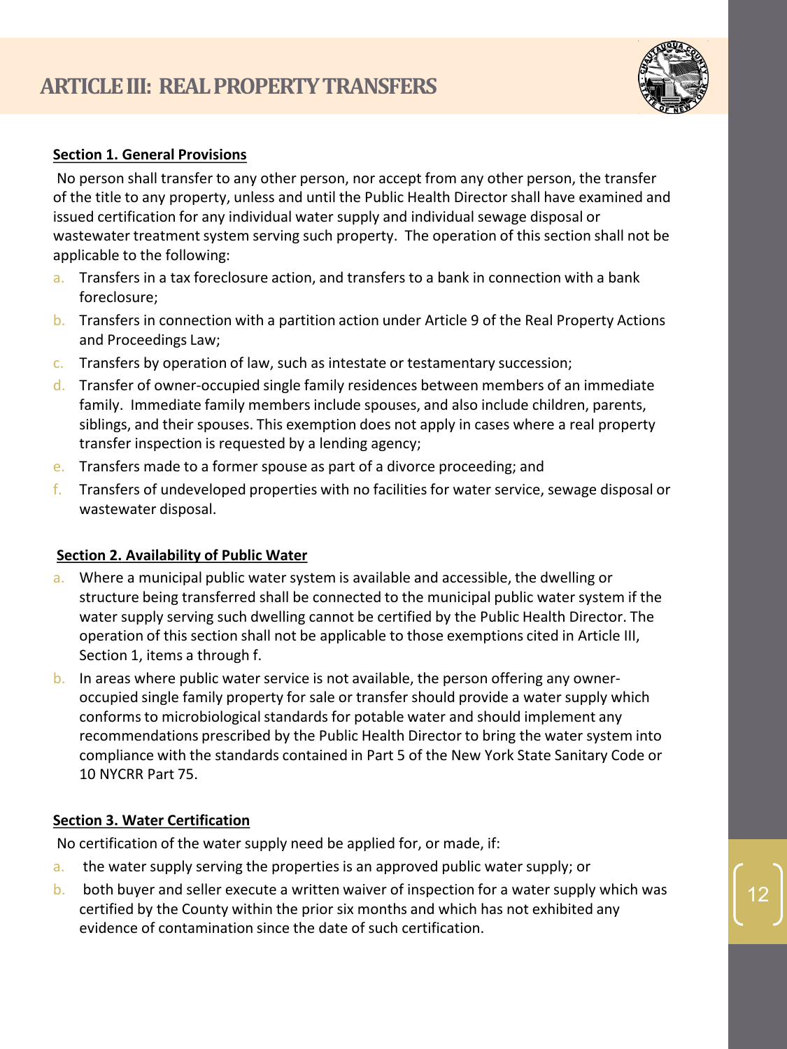# ARTICLE III: REAL PROPERTY TRANSFERS

**Section 1. General Provisions**

No person shall transfer to any other person, nor accept from any other person, the transfer of the title to any property, unless and until the Public Health Director shall have examined and issued certification for any individual water supply and individual sewage disposal or wastewater treatment system serving such property. The operation of this section shall not be applicable to the following:

a. Transfers in a tax foreclosure action, and transfers to a bank in connection with a bank foreclosure;
b. Transfers in connection with a partition action under Article 9 of the Real Property Actions and Proceedings Law;
c. Transfers by operation of law, such as intestate or testamentary succession;
d. Transfer of owner-occupied single family residences between members of an immediate family. Immediate family members include spouses, and also include children, parents, siblings, and their spouses. This exemption does not apply in cases where a real property transfer inspection is requested by a lending agency;
e. Transfers made to a former spouse as part of a divorce proceeding; and
f. Transfers of undeveloped properties with no facilities for water service, sewage disposal or wastewater disposal.

**Section 2. Availability of Public Water**

a. Where a municipal public water system is available and accessible, the dwelling or structure being transferred shall be connected to the municipal public water system if the water supply serving such dwelling cannot be certified by the Public Health Director. The operation of this section shall not be applicable to those exemptions cited in Article III, Section 1, items a through f.
b. In areas where public water service is not available, the person offering any owner-occupied single family property for sale or transfer should provide a water supply which conforms to microbiological standards for potable water and should implement any recommendations prescribed by the Public Health Director to bring the water system into compliance with the standards contained in Part 5 of the New York State Sanitary Code or 10 NYCRR Part 75.

**Section 3. Water Certification**

No certification of the water supply need be applied for, or made, if:

a. the water supply serving the properties is an approved public water supply; or
b. both buyer and seller execute a written waiver of inspection for a water supply which was certified by the County within the prior six months and which has not exhibited any evidence of contamination since the date of such certification.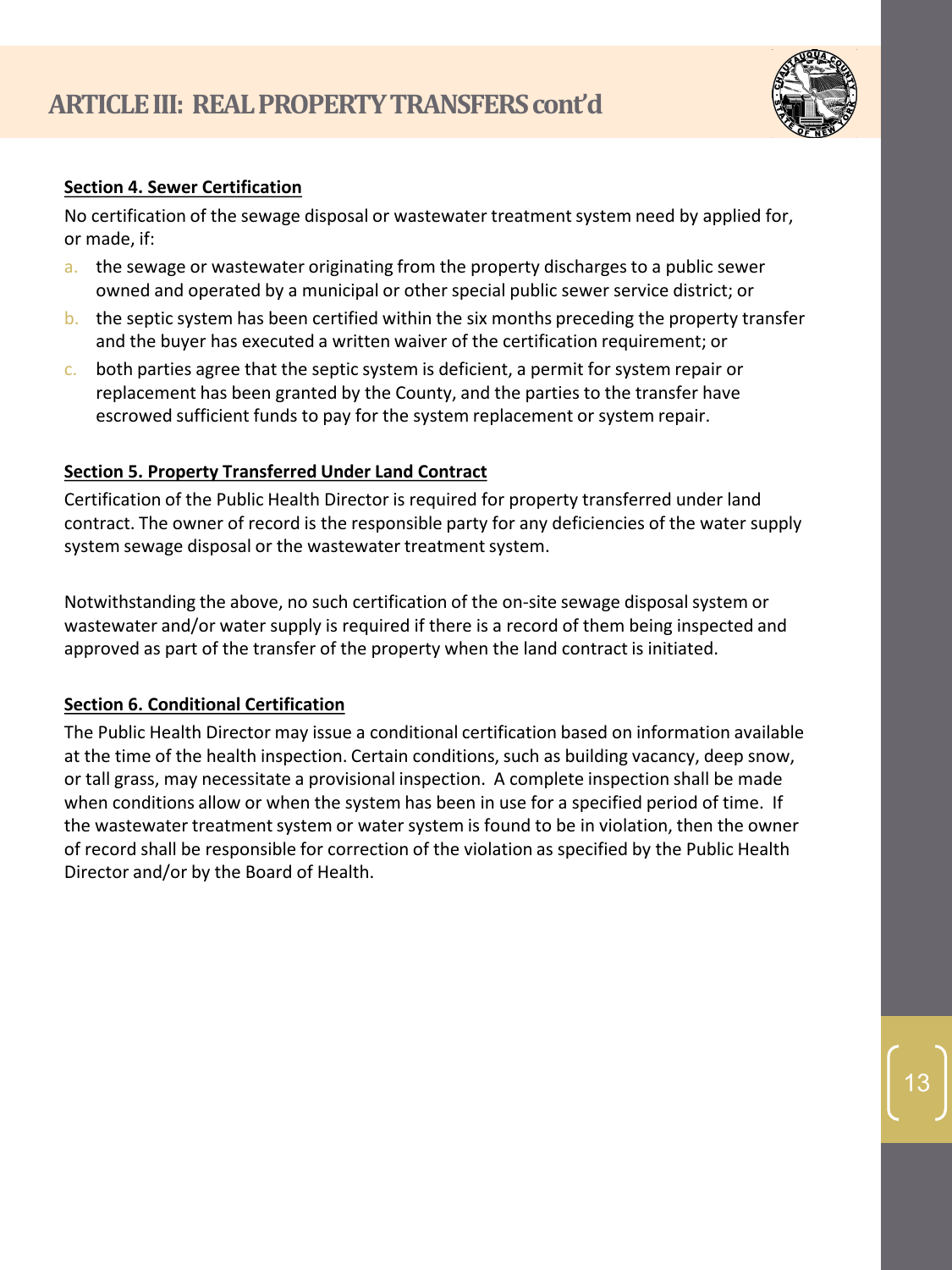# ARTICLE III: REAL PROPERTY TRANSFERS cont'd

**Section 4. Sewer Certification**

No certification of the sewage disposal or wastewater treatment system need by applied for, or made, if:

a. the sewage or wastewater originating from the property discharges to a public sewer owned and operated by a municipal or other special public sewer service district; or
b. the septic system has been certified within the six months preceding the property transfer and the buyer has executed a written waiver of the certification requirement; or
c. both parties agree that the septic system is deficient, a permit for system repair or replacement has been granted by the County, and the parties to the transfer have escrowed sufficient funds to pay for the system replacement or system repair.

**Section 5. Property Transferred Under Land Contract**

Certification of the Public Health Director is required for property transferred under land contract. The owner of record is the responsible party for any deficiencies of the water supply system sewage disposal or the wastewater treatment system.

Notwithstanding the above, no such certification of the on-site sewage disposal system or wastewater and/or water supply is required if there is a record of them being inspected and approved as part of the transfer of the property when the land contract is initiated.

**Section 6. Conditional Certification**

The Public Health Director may issue a conditional certification based on information available at the time of the health inspection. Certain conditions, such as building vacancy, deep snow, or tall grass, may necessitate a provisional inspection. A complete inspection shall be made when conditions allow or when the system has been in use for a specified period of time. If the wastewater treatment system or water system is found to be in violation, then the owner of record shall be responsible for correction of the violation as specified by the Public Health Director and/or by the Board of Health.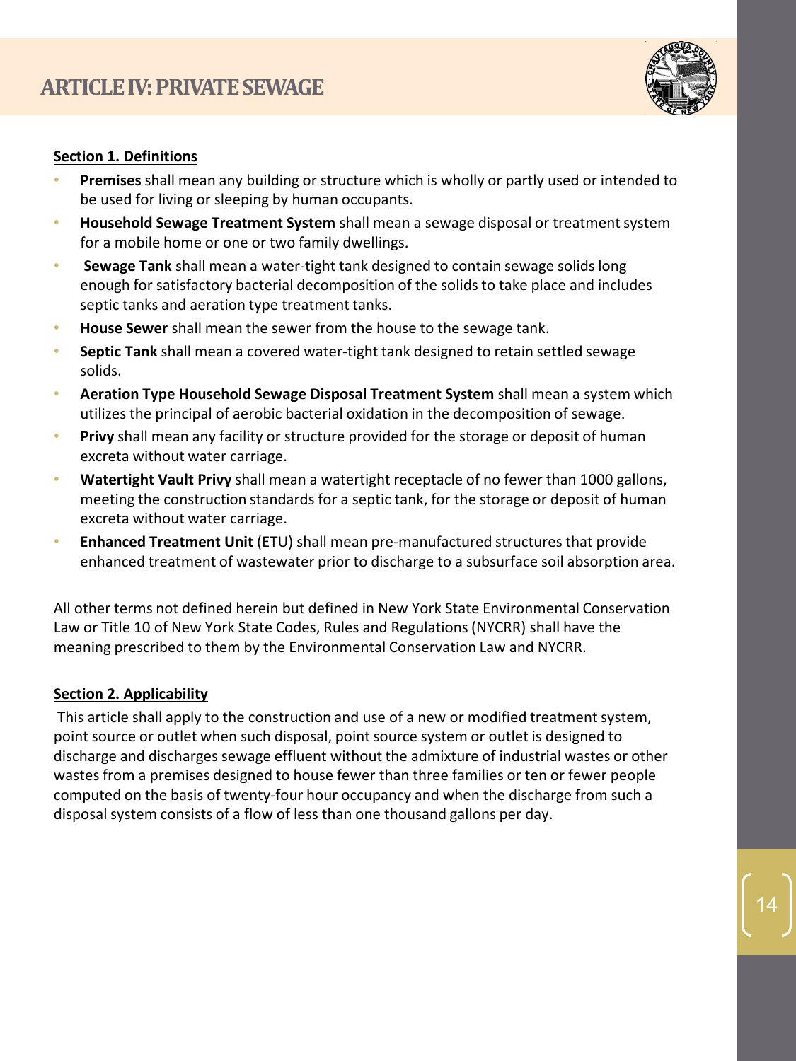# ARTICLE IV: PRIVATE SEWAGE

**Section 1. Definitions**

- **Premises** shall mean any building or structure which is wholly or partly used or intended to be used for living or sleeping by human occupants.
- **Household Sewage Treatment System** shall mean a sewage disposal or treatment system for a mobile home or one or two family dwellings.
- **Sewage Tank** shall mean a water-tight tank designed to contain sewage solids long enough for satisfactory bacterial decomposition of the solids to take place and includes septic tanks and aeration type treatment tanks.
- **House Sewer** shall mean the sewer from the house to the sewage tank.
- **Septic Tank** shall mean a covered water-tight tank designed to retain settled sewage solids.
- **Aeration Type Household Sewage Disposal Treatment System** shall mean a system which utilizes the principal of aerobic bacterial oxidation in the decomposition of sewage.
- **Privy** shall mean any facility or structure provided for the storage or deposit of human excreta without water carriage.
- **Watertight Vault Privy** shall mean a watertight receptacle of no fewer than 1000 gallons, meeting the construction standards for a septic tank, for the storage or deposit of human excreta without water carriage.
- **Enhanced Treatment Unit** (ETU) shall mean pre-manufactured structures that provide enhanced treatment of wastewater prior to discharge to a subsurface soil absorption area.

All other terms not defined herein but defined in New York State Environmental Conservation Law or Title 10 of New York State Codes, Rules and Regulations (NYCRR) shall have the meaning prescribed to them by the Environmental Conservation Law and NYCRR.

**Section 2. Applicability**

This article shall apply to the construction and use of a new or modified treatment system, point source or outlet when such disposal, point source system or outlet is designed to discharge and discharges sewage effluent without the admixture of industrial wastes or other wastes from a premises designed to house fewer than three families or ten or fewer people computed on the basis of twenty-four hour occupancy and when the discharge from such a disposal system consists of a flow of less than one thousand gallons per day.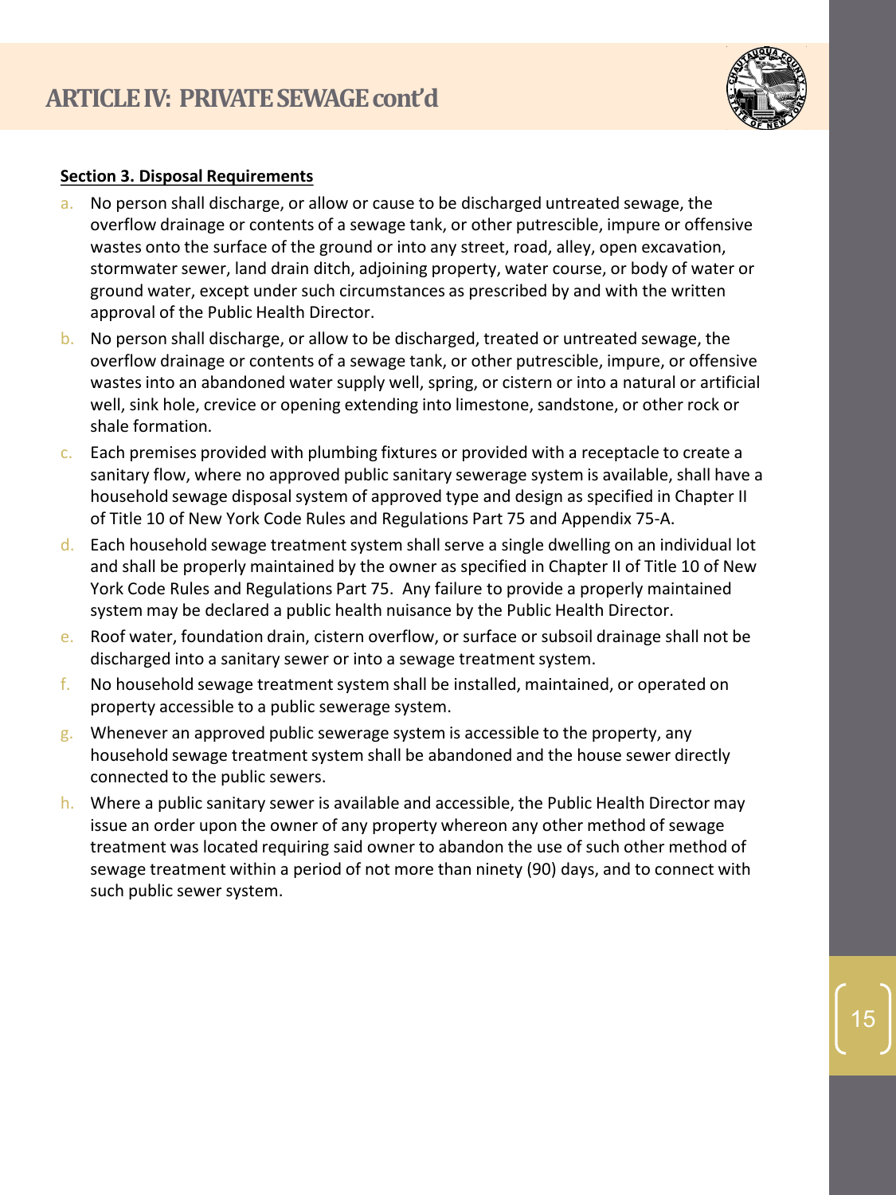## ARTICLE IV: PRIVATE SEWAGE cont'd

**Section 3. Disposal Requirements**

a. No person shall discharge, or allow or cause to be discharged untreated sewage, the overflow drainage or contents of a sewage tank, or other putrescible, impure or offensive wastes onto the surface of the ground or into any street, road, alley, open excavation, stormwater sewer, land drain ditch, adjoining property, water course, or body of water or ground water, except under such circumstances as prescribed by and with the written approval of the Public Health Director.

b. No person shall discharge, or allow to be discharged, treated or untreated sewage, the overflow drainage or contents of a sewage tank, or other putrescible, impure, or offensive wastes into an abandoned water supply well, spring, or cistern or into a natural or artificial well, sink hole, crevice or opening extending into limestone, sandstone, or other rock or shale formation.

c. Each premises provided with plumbing fixtures or provided with a receptacle to create a sanitary flow, where no approved public sanitary sewerage system is available, shall have a household sewage disposal system of approved type and design as specified in Chapter II of Title 10 of New York Code Rules and Regulations Part 75 and Appendix 75-A.

d. Each household sewage treatment system shall serve a single dwelling on an individual lot and shall be properly maintained by the owner as specified in Chapter II of Title 10 of New York Code Rules and Regulations Part 75. Any failure to provide a properly maintained system may be declared a public health nuisance by the Public Health Director.

e. Roof water, foundation drain, cistern overflow, or surface or subsoil drainage shall not be discharged into a sanitary sewer or into a sewage treatment system.

f. No household sewage treatment system shall be installed, maintained, or operated on property accessible to a public sewerage system.

g. Whenever an approved public sewerage system is accessible to the property, any household sewage treatment system shall be abandoned and the house sewer directly connected to the public sewers.

h. Where a public sanitary sewer is available and accessible, the Public Health Director may issue an order upon the owner of any property whereon any other method of sewage treatment was located requiring said owner to abandon the use of such other method of sewage treatment within a period of not more than ninety (90) days, and to connect with such public sewer system.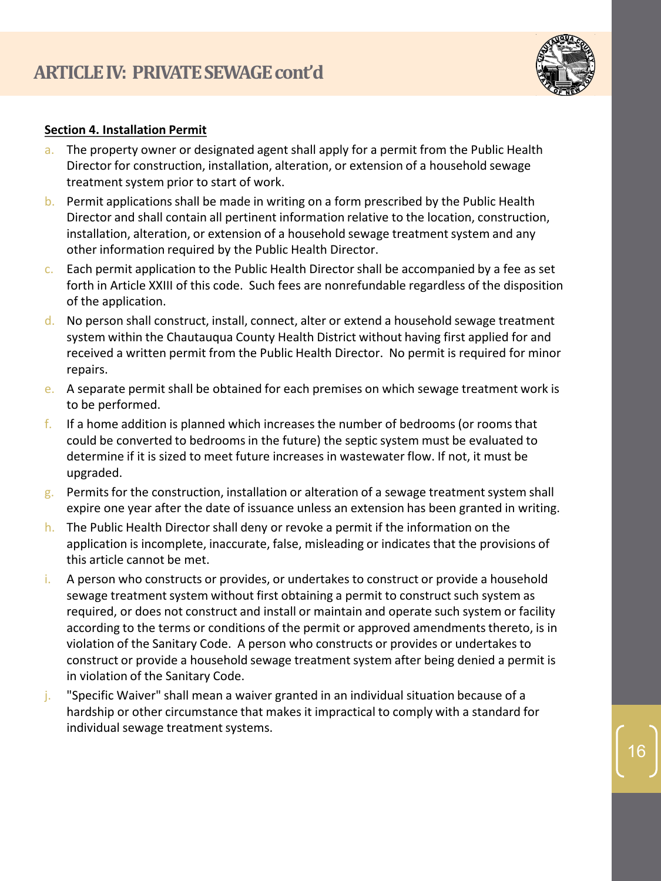# ARTICLE IV: PRIVATE SEWAGE cont'd

**Section 4. Installation Permit**

a. The property owner or designated agent shall apply for a permit from the Public Health Director for construction, installation, alteration, or extension of a household sewage treatment system prior to start of work.

b. Permit applications shall be made in writing on a form prescribed by the Public Health Director and shall contain all pertinent information relative to the location, construction, installation, alteration, or extension of a household sewage treatment system and any other information required by the Public Health Director.

c. Each permit application to the Public Health Director shall be accompanied by a fee as set forth in Article XXIII of this code. Such fees are nonrefundable regardless of the disposition of the application.

d. No person shall construct, install, connect, alter or extend a household sewage treatment system within the Chautauqua County Health District without having first applied for and received a written permit from the Public Health Director. No permit is required for minor repairs.

e. A separate permit shall be obtained for each premises on which sewage treatment work is to be performed.

f. If a home addition is planned which increases the number of bedrooms (or rooms that could be converted to bedrooms in the future) the septic system must be evaluated to determine if it is sized to meet future increases in wastewater flow. If not, it must be upgraded.

g. Permits for the construction, installation or alteration of a sewage treatment system shall expire one year after the date of issuance unless an extension has been granted in writing.

h. The Public Health Director shall deny or revoke a permit if the information on the application is incomplete, inaccurate, false, misleading or indicates that the provisions of this article cannot be met.

i. A person who constructs or provides, or undertakes to construct or provide a household sewage treatment system without first obtaining a permit to construct such system as required, or does not construct and install or maintain and operate such system or facility according to the terms or conditions of the permit or approved amendments thereto, is in violation of the Sanitary Code. A person who constructs or provides or undertakes to construct or provide a household sewage treatment system after being denied a permit is in violation of the Sanitary Code.

j. "Specific Waiver" shall mean a waiver granted in an individual situation because of a hardship or other circumstance that makes it impractical to comply with a standard for individual sewage treatment systems.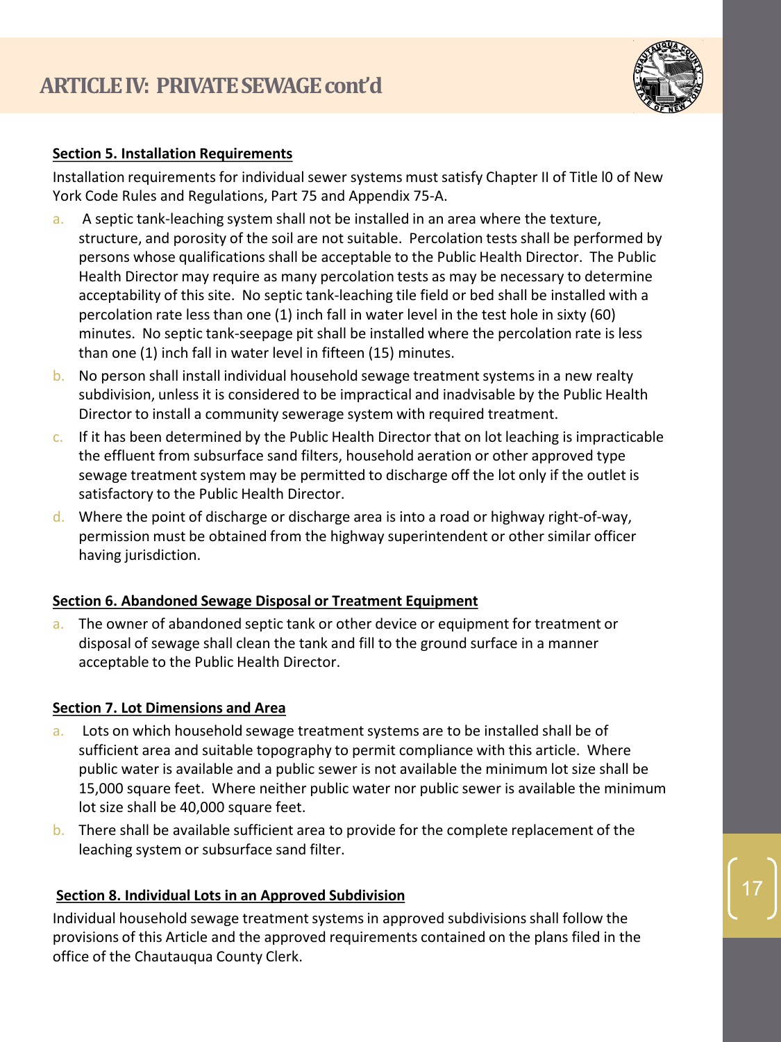# ARTICLE IV: PRIVATE SEWAGE cont'd

**Section 5. Installation Requirements**

Installation requirements for individual sewer systems must satisfy Chapter II of Title l0 of New York Code Rules and Regulations, Part 75 and Appendix 75-A.

a. A septic tank-leaching system shall not be installed in an area where the texture, structure, and porosity of the soil are not suitable. Percolation tests shall be performed by persons whose qualifications shall be acceptable to the Public Health Director. The Public Health Director may require as many percolation tests as may be necessary to determine acceptability of this site. No septic tank-leaching tile field or bed shall be installed with a percolation rate less than one (1) inch fall in water level in the test hole in sixty (60) minutes. No septic tank-seepage pit shall be installed where the percolation rate is less than one (1) inch fall in water level in fifteen (15) minutes.

b. No person shall install individual household sewage treatment systems in a new realty subdivision, unless it is considered to be impractical and inadvisable by the Public Health Director to install a community sewerage system with required treatment.

c. If it has been determined by the Public Health Director that on lot leaching is impracticable the effluent from subsurface sand filters, household aeration or other approved type sewage treatment system may be permitted to discharge off the lot only if the outlet is satisfactory to the Public Health Director.

d. Where the point of discharge or discharge area is into a road or highway right-of-way, permission must be obtained from the highway superintendent or other similar officer having jurisdiction.

**Section 6. Abandoned Sewage Disposal or Treatment Equipment**

a. The owner of abandoned septic tank or other device or equipment for treatment or disposal of sewage shall clean the tank and fill to the ground surface in a manner acceptable to the Public Health Director.

**Section 7. Lot Dimensions and Area**

a. Lots on which household sewage treatment systems are to be installed shall be of sufficient area and suitable topography to permit compliance with this article. Where public water is available and a public sewer is not available the minimum lot size shall be 15,000 square feet. Where neither public water nor public sewer is available the minimum lot size shall be 40,000 square feet.

b. There shall be available sufficient area to provide for the complete replacement of the leaching system or subsurface sand filter.

**Section 8. Individual Lots in an Approved Subdivision**

Individual household sewage treatment systems in approved subdivisions shall follow the provisions of this Article and the approved requirements contained on the plans filed in the office of the Chautauqua County Clerk.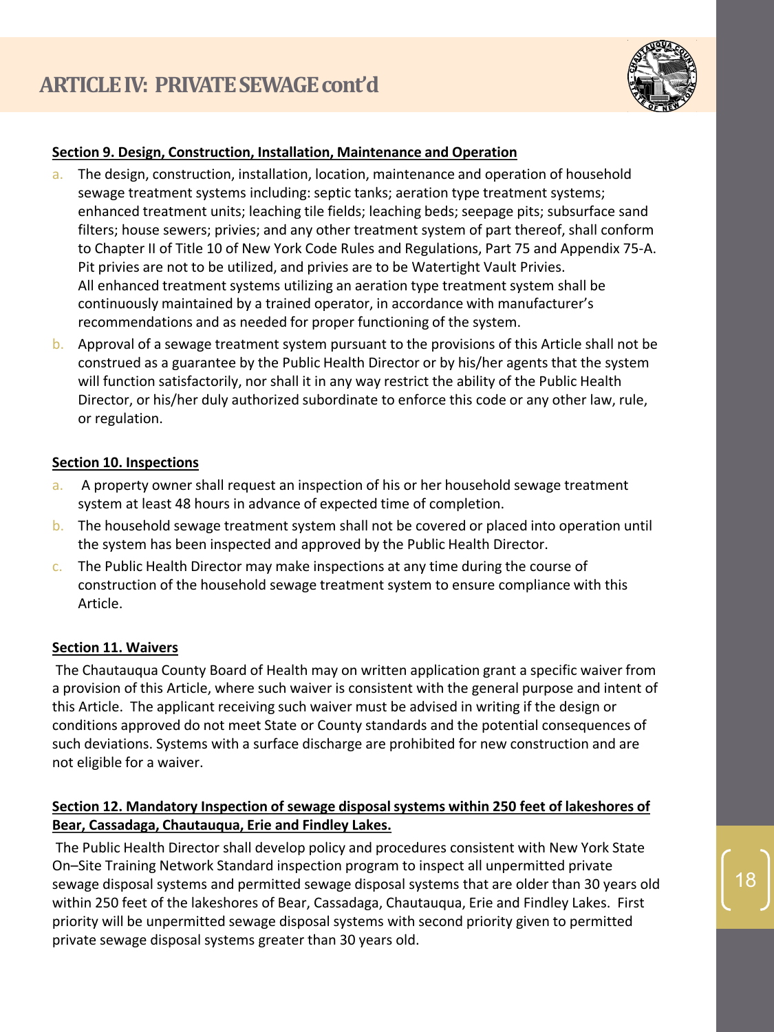## ARTICLE IV: PRIVATE SEWAGE cont'd

**Section 9. Design, Construction, Installation, Maintenance and Operation**

a. The design, construction, installation, location, maintenance and operation of household sewage treatment systems including: septic tanks; aeration type treatment systems; enhanced treatment units; leaching tile fields; leaching beds; seepage pits; subsurface sand filters; house sewers; privies; and any other treatment system of part thereof, shall conform to Chapter II of Title 10 of New York Code Rules and Regulations, Part 75 and Appendix 75-A. Pit privies are not to be utilized, and privies are to be Watertight Vault Privies. All enhanced treatment systems utilizing an aeration type treatment system shall be continuously maintained by a trained operator, in accordance with manufacturer's recommendations and as needed for proper functioning of the system.

b. Approval of a sewage treatment system pursuant to the provisions of this Article shall not be construed as a guarantee by the Public Health Director or by his/her agents that the system will function satisfactorily, nor shall it in any way restrict the ability of the Public Health Director, or his/her duly authorized subordinate to enforce this code or any other law, rule, or regulation.

**Section 10. Inspections**

a. A property owner shall request an inspection of his or her household sewage treatment system at least 48 hours in advance of expected time of completion.

b. The household sewage treatment system shall not be covered or placed into operation until the system has been inspected and approved by the Public Health Director.

c. The Public Health Director may make inspections at any time during the course of construction of the household sewage treatment system to ensure compliance with this Article.

**Section 11. Waivers**

The Chautauqua County Board of Health may on written application grant a specific waiver from a provision of this Article, where such waiver is consistent with the general purpose and intent of this Article. The applicant receiving such waiver must be advised in writing if the design or conditions approved do not meet State or County standards and the potential consequences of such deviations. Systems with a surface discharge are prohibited for new construction and are not eligible for a waiver.

**Section 12. Mandatory Inspection of sewage disposal systems within 250 feet of lakeshores of Bear, Cassadaga, Chautauqua, Erie and Findley Lakes.**

The Public Health Director shall develop policy and procedures consistent with New York State On–Site Training Network Standard inspection program to inspect all unpermitted private sewage disposal systems and permitted sewage disposal systems that are older than 30 years old within 250 feet of the lakeshores of Bear, Cassadaga, Chautauqua, Erie and Findley Lakes. First priority will be unpermitted sewage disposal systems with second priority given to permitted private sewage disposal systems greater than 30 years old.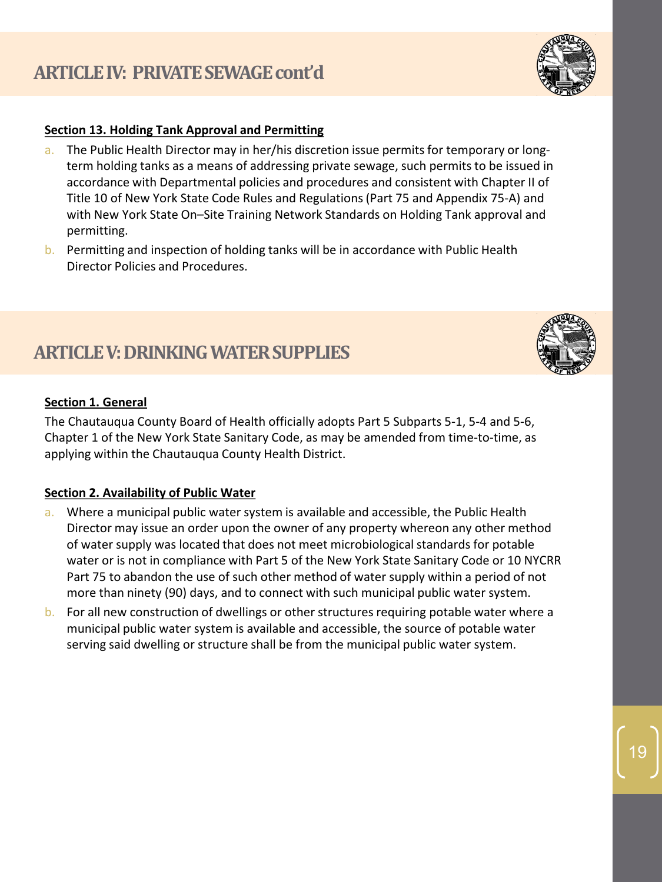## ARTICLE IV: PRIVATE SEWAGE cont'd

**Section 13. Holding Tank Approval and Permitting**

a. The Public Health Director may in her/his discretion issue permits for temporary or long-term holding tanks as a means of addressing private sewage, such permits to be issued in accordance with Departmental policies and procedures and consistent with Chapter II of Title 10 of New York State Code Rules and Regulations (Part 75 and Appendix 75-A) and with New York State On–Site Training Network Standards on Holding Tank approval and permitting.

b. Permitting and inspection of holding tanks will be in accordance with Public Health Director Policies and Procedures.

## ARTICLE V: DRINKING WATER SUPPLIES

**Section 1. General**

The Chautauqua County Board of Health officially adopts Part 5 Subparts 5-1, 5-4 and 5-6, Chapter 1 of the New York State Sanitary Code, as may be amended from time-to-time, as applying within the Chautauqua County Health District.

**Section 2. Availability of Public Water**

a. Where a municipal public water system is available and accessible, the Public Health Director may issue an order upon the owner of any property whereon any other method of water supply was located that does not meet microbiological standards for potable water or is not in compliance with Part 5 of the New York State Sanitary Code or 10 NYCRR Part 75 to abandon the use of such other method of water supply within a period of not more than ninety (90) days, and to connect with such municipal public water system.

b. For all new construction of dwellings or other structures requiring potable water where a municipal public water system is available and accessible, the source of potable water serving said dwelling or structure shall be from the municipal public water system.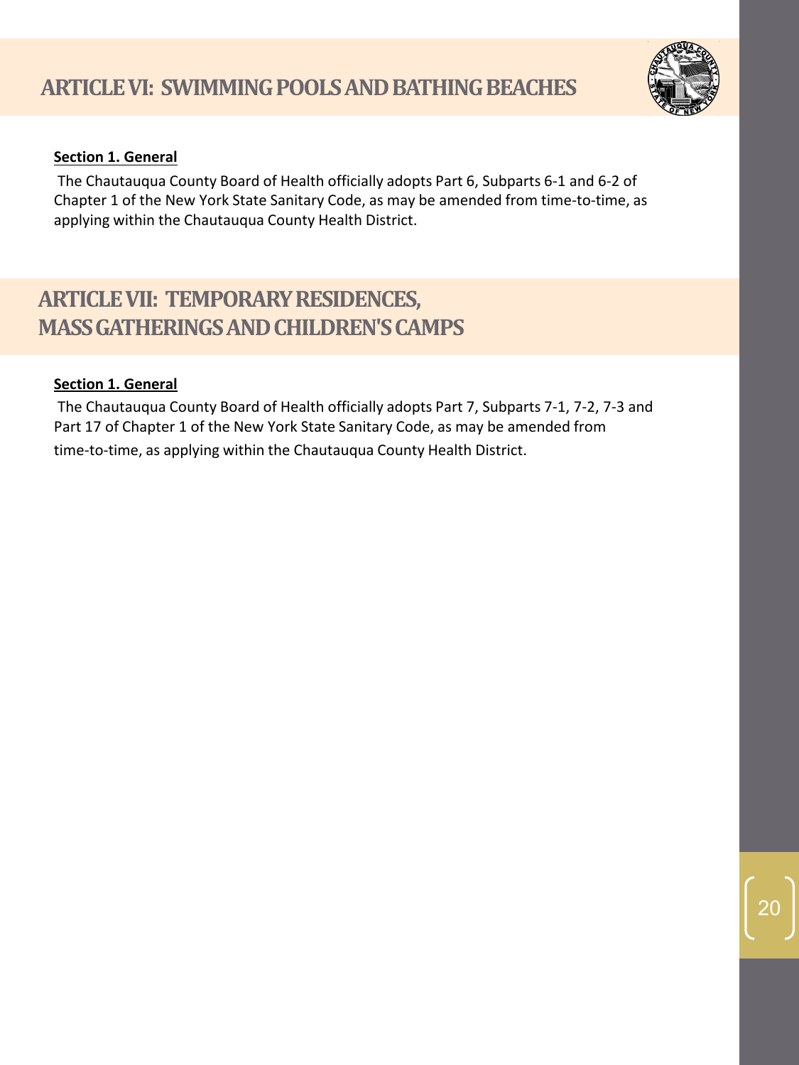# ARTICLE VI: SWIMMING POOLS AND BATHING BEACHES

**Section 1. General**

The Chautauqua County Board of Health officially adopts Part 6, Subparts 6-1 and 6-2 of Chapter 1 of the New York State Sanitary Code, as may be amended from time-to-time, as applying within the Chautauqua County Health District.

# ARTICLE VII: TEMPORARY RESIDENCES, MASS GATHERINGS AND CHILDREN'S CAMPS

**Section 1. General**

The Chautauqua County Board of Health officially adopts Part 7, Subparts 7-1, 7-2, 7-3 and Part 17 of Chapter 1 of the New York State Sanitary Code, as may be amended from time-to-time, as applying within the Chautauqua County Health District.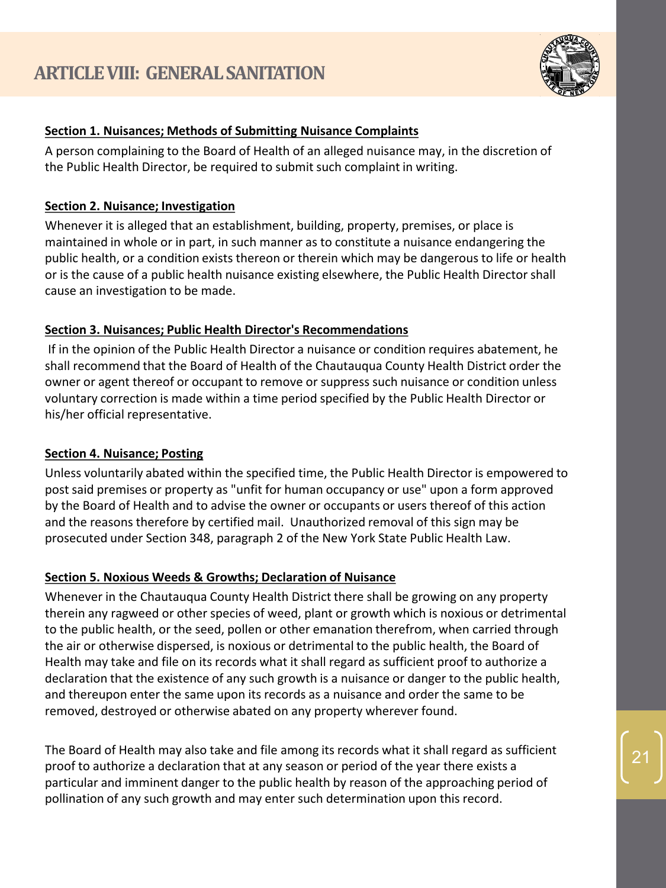# ARTICLE VIII: GENERAL SANITATION

**Section 1. Nuisances; Methods of Submitting Nuisance Complaints**

A person complaining to the Board of Health of an alleged nuisance may, in the discretion of the Public Health Director, be required to submit such complaint in writing.

**Section 2. Nuisance; Investigation**

Whenever it is alleged that an establishment, building, property, premises, or place is maintained in whole or in part, in such manner as to constitute a nuisance endangering the public health, or a condition exists thereon or therein which may be dangerous to life or health or is the cause of a public health nuisance existing elsewhere, the Public Health Director shall cause an investigation to be made.

**Section 3. Nuisances; Public Health Director's Recommendations**

If in the opinion of the Public Health Director a nuisance or condition requires abatement, he shall recommend that the Board of Health of the Chautauqua County Health District order the owner or agent thereof or occupant to remove or suppress such nuisance or condition unless voluntary correction is made within a time period specified by the Public Health Director or his/her official representative.

**Section 4. Nuisance; Posting**

Unless voluntarily abated within the specified time, the Public Health Director is empowered to post said premises or property as "unfit for human occupancy or use" upon a form approved by the Board of Health and to advise the owner or occupants or users thereof of this action and the reasons therefore by certified mail. Unauthorized removal of this sign may be prosecuted under Section 348, paragraph 2 of the New York State Public Health Law.

**Section 5. Noxious Weeds & Growths; Declaration of Nuisance**

Whenever in the Chautauqua County Health District there shall be growing on any property therein any ragweed or other species of weed, plant or growth which is noxious or detrimental to the public health, or the seed, pollen or other emanation therefrom, when carried through the air or otherwise dispersed, is noxious or detrimental to the public health, the Board of Health may take and file on its records what it shall regard as sufficient proof to authorize a declaration that the existence of any such growth is a nuisance or danger to the public health, and thereupon enter the same upon its records as a nuisance and order the same to be removed, destroyed or otherwise abated on any property wherever found.

The Board of Health may also take and file among its records what it shall regard as sufficient proof to authorize a declaration that at any season or period of the year there exists a particular and imminent danger to the public health by reason of the approaching period of pollination of any such growth and may enter such determination upon this record.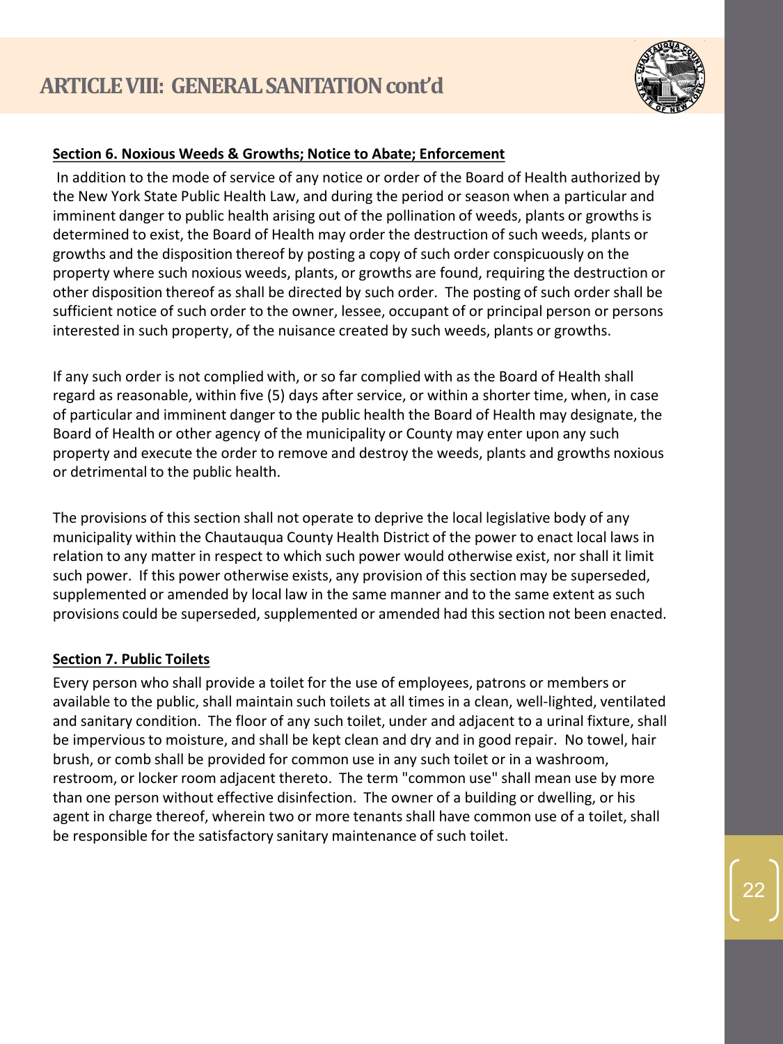## ARTICLE VIII: GENERAL SANITATION cont'd

**Section 6. Noxious Weeds & Growths; Notice to Abate; Enforcement**

In addition to the mode of service of any notice or order of the Board of Health authorized by the New York State Public Health Law, and during the period or season when a particular and imminent danger to public health arising out of the pollination of weeds, plants or growths is determined to exist, the Board of Health may order the destruction of such weeds, plants or growths and the disposition thereof by posting a copy of such order conspicuously on the property where such noxious weeds, plants, or growths are found, requiring the destruction or other disposition thereof as shall be directed by such order. The posting of such order shall be sufficient notice of such order to the owner, lessee, occupant of or principal person or persons interested in such property, of the nuisance created by such weeds, plants or growths.

If any such order is not complied with, or so far complied with as the Board of Health shall regard as reasonable, within five (5) days after service, or within a shorter time, when, in case of particular and imminent danger to the public health the Board of Health may designate, the Board of Health or other agency of the municipality or County may enter upon any such property and execute the order to remove and destroy the weeds, plants and growths noxious or detrimental to the public health.

The provisions of this section shall not operate to deprive the local legislative body of any municipality within the Chautauqua County Health District of the power to enact local laws in relation to any matter in respect to which such power would otherwise exist, nor shall it limit such power. If this power otherwise exists, any provision of this section may be superseded, supplemented or amended by local law in the same manner and to the same extent as such provisions could be superseded, supplemented or amended had this section not been enacted.

**Section 7. Public Toilets**

Every person who shall provide a toilet for the use of employees, patrons or members or available to the public, shall maintain such toilets at all times in a clean, well-lighted, ventilated and sanitary condition. The floor of any such toilet, under and adjacent to a urinal fixture, shall be impervious to moisture, and shall be kept clean and dry and in good repair. No towel, hair brush, or comb shall be provided for common use in any such toilet or in a washroom, restroom, or locker room adjacent thereto. The term "common use" shall mean use by more than one person without effective disinfection. The owner of a building or dwelling, or his agent in charge thereof, wherein two or more tenants shall have common use of a toilet, shall be responsible for the satisfactory sanitary maintenance of such toilet.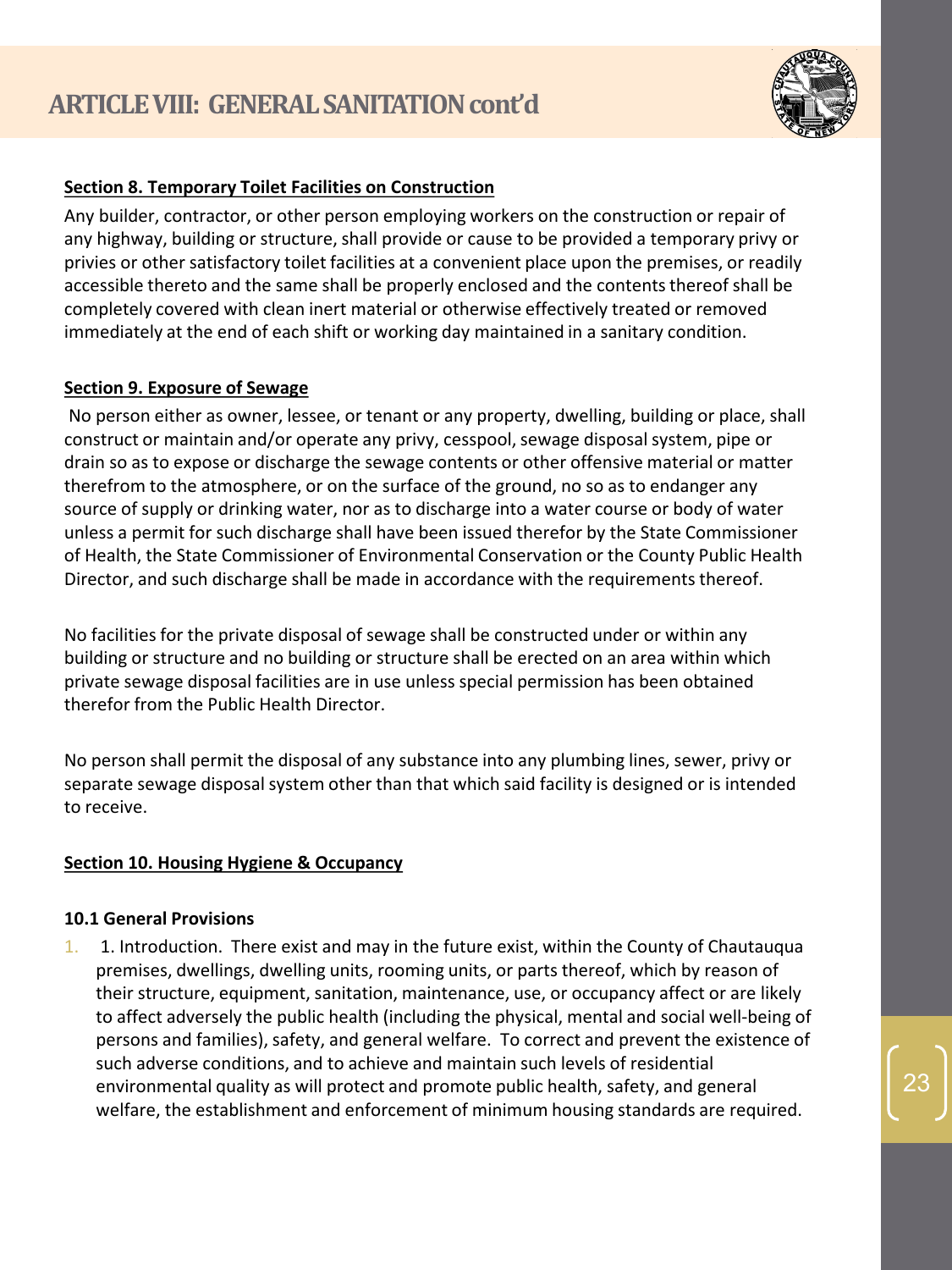# ARTICLE VIII: GENERAL SANITATION cont'd

**Section 8. Temporary Toilet Facilities on Construction**

Any builder, contractor, or other person employing workers on the construction or repair of any highway, building or structure, shall provide or cause to be provided a temporary privy or privies or other satisfactory toilet facilities at a convenient place upon the premises, or readily accessible thereto and the same shall be properly enclosed and the contents thereof shall be completely covered with clean inert material or otherwise effectively treated or removed immediately at the end of each shift or working day maintained in a sanitary condition.

**Section 9. Exposure of Sewage**

No person either as owner, lessee, or tenant or any property, dwelling, building or place, shall construct or maintain and/or operate any privy, cesspool, sewage disposal system, pipe or drain so as to expose or discharge the sewage contents or other offensive material or matter therefrom to the atmosphere, or on the surface of the ground, no so as to endanger any source of supply or drinking water, nor as to discharge into a water course or body of water unless a permit for such discharge shall have been issued therefor by the State Commissioner of Health, the State Commissioner of Environmental Conservation or the County Public Health Director, and such discharge shall be made in accordance with the requirements thereof.

No facilities for the private disposal of sewage shall be constructed under or within any building or structure and no building or structure shall be erected on an area within which private sewage disposal facilities are in use unless special permission has been obtained therefor from the Public Health Director.

No person shall permit the disposal of any substance into any plumbing lines, sewer, privy or separate sewage disposal system other than that which said facility is designed or is intended to receive.

**Section 10. Housing Hygiene & Occupancy**

**10.1 General Provisions**

1. 1. Introduction. There exist and may in the future exist, within the County of Chautauqua premises, dwellings, dwelling units, rooming units, or parts thereof, which by reason of their structure, equipment, sanitation, maintenance, use, or occupancy affect or are likely to affect adversely the public health (including the physical, mental and social well-being of persons and families), safety, and general welfare. To correct and prevent the existence of such adverse conditions, and to achieve and maintain such levels of residential environmental quality as will protect and promote public health, safety, and general welfare, the establishment and enforcement of minimum housing standards are required.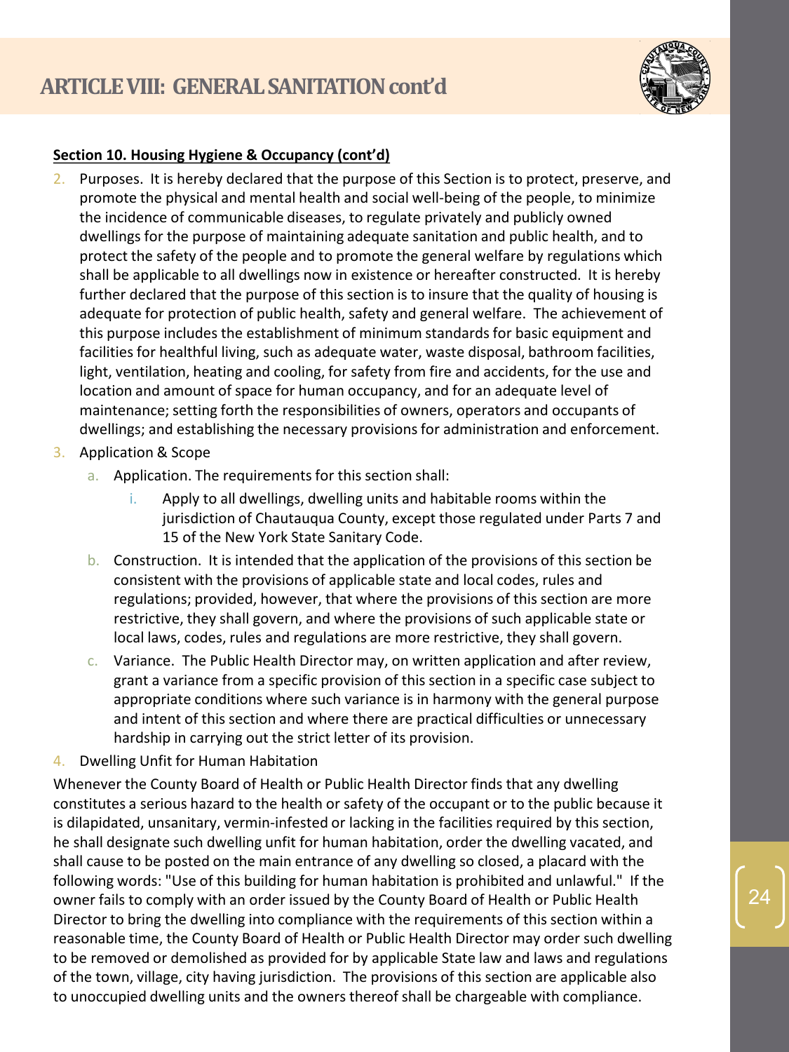# ARTICLE VIII: GENERAL SANITATION cont'd

**Section 10. Housing Hygiene & Occupancy (cont'd)**

2. Purposes. It is hereby declared that the purpose of this Section is to protect, preserve, and promote the physical and mental health and social well-being of the people, to minimize the incidence of communicable diseases, to regulate privately and publicly owned dwellings for the purpose of maintaining adequate sanitation and public health, and to protect the safety of the people and to promote the general welfare by regulations which shall be applicable to all dwellings now in existence or hereafter constructed. It is hereby further declared that the purpose of this section is to insure that the quality of housing is adequate for protection of public health, safety and general welfare. The achievement of this purpose includes the establishment of minimum standards for basic equipment and facilities for healthful living, such as adequate water, waste disposal, bathroom facilities, light, ventilation, heating and cooling, for safety from fire and accidents, for the use and location and amount of space for human occupancy, and for an adequate level of maintenance; setting forth the responsibilities of owners, operators and occupants of dwellings; and establishing the necessary provisions for administration and enforcement.
3. Application & Scope
   a. Application. The requirements for this section shall:
      i. Apply to all dwellings, dwelling units and habitable rooms within the jurisdiction of Chautauqua County, except those regulated under Parts 7 and 15 of the New York State Sanitary Code.
   b. Construction. It is intended that the application of the provisions of this section be consistent with the provisions of applicable state and local codes, rules and regulations; provided, however, that where the provisions of this section are more restrictive, they shall govern, and where the provisions of such applicable state or local laws, codes, rules and regulations are more restrictive, they shall govern.
   c. Variance. The Public Health Director may, on written application and after review, grant a variance from a specific provision of this section in a specific case subject to appropriate conditions where such variance is in harmony with the general purpose and intent of this section and where there are practical difficulties or unnecessary hardship in carrying out the strict letter of its provision.
4. Dwelling Unfit for Human Habitation

Whenever the County Board of Health or Public Health Director finds that any dwelling constitutes a serious hazard to the health or safety of the occupant or to the public because it is dilapidated, unsanitary, vermin-infested or lacking in the facilities required by this section, he shall designate such dwelling unfit for human habitation, order the dwelling vacated, and shall cause to be posted on the main entrance of any dwelling so closed, a placard with the following words: "Use of this building for human habitation is prohibited and unlawful." If the owner fails to comply with an order issued by the County Board of Health or Public Health Director to bring the dwelling into compliance with the requirements of this section within a reasonable time, the County Board of Health or Public Health Director may order such dwelling to be removed or demolished as provided for by applicable State law and laws and regulations of the town, village, city having jurisdiction. The provisions of this section are applicable also to unoccupied dwelling units and the owners thereof shall be chargeable with compliance.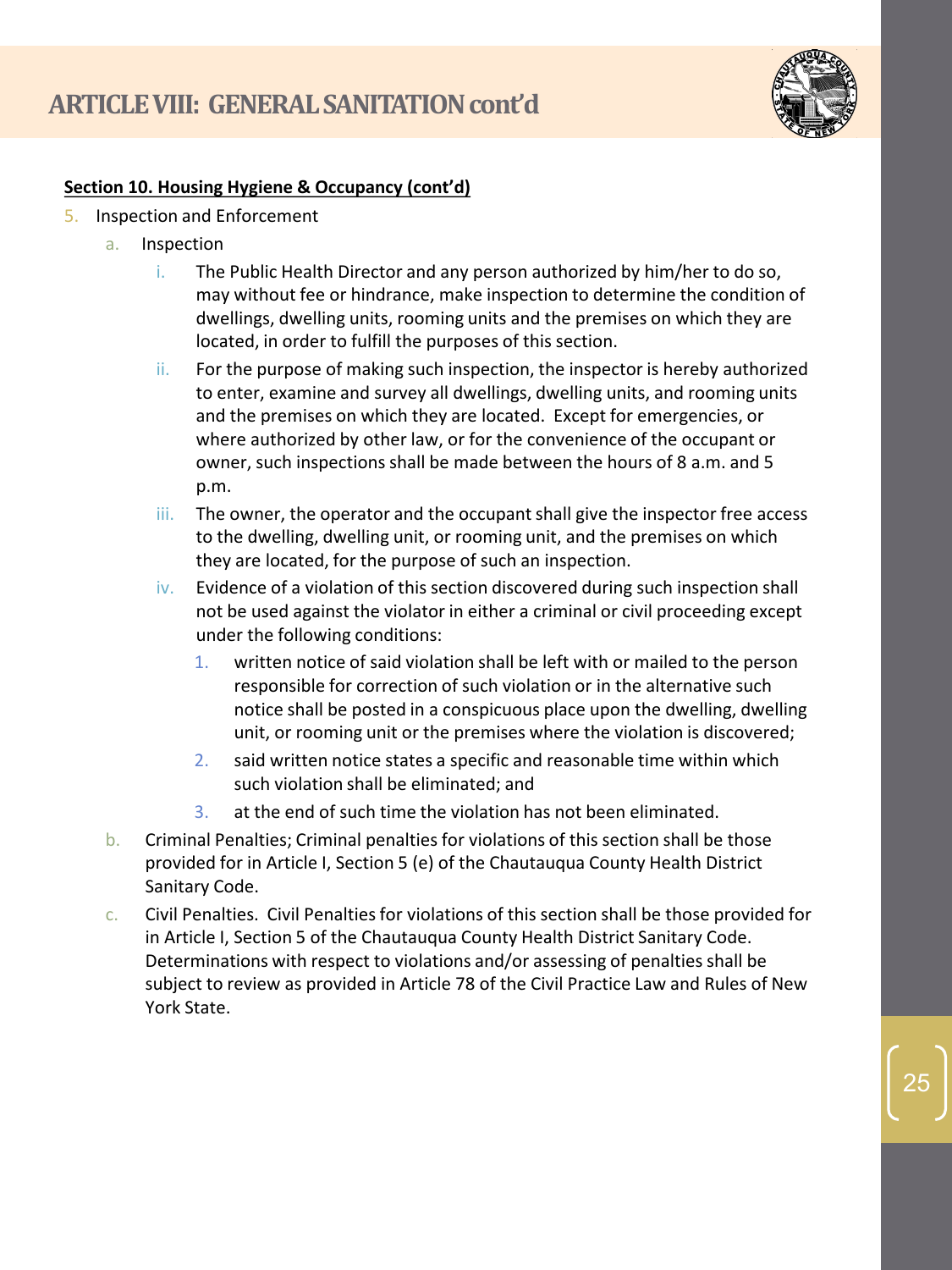## ARTICLE VIII: GENERAL SANITATION cont'd

**Section 10. Housing Hygiene & Occupancy (cont'd)**

5. Inspection and Enforcement
   a. Inspection
      i. The Public Health Director and any person authorized by him/her to do so, may without fee or hindrance, make inspection to determine the condition of dwellings, dwelling units, rooming units and the premises on which they are located, in order to fulfill the purposes of this section.
      ii. For the purpose of making such inspection, the inspector is hereby authorized to enter, examine and survey all dwellings, dwelling units, and rooming units and the premises on which they are located. Except for emergencies, or where authorized by other law, or for the convenience of the occupant or owner, such inspections shall be made between the hours of 8 a.m. and 5 p.m.
      iii. The owner, the operator and the occupant shall give the inspector free access to the dwelling, dwelling unit, or rooming unit, and the premises on which they are located, for the purpose of such an inspection.
      iv. Evidence of a violation of this section discovered during such inspection shall not be used against the violator in either a criminal or civil proceeding except under the following conditions:
         1. written notice of said violation shall be left with or mailed to the person responsible for correction of such violation or in the alternative such notice shall be posted in a conspicuous place upon the dwelling, dwelling unit, or rooming unit or the premises where the violation is discovered;
         2. said written notice states a specific and reasonable time within which such violation shall be eliminated; and
         3. at the end of such time the violation has not been eliminated.
   b. Criminal Penalties; Criminal penalties for violations of this section shall be those provided for in Article I, Section 5 (e) of the Chautauqua County Health District Sanitary Code.
   c. Civil Penalties. Civil Penalties for violations of this section shall be those provided for in Article I, Section 5 of the Chautauqua County Health District Sanitary Code. Determinations with respect to violations and/or assessing of penalties shall be subject to review as provided in Article 78 of the Civil Practice Law and Rules of New York State.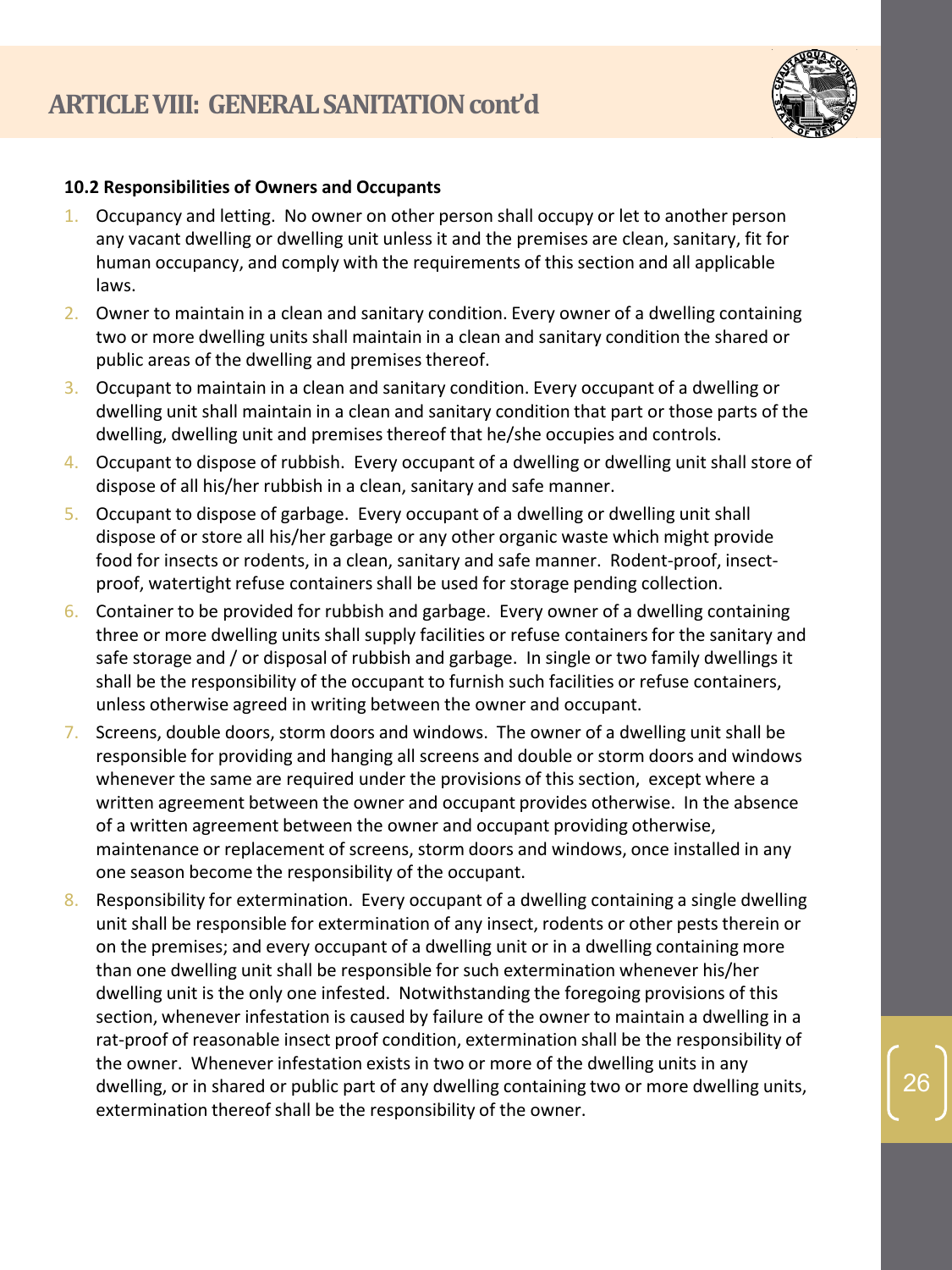# ARTICLE VIII: GENERAL SANITATION cont'd

**10.2 Responsibilities of Owners and Occupants**

1. Occupancy and letting. No owner on other person shall occupy or let to another person any vacant dwelling or dwelling unit unless it and the premises are clean, sanitary, fit for human occupancy, and comply with the requirements of this section and all applicable laws.
2. Owner to maintain in a clean and sanitary condition. Every owner of a dwelling containing two or more dwelling units shall maintain in a clean and sanitary condition the shared or public areas of the dwelling and premises thereof.
3. Occupant to maintain in a clean and sanitary condition. Every occupant of a dwelling or dwelling unit shall maintain in a clean and sanitary condition that part or those parts of the dwelling, dwelling unit and premises thereof that he/she occupies and controls.
4. Occupant to dispose of rubbish. Every occupant of a dwelling or dwelling unit shall store of dispose of all his/her rubbish in a clean, sanitary and safe manner.
5. Occupant to dispose of garbage. Every occupant of a dwelling or dwelling unit shall dispose of or store all his/her garbage or any other organic waste which might provide food for insects or rodents, in a clean, sanitary and safe manner. Rodent-proof, insect-proof, watertight refuse containers shall be used for storage pending collection.
6. Container to be provided for rubbish and garbage. Every owner of a dwelling containing three or more dwelling units shall supply facilities or refuse containers for the sanitary and safe storage and / or disposal of rubbish and garbage. In single or two family dwellings it shall be the responsibility of the occupant to furnish such facilities or refuse containers, unless otherwise agreed in writing between the owner and occupant.
7. Screens, double doors, storm doors and windows. The owner of a dwelling unit shall be responsible for providing and hanging all screens and double or storm doors and windows whenever the same are required under the provisions of this section, except where a written agreement between the owner and occupant provides otherwise. In the absence of a written agreement between the owner and occupant providing otherwise, maintenance or replacement of screens, storm doors and windows, once installed in any one season become the responsibility of the occupant.
8. Responsibility for extermination. Every occupant of a dwelling containing a single dwelling unit shall be responsible for extermination of any insect, rodents or other pests therein or on the premises; and every occupant of a dwelling unit or in a dwelling containing more than one dwelling unit shall be responsible for such extermination whenever his/her dwelling unit is the only one infested. Notwithstanding the foregoing provisions of this section, whenever infestation is caused by failure of the owner to maintain a dwelling in a rat-proof of reasonable insect proof condition, extermination shall be the responsibility of the owner. Whenever infestation exists in two or more of the dwelling units in any dwelling, or in shared or public part of any dwelling containing two or more dwelling units, extermination thereof shall be the responsibility of the owner.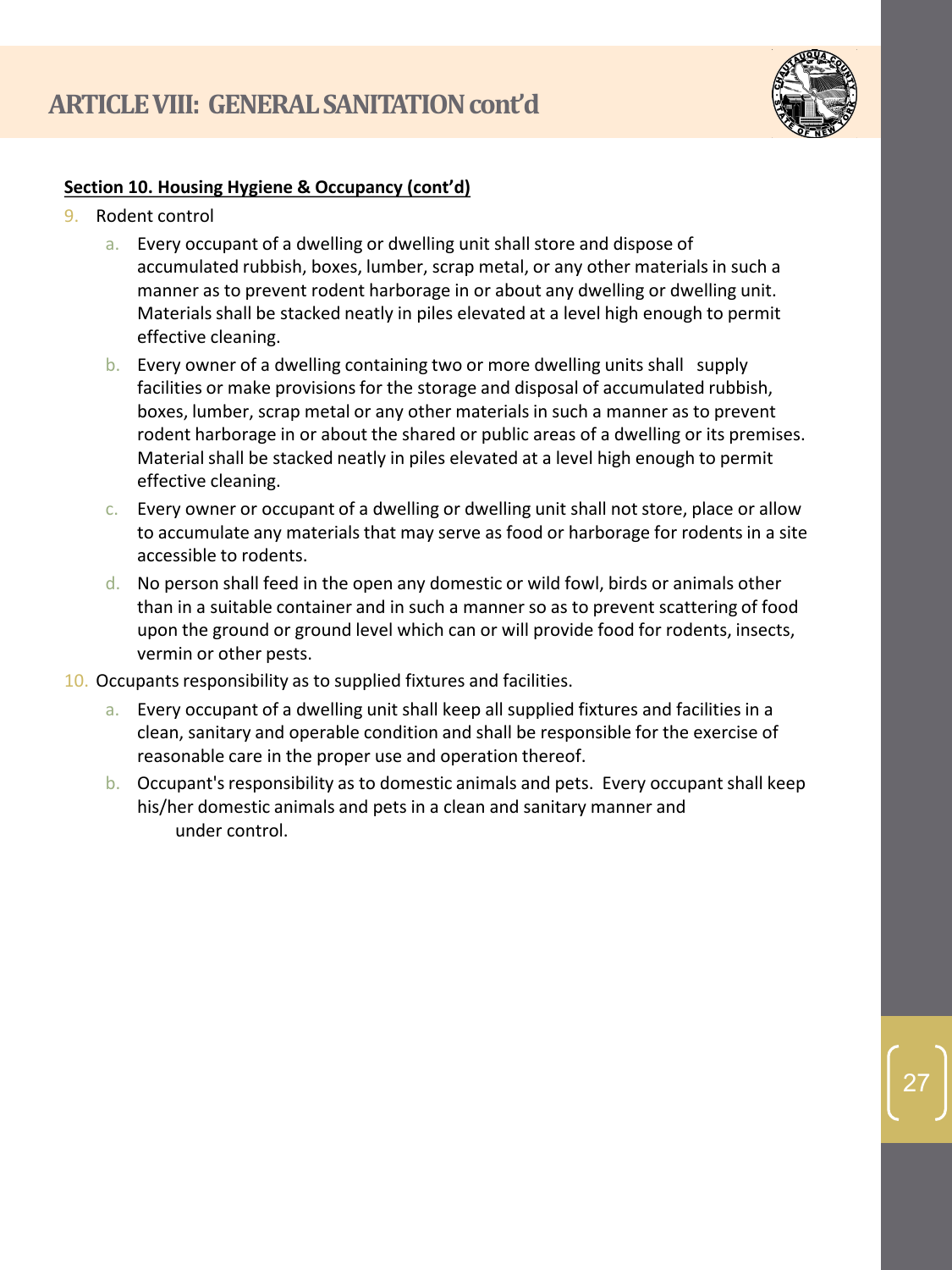## ARTICLE VIII: GENERAL SANITATION cont'd

**Section 10. Housing Hygiene & Occupancy (cont'd)**

9. Rodent control
   a. Every occupant of a dwelling or dwelling unit shall store and dispose of accumulated rubbish, boxes, lumber, scrap metal, or any other materials in such a manner as to prevent rodent harborage in or about any dwelling or dwelling unit. Materials shall be stacked neatly in piles elevated at a level high enough to permit effective cleaning.
   b. Every owner of a dwelling containing two or more dwelling units shall supply facilities or make provisions for the storage and disposal of accumulated rubbish, boxes, lumber, scrap metal or any other materials in such a manner as to prevent rodent harborage in or about the shared or public areas of a dwelling or its premises. Material shall be stacked neatly in piles elevated at a level high enough to permit effective cleaning.
   c. Every owner or occupant of a dwelling or dwelling unit shall not store, place or allow to accumulate any materials that may serve as food or harborage for rodents in a site accessible to rodents.
   d. No person shall feed in the open any domestic or wild fowl, birds or animals other than in a suitable container and in such a manner so as to prevent scattering of food upon the ground or ground level which can or will provide food for rodents, insects, vermin or other pests.
10. Occupants responsibility as to supplied fixtures and facilities.
    a. Every occupant of a dwelling unit shall keep all supplied fixtures and facilities in a clean, sanitary and operable condition and shall be responsible for the exercise of reasonable care in the proper use and operation thereof.
    b. Occupant's responsibility as to domestic animals and pets. Every occupant shall keep his/her domestic animals and pets in a clean and sanitary manner and under control.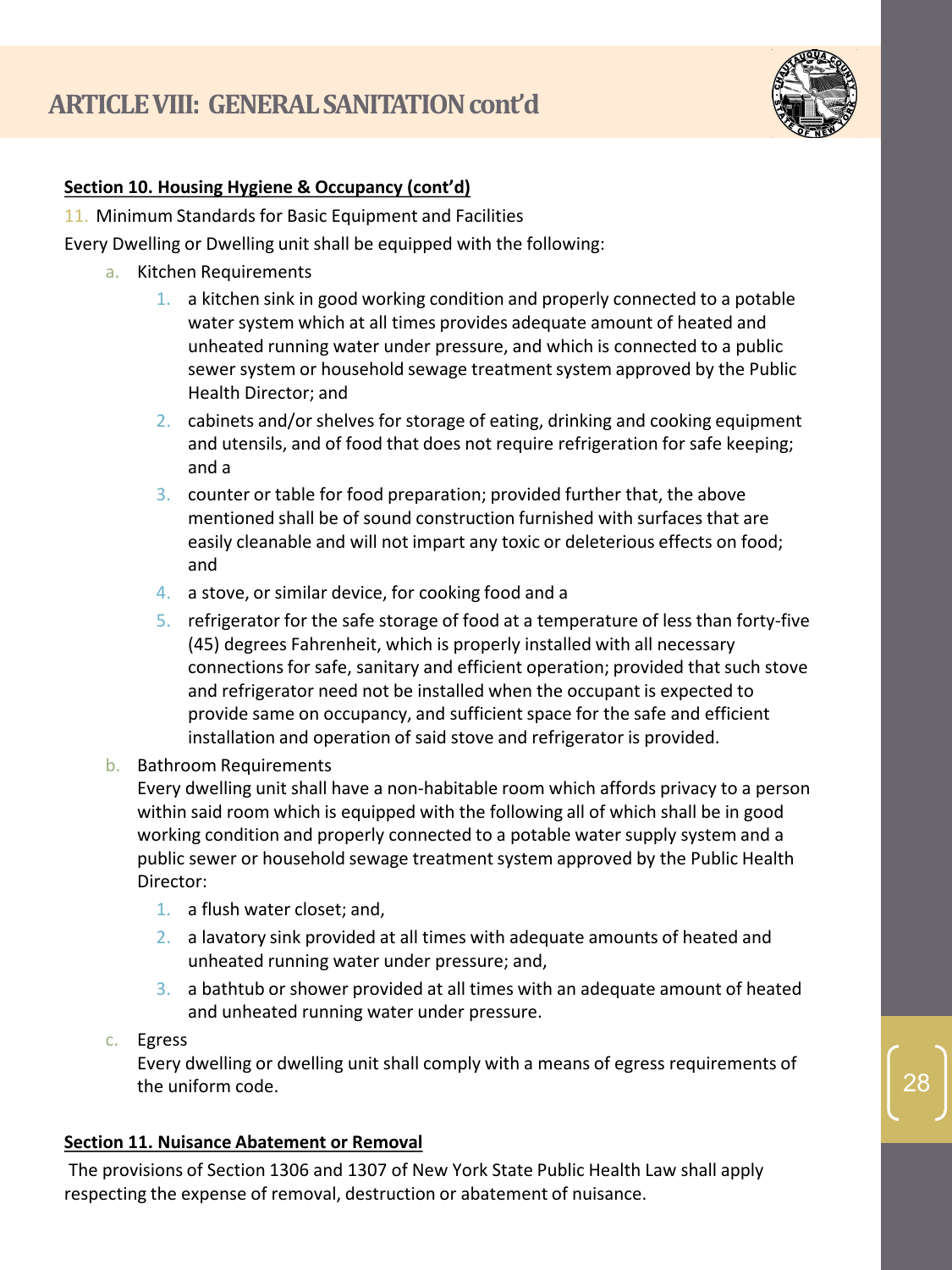## ARTICLE VIII: GENERAL SANITATION cont'd

**Section 10. Housing Hygiene & Occupancy (cont'd)**

11. Minimum Standards for Basic Equipment and Facilities

Every Dwelling or Dwelling unit shall be equipped with the following:

a. Kitchen Requirements
    1. a kitchen sink in good working condition and properly connected to a potable water system which at all times provides adequate amount of heated and unheated running water under pressure, and which is connected to a public sewer system or household sewage treatment system approved by the Public Health Director; and
    2. cabinets and/or shelves for storage of eating, drinking and cooking equipment and utensils, and of food that does not require refrigeration for safe keeping; and a
    3. counter or table for food preparation; provided further that, the above mentioned shall be of sound construction furnished with surfaces that are easily cleanable and will not impart any toxic or deleterious effects on food; and
    4. a stove, or similar device, for cooking food and a
    5. refrigerator for the safe storage of food at a temperature of less than forty-five (45) degrees Fahrenheit, which is properly installed with all necessary connections for safe, sanitary and efficient operation; provided that such stove and refrigerator need not be installed when the occupant is expected to provide same on occupancy, and sufficient space for the safe and efficient installation and operation of said stove and refrigerator is provided.

b. Bathroom Requirements
    Every dwelling unit shall have a non-habitable room which affords privacy to a person within said room which is equipped with the following all of which shall be in good working condition and properly connected to a potable water supply system and a public sewer or household sewage treatment system approved by the Public Health Director:
    1. a flush water closet; and,
    2. a lavatory sink provided at all times with adequate amounts of heated and unheated running water under pressure; and,
    3. a bathtub or shower provided at all times with an adequate amount of heated and unheated running water under pressure.

c. Egress
    Every dwelling or dwelling unit shall comply with a means of egress requirements of the uniform code.

**Section 11. Nuisance Abatement or Removal**

The provisions of Section 1306 and 1307 of New York State Public Health Law shall apply respecting the expense of removal, destruction or abatement of nuisance.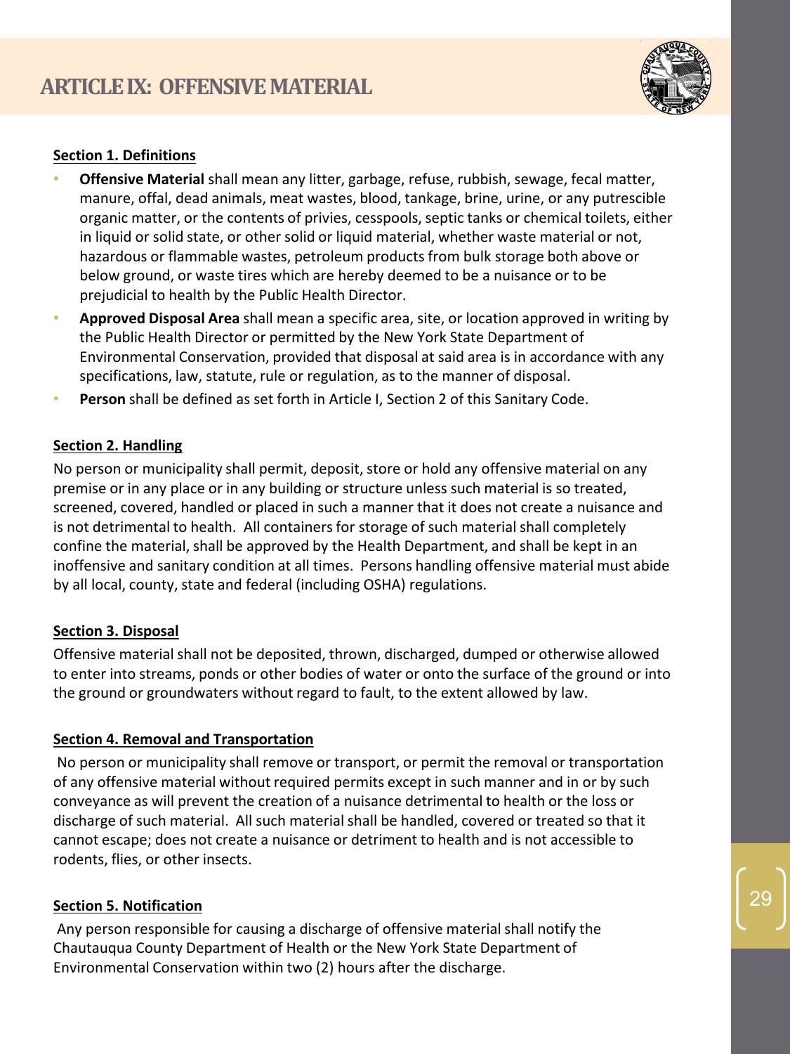# ARTICLE IX: OFFENSIVE MATERIAL

**Section 1. Definitions**

- **Offensive Material** shall mean any litter, garbage, refuse, rubbish, sewage, fecal matter, manure, offal, dead animals, meat wastes, blood, tankage, brine, urine, or any putrescible organic matter, or the contents of privies, cesspools, septic tanks or chemical toilets, either in liquid or solid state, or other solid or liquid material, whether waste material or not, hazardous or flammable wastes, petroleum products from bulk storage both above or below ground, or waste tires which are hereby deemed to be a nuisance or to be prejudicial to health by the Public Health Director.
- **Approved Disposal Area** shall mean a specific area, site, or location approved in writing by the Public Health Director or permitted by the New York State Department of Environmental Conservation, provided that disposal at said area is in accordance with any specifications, law, statute, rule or regulation, as to the manner of disposal.
- **Person** shall be defined as set forth in Article I, Section 2 of this Sanitary Code.

**Section 2. Handling**

No person or municipality shall permit, deposit, store or hold any offensive material on any premise or in any place or in any building or structure unless such material is so treated, screened, covered, handled or placed in such a manner that it does not create a nuisance and is not detrimental to health. All containers for storage of such material shall completely confine the material, shall be approved by the Health Department, and shall be kept in an inoffensive and sanitary condition at all times. Persons handling offensive material must abide by all local, county, state and federal (including OSHA) regulations.

**Section 3. Disposal**

Offensive material shall not be deposited, thrown, discharged, dumped or otherwise allowed to enter into streams, ponds or other bodies of water or onto the surface of the ground or into the ground or groundwaters without regard to fault, to the extent allowed by law.

**Section 4. Removal and Transportation**

No person or municipality shall remove or transport, or permit the removal or transportation of any offensive material without required permits except in such manner and in or by such conveyance as will prevent the creation of a nuisance detrimental to health or the loss or discharge of such material. All such material shall be handled, covered or treated so that it cannot escape; does not create a nuisance or detriment to health and is not accessible to rodents, flies, or other insects.

**Section 5. Notification**

Any person responsible for causing a discharge of offensive material shall notify the Chautauqua County Department of Health or the New York State Department of Environmental Conservation within two (2) hours after the discharge.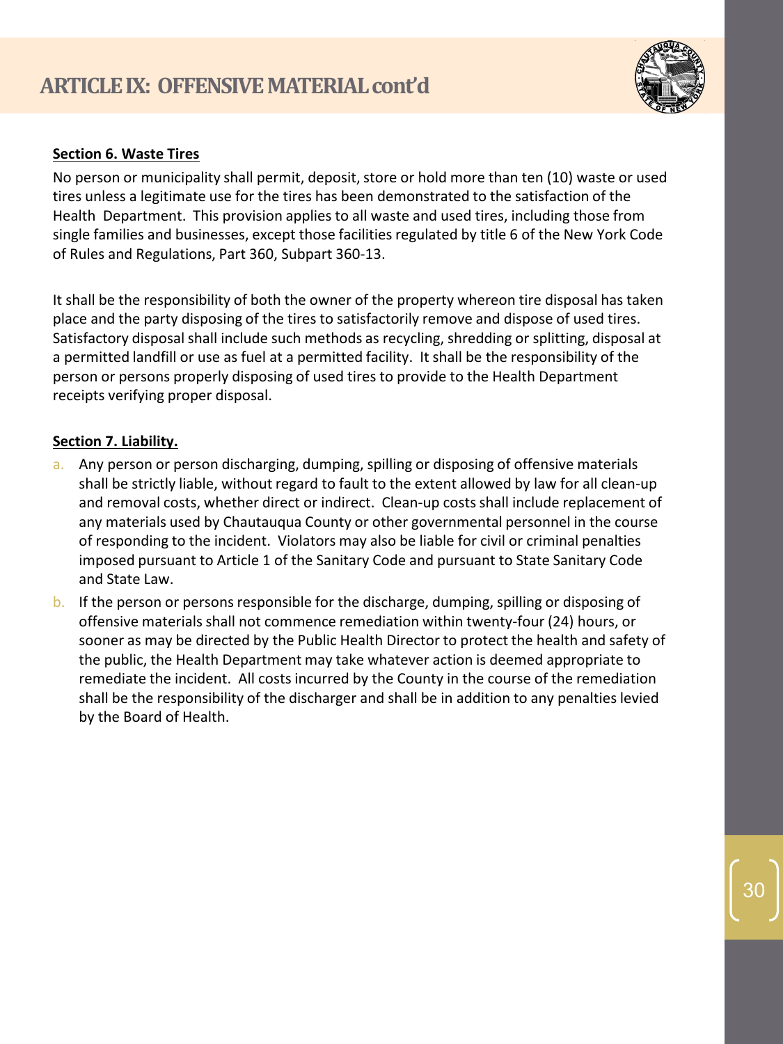## ARTICLE IX: OFFENSIVE MATERIAL cont'd

**Section 6. Waste Tires**

No person or municipality shall permit, deposit, store or hold more than ten (10) waste or used tires unless a legitimate use for the tires has been demonstrated to the satisfaction of the Health Department. This provision applies to all waste and used tires, including those from single families and businesses, except those facilities regulated by title 6 of the New York Code of Rules and Regulations, Part 360, Subpart 360-13.

It shall be the responsibility of both the owner of the property whereon tire disposal has taken place and the party disposing of the tires to satisfactorily remove and dispose of used tires. Satisfactory disposal shall include such methods as recycling, shredding or splitting, disposal at a permitted landfill or use as fuel at a permitted facility. It shall be the responsibility of the person or persons properly disposing of used tires to provide to the Health Department receipts verifying proper disposal.

**Section 7. Liability.**

a. Any person or person discharging, dumping, spilling or disposing of offensive materials shall be strictly liable, without regard to fault to the extent allowed by law for all clean-up and removal costs, whether direct or indirect. Clean-up costs shall include replacement of any materials used by Chautauqua County or other governmental personnel in the course of responding to the incident. Violators may also be liable for civil or criminal penalties imposed pursuant to Article 1 of the Sanitary Code and pursuant to State Sanitary Code and State Law.

b. If the person or persons responsible for the discharge, dumping, spilling or disposing of offensive materials shall not commence remediation within twenty-four (24) hours, or sooner as may be directed by the Public Health Director to protect the health and safety of the public, the Health Department may take whatever action is deemed appropriate to remediate the incident. All costs incurred by the County in the course of the remediation shall be the responsibility of the discharger and shall be in addition to any penalties levied by the Board of Health.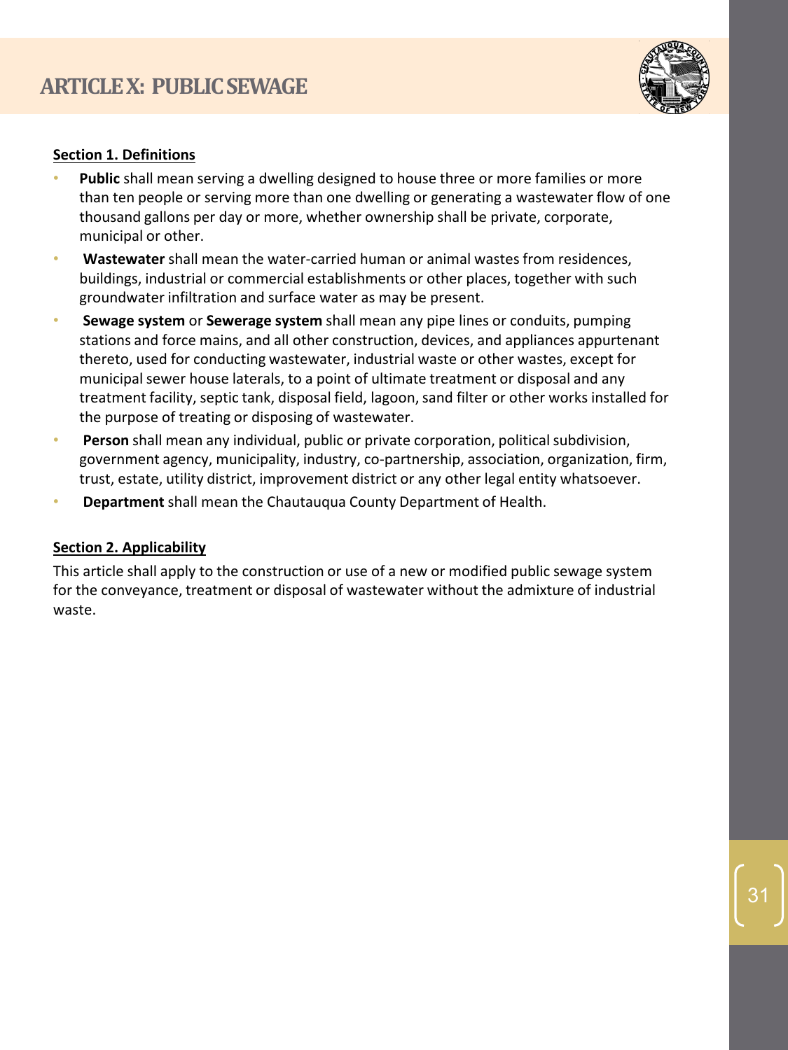# ARTICLE X: PUBLIC SEWAGE

**Section 1. Definitions**

- **Public** shall mean serving a dwelling designed to house three or more families or more than ten people or serving more than one dwelling or generating a wastewater flow of one thousand gallons per day or more, whether ownership shall be private, corporate, municipal or other.
- **Wastewater** shall mean the water-carried human or animal wastes from residences, buildings, industrial or commercial establishments or other places, together with such groundwater infiltration and surface water as may be present.
- **Sewage system** or **Sewerage system** shall mean any pipe lines or conduits, pumping stations and force mains, and all other construction, devices, and appliances appurtenant thereto, used for conducting wastewater, industrial waste or other wastes, except for municipal sewer house laterals, to a point of ultimate treatment or disposal and any treatment facility, septic tank, disposal field, lagoon, sand filter or other works installed for the purpose of treating or disposing of wastewater.
- **Person** shall mean any individual, public or private corporation, political subdivision, government agency, municipality, industry, co-partnership, association, organization, firm, trust, estate, utility district, improvement district or any other legal entity whatsoever.
- **Department** shall mean the Chautauqua County Department of Health.

**Section 2. Applicability**

This article shall apply to the construction or use of a new or modified public sewage system for the conveyance, treatment or disposal of wastewater without the admixture of industrial waste.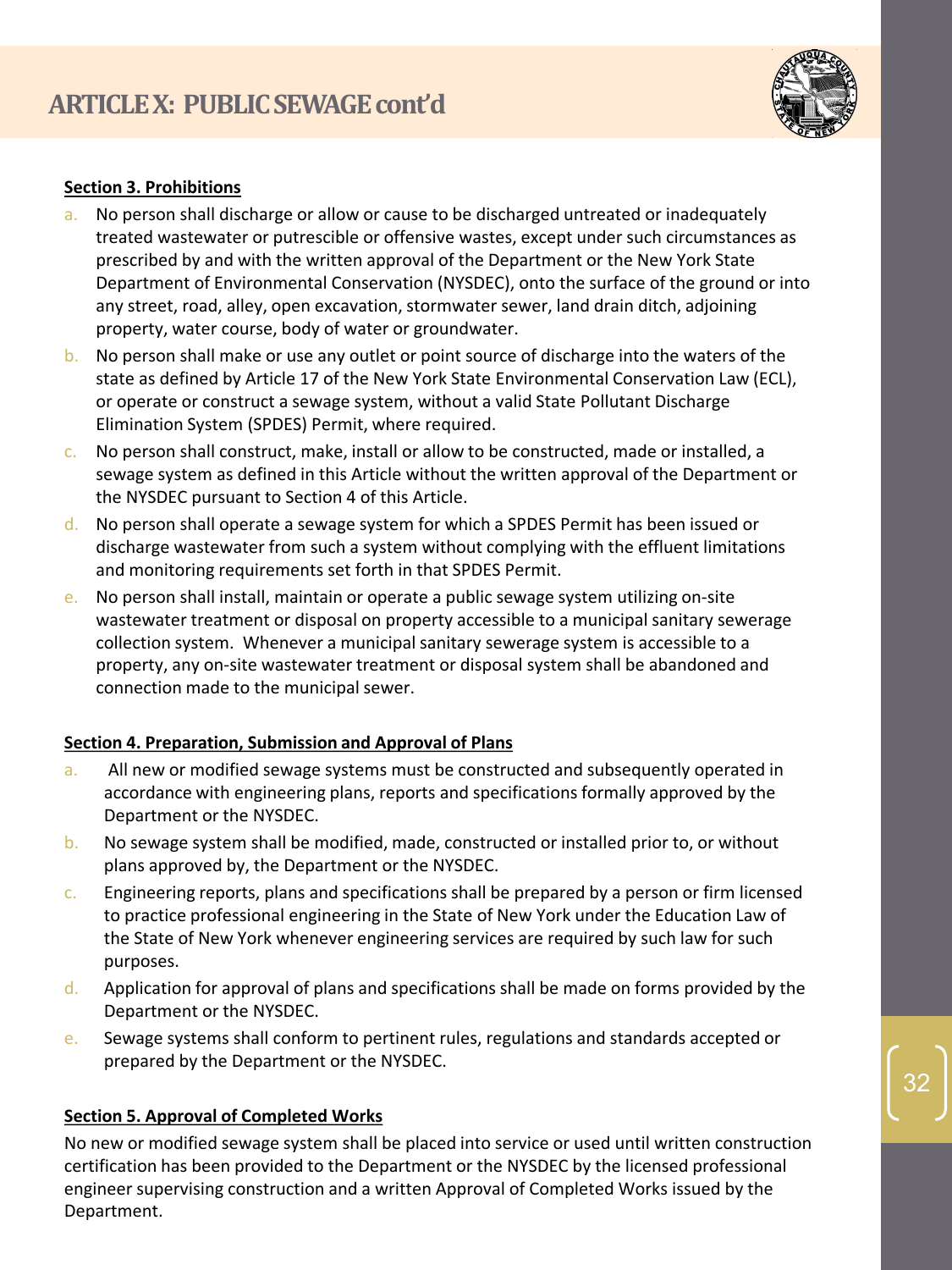# ARTICLE X: PUBLIC SEWAGE cont'd

**Section 3. Prohibitions**

a. No person shall discharge or allow or cause to be discharged untreated or inadequately treated wastewater or putrescible or offensive wastes, except under such circumstances as prescribed by and with the written approval of the Department or the New York State Department of Environmental Conservation (NYSDEC), onto the surface of the ground or into any street, road, alley, open excavation, stormwater sewer, land drain ditch, adjoining property, water course, body of water or groundwater.

b. No person shall make or use any outlet or point source of discharge into the waters of the state as defined by Article 17 of the New York State Environmental Conservation Law (ECL), or operate or construct a sewage system, without a valid State Pollutant Discharge Elimination System (SPDES) Permit, where required.

c. No person shall construct, make, install or allow to be constructed, made or installed, a sewage system as defined in this Article without the written approval of the Department or the NYSDEC pursuant to Section 4 of this Article.

d. No person shall operate a sewage system for which a SPDES Permit has been issued or discharge wastewater from such a system without complying with the effluent limitations and monitoring requirements set forth in that SPDES Permit.

e. No person shall install, maintain or operate a public sewage system utilizing on-site wastewater treatment or disposal on property accessible to a municipal sanitary sewerage collection system. Whenever a municipal sanitary sewerage system is accessible to a property, any on-site wastewater treatment or disposal system shall be abandoned and connection made to the municipal sewer.

**Section 4. Preparation, Submission and Approval of Plans**

a. All new or modified sewage systems must be constructed and subsequently operated in accordance with engineering plans, reports and specifications formally approved by the Department or the NYSDEC.

b. No sewage system shall be modified, made, constructed or installed prior to, or without plans approved by, the Department or the NYSDEC.

c. Engineering reports, plans and specifications shall be prepared by a person or firm licensed to practice professional engineering in the State of New York under the Education Law of the State of New York whenever engineering services are required by such law for such purposes.

d. Application for approval of plans and specifications shall be made on forms provided by the Department or the NYSDEC.

e. Sewage systems shall conform to pertinent rules, regulations and standards accepted or prepared by the Department or the NYSDEC.

**Section 5. Approval of Completed Works**

No new or modified sewage system shall be placed into service or used until written construction certification has been provided to the Department or the NYSDEC by the licensed professional engineer supervising construction and a written Approval of Completed Works issued by the Department.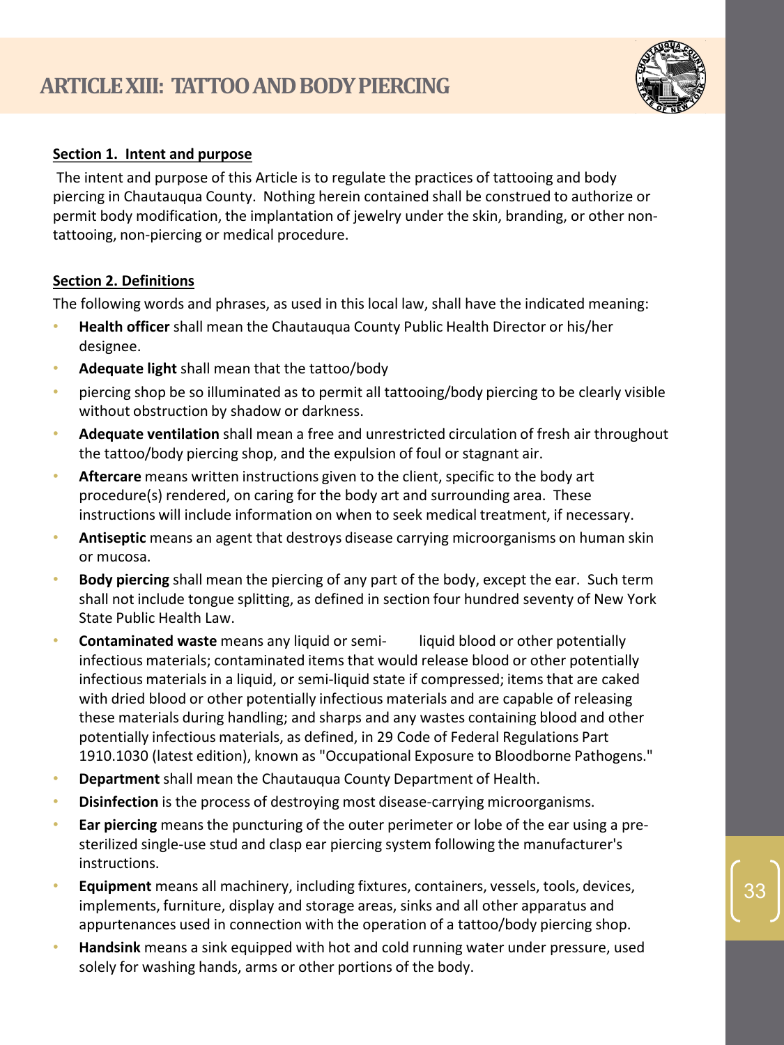# ARTICLE XIII: TATTOO AND BODY PIERCING

**Section 1. Intent and purpose**

The intent and purpose of this Article is to regulate the practices of tattooing and body piercing in Chautauqua County. Nothing herein contained shall be construed to authorize or permit body modification, the implantation of jewelry under the skin, branding, or other non-tattooing, non-piercing or medical procedure.

**Section 2. Definitions**

The following words and phrases, as used in this local law, shall have the indicated meaning:

- **Health officer** shall mean the Chautauqua County Public Health Director or his/her designee.
- **Adequate light** shall mean that the tattoo/body
- piercing shop be so illuminated as to permit all tattooing/body piercing to be clearly visible without obstruction by shadow or darkness.
- **Adequate ventilation** shall mean a free and unrestricted circulation of fresh air throughout the tattoo/body piercing shop, and the expulsion of foul or stagnant air.
- **Aftercare** means written instructions given to the client, specific to the body art procedure(s) rendered, on caring for the body art and surrounding area. These instructions will include information on when to seek medical treatment, if necessary.
- **Antiseptic** means an agent that destroys disease carrying microorganisms on human skin or mucosa.
- **Body piercing** shall mean the piercing of any part of the body, except the ear. Such term shall not include tongue splitting, as defined in section four hundred seventy of New York State Public Health Law.
- **Contaminated waste** means any liquid or semi- liquid blood or other potentially infectious materials; contaminated items that would release blood or other potentially infectious materials in a liquid, or semi-liquid state if compressed; items that are caked with dried blood or other potentially infectious materials and are capable of releasing these materials during handling; and sharps and any wastes containing blood and other potentially infectious materials, as defined, in 29 Code of Federal Regulations Part 1910.1030 (latest edition), known as "Occupational Exposure to Bloodborne Pathogens."
- **Department** shall mean the Chautauqua County Department of Health.
- **Disinfection** is the process of destroying most disease-carrying microorganisms.
- **Ear piercing** means the puncturing of the outer perimeter or lobe of the ear using a pre-sterilized single-use stud and clasp ear piercing system following the manufacturer's instructions.
- **Equipment** means all machinery, including fixtures, containers, vessels, tools, devices, implements, furniture, display and storage areas, sinks and all other apparatus and appurtenances used in connection with the operation of a tattoo/body piercing shop.
- **Handsink** means a sink equipped with hot and cold running water under pressure, used solely for washing hands, arms or other portions of the body.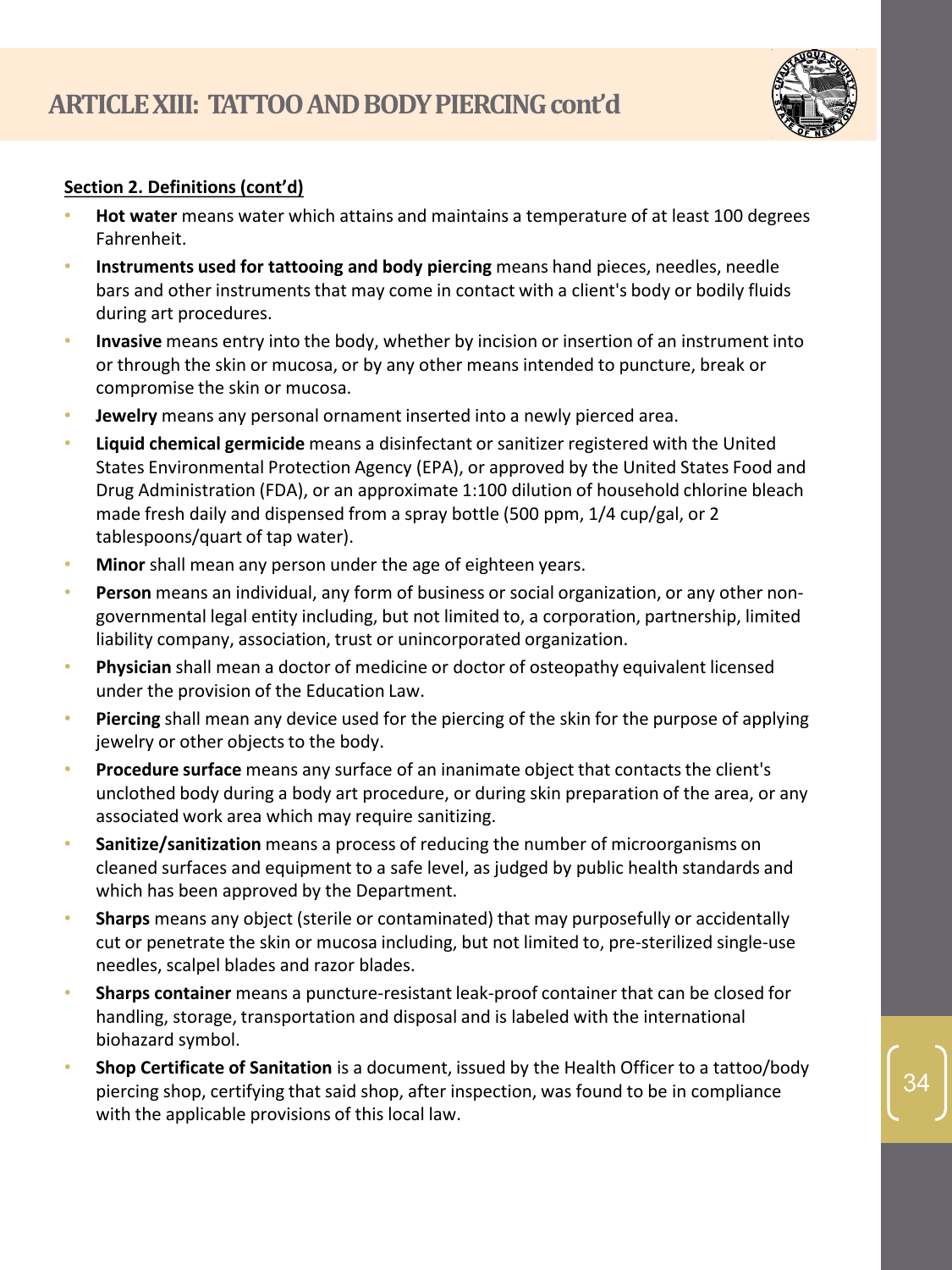# ARTICLE XIII: TATTOO AND BODY PIERCING cont'd

**Section 2. Definitions (cont'd)**

- **Hot water** means water which attains and maintains a temperature of at least 100 degrees Fahrenheit.
- **Instruments used for tattooing and body piercing** means hand pieces, needles, needle bars and other instruments that may come in contact with a client's body or bodily fluids during art procedures.
- **Invasive** means entry into the body, whether by incision or insertion of an instrument into or through the skin or mucosa, or by any other means intended to puncture, break or compromise the skin or mucosa.
- **Jewelry** means any personal ornament inserted into a newly pierced area.
- **Liquid chemical germicide** means a disinfectant or sanitizer registered with the United States Environmental Protection Agency (EPA), or approved by the United States Food and Drug Administration (FDA), or an approximate 1:100 dilution of household chlorine bleach made fresh daily and dispensed from a spray bottle (500 ppm, 1/4 cup/gal, or 2 tablespoons/quart of tap water).
- **Minor** shall mean any person under the age of eighteen years.
- **Person** means an individual, any form of business or social organization, or any other non-governmental legal entity including, but not limited to, a corporation, partnership, limited liability company, association, trust or unincorporated organization.
- **Physician** shall mean a doctor of medicine or doctor of osteopathy equivalent licensed under the provision of the Education Law.
- **Piercing** shall mean any device used for the piercing of the skin for the purpose of applying jewelry or other objects to the body.
- **Procedure surface** means any surface of an inanimate object that contacts the client's unclothed body during a body art procedure, or during skin preparation of the area, or any associated work area which may require sanitizing.
- **Sanitize/sanitization** means a process of reducing the number of microorganisms on cleaned surfaces and equipment to a safe level, as judged by public health standards and which has been approved by the Department.
- **Sharps** means any object (sterile or contaminated) that may purposefully or accidentally cut or penetrate the skin or mucosa including, but not limited to, pre-sterilized single-use needles, scalpel blades and razor blades.
- **Sharps container** means a puncture-resistant leak-proof container that can be closed for handling, storage, transportation and disposal and is labeled with the international biohazard symbol.
- **Shop Certificate of Sanitation** is a document, issued by the Health Officer to a tattoo/body piercing shop, certifying that said shop, after inspection, was found to be in compliance with the applicable provisions of this local law.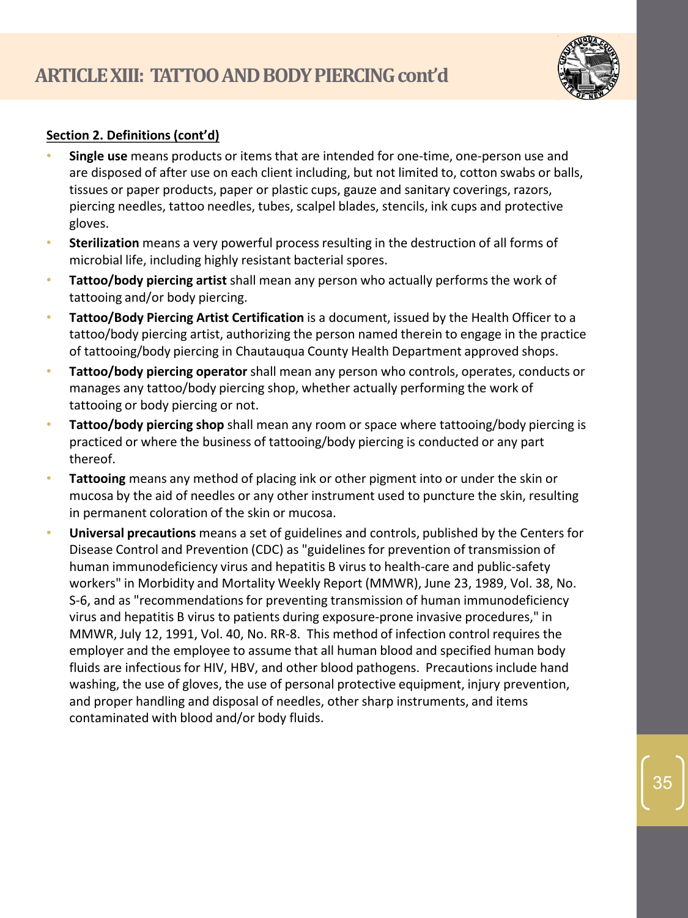## ARTICLE XIII: TATTOO AND BODY PIERCING cont'd

**Section 2. Definitions (cont'd)**

- **Single use** means products or items that are intended for one-time, one-person use and are disposed of after use on each client including, but not limited to, cotton swabs or balls, tissues or paper products, paper or plastic cups, gauze and sanitary coverings, razors, piercing needles, tattoo needles, tubes, scalpel blades, stencils, ink cups and protective gloves.
- **Sterilization** means a very powerful process resulting in the destruction of all forms of microbial life, including highly resistant bacterial spores.
- **Tattoo/body piercing artist** shall mean any person who actually performs the work of tattooing and/or body piercing.
- **Tattoo/Body Piercing Artist Certification** is a document, issued by the Health Officer to a tattoo/body piercing artist, authorizing the person named therein to engage in the practice of tattooing/body piercing in Chautauqua County Health Department approved shops.
- **Tattoo/body piercing operator** shall mean any person who controls, operates, conducts or manages any tattoo/body piercing shop, whether actually performing the work of tattooing or body piercing or not.
- **Tattoo/body piercing shop** shall mean any room or space where tattooing/body piercing is practiced or where the business of tattooing/body piercing is conducted or any part thereof.
- **Tattooing** means any method of placing ink or other pigment into or under the skin or mucosa by the aid of needles or any other instrument used to puncture the skin, resulting in permanent coloration of the skin or mucosa.
- **Universal precautions** means a set of guidelines and controls, published by the Centers for Disease Control and Prevention (CDC) as "guidelines for prevention of transmission of human immunodeficiency virus and hepatitis B virus to health-care and public-safety workers" in Morbidity and Mortality Weekly Report (MMWR), June 23, 1989, Vol. 38, No. S-6, and as "recommendations for preventing transmission of human immunodeficiency virus and hepatitis B virus to patients during exposure-prone invasive procedures," in MMWR, July 12, 1991, Vol. 40, No. RR-8. This method of infection control requires the employer and the employee to assume that all human blood and specified human body fluids are infectious for HIV, HBV, and other blood pathogens. Precautions include hand washing, the use of gloves, the use of personal protective equipment, injury prevention, and proper handling and disposal of needles, other sharp instruments, and items contaminated with blood and/or body fluids.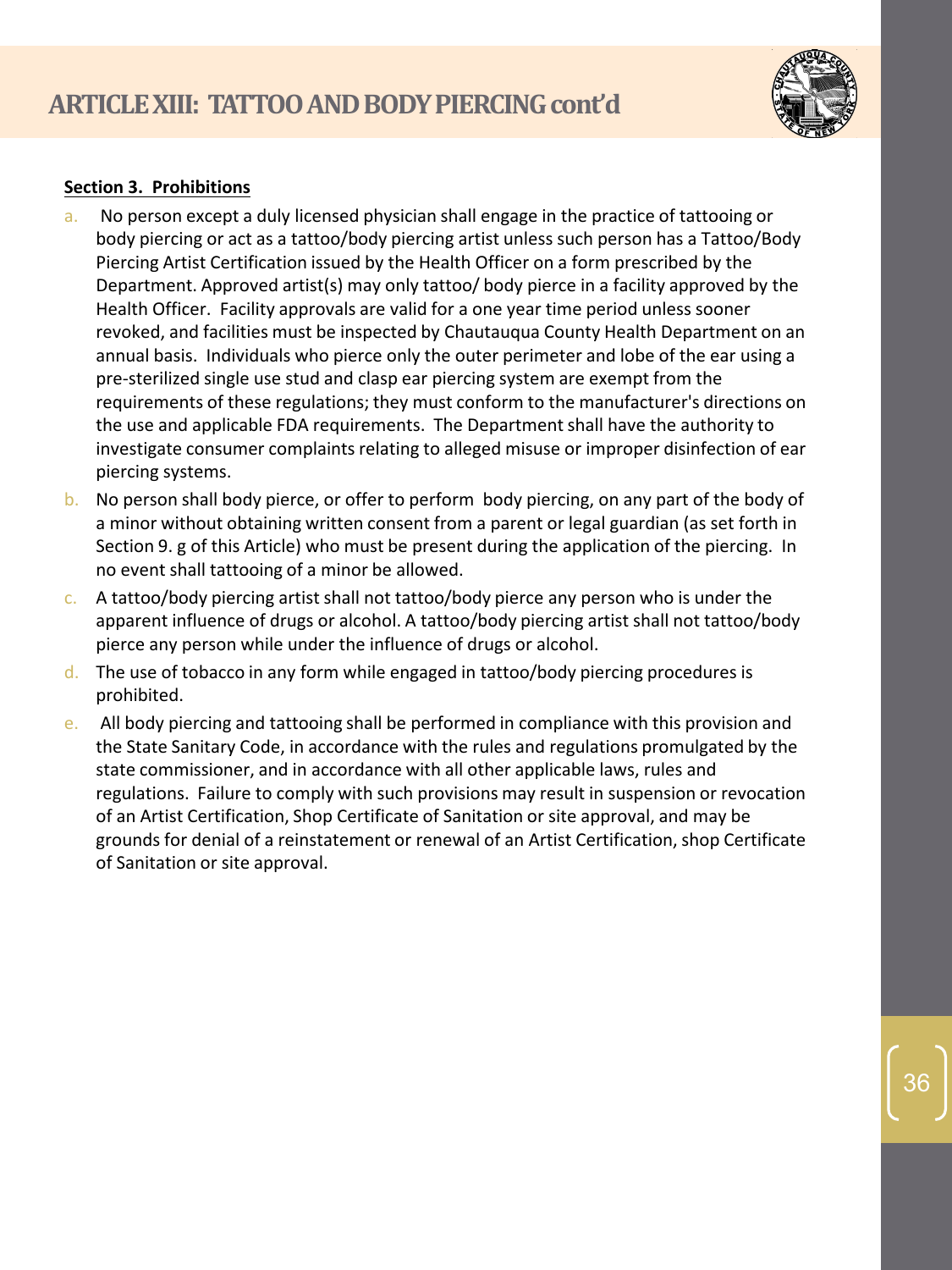# ARTICLE XIII: TATTOO AND BODY PIERCING cont'd

**Section 3. Prohibitions**

a. No person except a duly licensed physician shall engage in the practice of tattooing or body piercing or act as a tattoo/body piercing artist unless such person has a Tattoo/Body Piercing Artist Certification issued by the Health Officer on a form prescribed by the Department. Approved artist(s) may only tattoo/ body pierce in a facility approved by the Health Officer. Facility approvals are valid for a one year time period unless sooner revoked, and facilities must be inspected by Chautauqua County Health Department on an annual basis. Individuals who pierce only the outer perimeter and lobe of the ear using a pre-sterilized single use stud and clasp ear piercing system are exempt from the requirements of these regulations; they must conform to the manufacturer's directions on the use and applicable FDA requirements. The Department shall have the authority to investigate consumer complaints relating to alleged misuse or improper disinfection of ear piercing systems.

b. No person shall body pierce, or offer to perform body piercing, on any part of the body of a minor without obtaining written consent from a parent or legal guardian (as set forth in Section 9. g of this Article) who must be present during the application of the piercing. In no event shall tattooing of a minor be allowed.

c. A tattoo/body piercing artist shall not tattoo/body pierce any person who is under the apparent influence of drugs or alcohol. A tattoo/body piercing artist shall not tattoo/body pierce any person while under the influence of drugs or alcohol.

d. The use of tobacco in any form while engaged in tattoo/body piercing procedures is prohibited.

e. All body piercing and tattooing shall be performed in compliance with this provision and the State Sanitary Code, in accordance with the rules and regulations promulgated by the state commissioner, and in accordance with all other applicable laws, rules and regulations. Failure to comply with such provisions may result in suspension or revocation of an Artist Certification, Shop Certificate of Sanitation or site approval, and may be grounds for denial of a reinstatement or renewal of an Artist Certification, shop Certificate of Sanitation or site approval.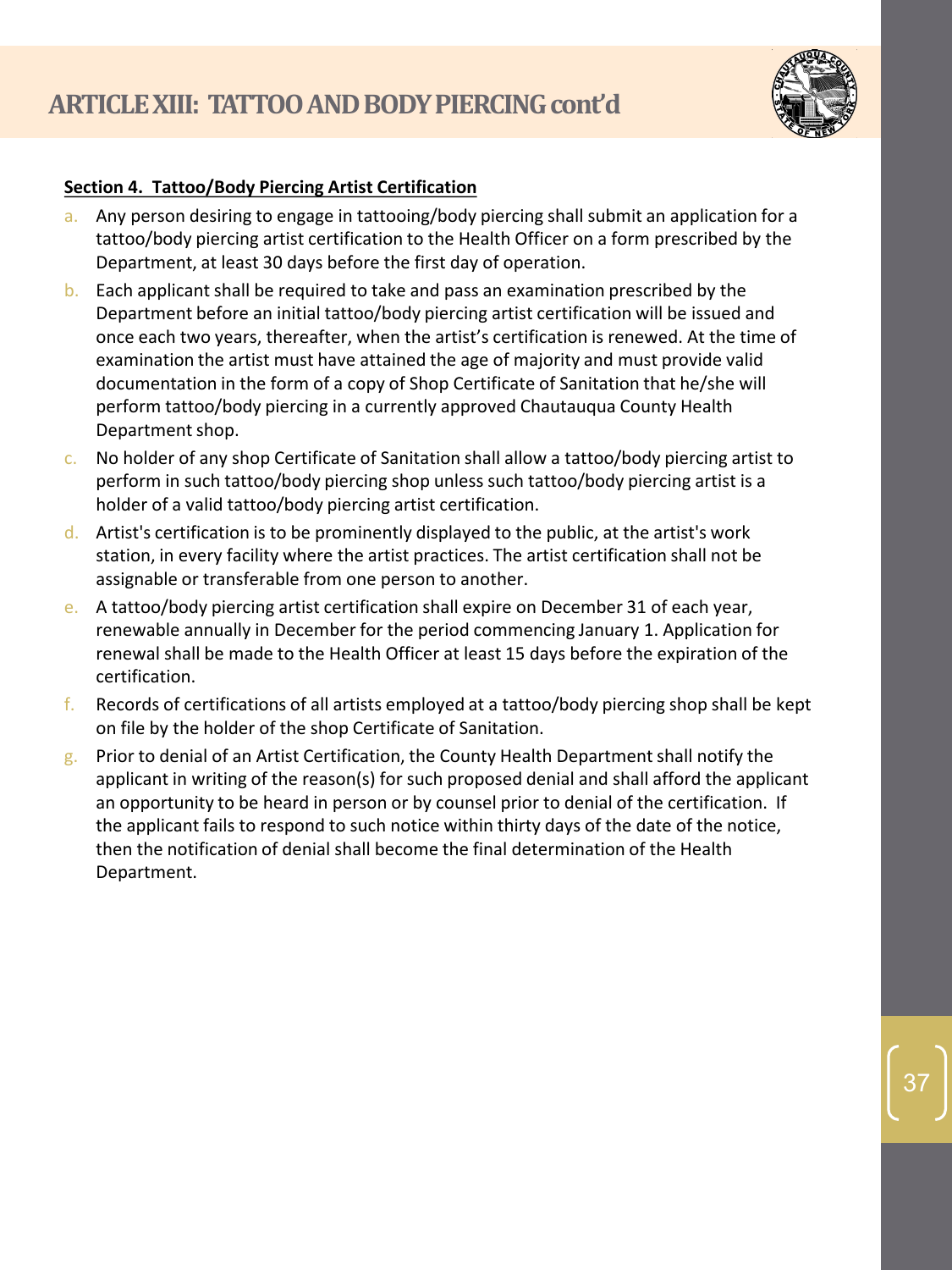## ARTICLE XIII: TATTOO AND BODY PIERCING cont'd

**Section 4. Tattoo/Body Piercing Artist Certification**

a. Any person desiring to engage in tattooing/body piercing shall submit an application for a tattoo/body piercing artist certification to the Health Officer on a form prescribed by the Department, at least 30 days before the first day of operation.

b. Each applicant shall be required to take and pass an examination prescribed by the Department before an initial tattoo/body piercing artist certification will be issued and once each two years, thereafter, when the artist's certification is renewed. At the time of examination the artist must have attained the age of majority and must provide valid documentation in the form of a copy of Shop Certificate of Sanitation that he/she will perform tattoo/body piercing in a currently approved Chautauqua County Health Department shop.

c. No holder of any shop Certificate of Sanitation shall allow a tattoo/body piercing artist to perform in such tattoo/body piercing shop unless such tattoo/body piercing artist is a holder of a valid tattoo/body piercing artist certification.

d. Artist's certification is to be prominently displayed to the public, at the artist's work station, in every facility where the artist practices. The artist certification shall not be assignable or transferable from one person to another.

e. A tattoo/body piercing artist certification shall expire on December 31 of each year, renewable annually in December for the period commencing January 1. Application for renewal shall be made to the Health Officer at least 15 days before the expiration of the certification.

f. Records of certifications of all artists employed at a tattoo/body piercing shop shall be kept on file by the holder of the shop Certificate of Sanitation.

g. Prior to denial of an Artist Certification, the County Health Department shall notify the applicant in writing of the reason(s) for such proposed denial and shall afford the applicant an opportunity to be heard in person or by counsel prior to denial of the certification. If the applicant fails to respond to such notice within thirty days of the date of the notice, then the notification of denial shall become the final determination of the Health Department.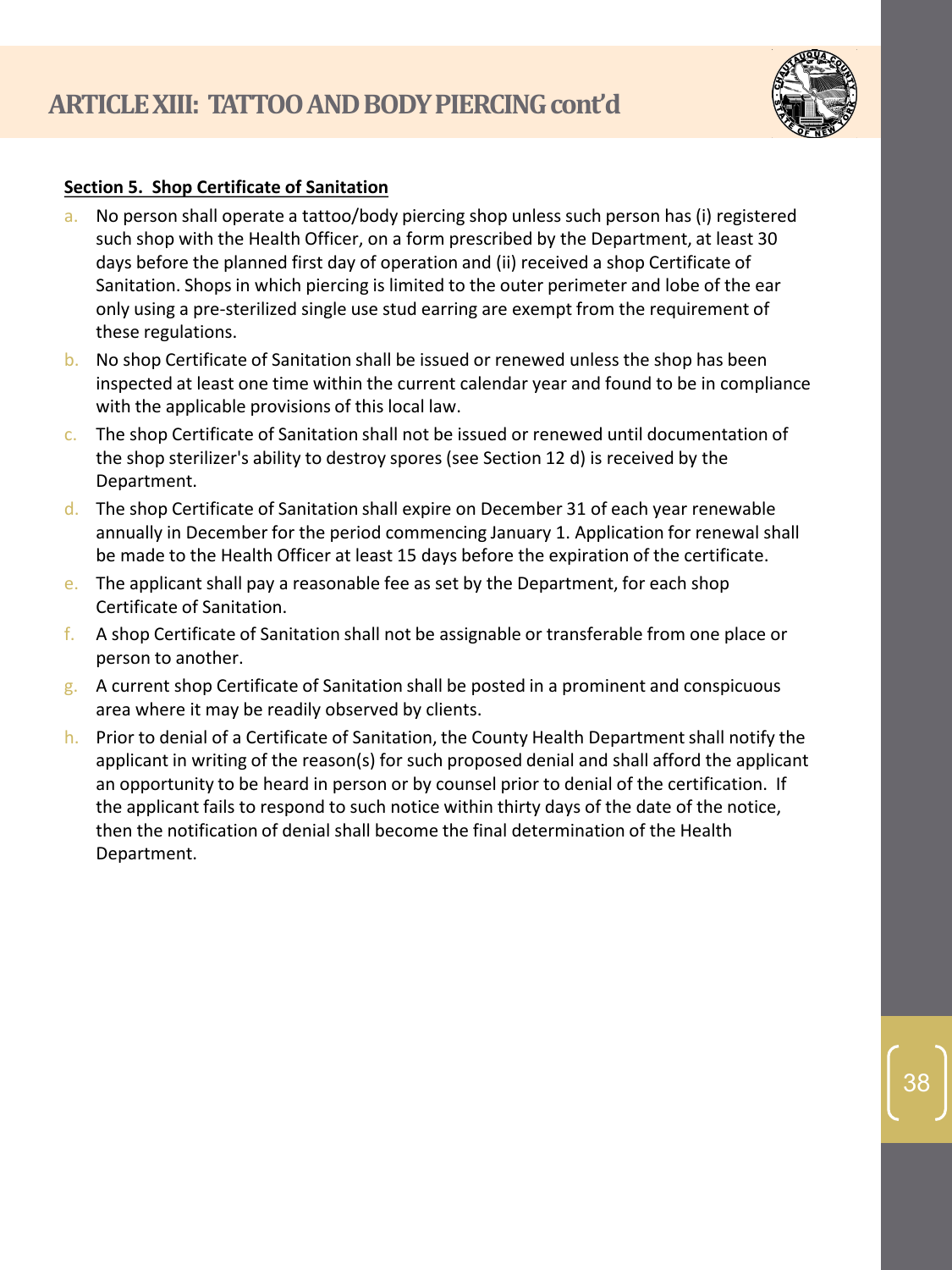## ARTICLE XIII: TATTOO AND BODY PIERCING cont'd

**Section 5. Shop Certificate of Sanitation**

a. No person shall operate a tattoo/body piercing shop unless such person has (i) registered such shop with the Health Officer, on a form prescribed by the Department, at least 30 days before the planned first day of operation and (ii) received a shop Certificate of Sanitation. Shops in which piercing is limited to the outer perimeter and lobe of the ear only using a pre-sterilized single use stud earring are exempt from the requirement of these regulations.

b. No shop Certificate of Sanitation shall be issued or renewed unless the shop has been inspected at least one time within the current calendar year and found to be in compliance with the applicable provisions of this local law.

c. The shop Certificate of Sanitation shall not be issued or renewed until documentation of the shop sterilizer's ability to destroy spores (see Section 12 d) is received by the Department.

d. The shop Certificate of Sanitation shall expire on December 31 of each year renewable annually in December for the period commencing January 1. Application for renewal shall be made to the Health Officer at least 15 days before the expiration of the certificate.

e. The applicant shall pay a reasonable fee as set by the Department, for each shop Certificate of Sanitation.

f. A shop Certificate of Sanitation shall not be assignable or transferable from one place or person to another.

g. A current shop Certificate of Sanitation shall be posted in a prominent and conspicuous area where it may be readily observed by clients.

h. Prior to denial of a Certificate of Sanitation, the County Health Department shall notify the applicant in writing of the reason(s) for such proposed denial and shall afford the applicant an opportunity to be heard in person or by counsel prior to denial of the certification. If the applicant fails to respond to such notice within thirty days of the date of the notice, then the notification of denial shall become the final determination of the Health Department.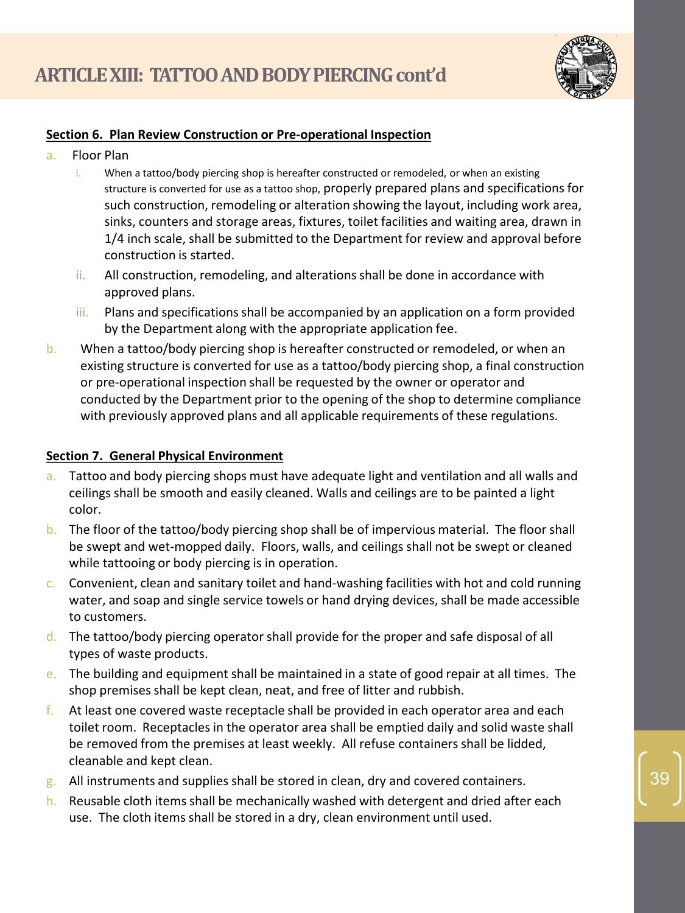# ARTICLE XIII: TATTOO AND BODY PIERCING cont'd

**Section 6. Plan Review Construction or Pre-operational Inspection**

a. Floor Plan
   i. When a tattoo/body piercing shop is hereafter constructed or remodeled, or when an existing structure is converted for use as a tattoo shop, properly prepared plans and specifications for such construction, remodeling or alteration showing the layout, including work area, sinks, counters and storage areas, fixtures, toilet facilities and waiting area, drawn in 1/4 inch scale, shall be submitted to the Department for review and approval before construction is started.
   ii. All construction, remodeling, and alterations shall be done in accordance with approved plans.
   iii. Plans and specifications shall be accompanied by an application on a form provided by the Department along with the appropriate application fee.

b. When a tattoo/body piercing shop is hereafter constructed or remodeled, or when an existing structure is converted for use as a tattoo/body piercing shop, a final construction or pre-operational inspection shall be requested by the owner or operator and conducted by the Department prior to the opening of the shop to determine compliance with previously approved plans and all applicable requirements of these regulations.

**Section 7. General Physical Environment**

a. Tattoo and body piercing shops must have adequate light and ventilation and all walls and ceilings shall be smooth and easily cleaned. Walls and ceilings are to be painted a light color.
b. The floor of the tattoo/body piercing shop shall be of impervious material. The floor shall be swept and wet-mopped daily. Floors, walls, and ceilings shall not be swept or cleaned while tattooing or body piercing is in operation.
c. Convenient, clean and sanitary toilet and hand-washing facilities with hot and cold running water, and soap and single service towels or hand drying devices, shall be made accessible to customers.
d. The tattoo/body piercing operator shall provide for the proper and safe disposal of all types of waste products.
e. The building and equipment shall be maintained in a state of good repair at all times. The shop premises shall be kept clean, neat, and free of litter and rubbish.
f. At least one covered waste receptacle shall be provided in each operator area and each toilet room. Receptacles in the operator area shall be emptied daily and solid waste shall be removed from the premises at least weekly. All refuse containers shall be lidded, cleanable and kept clean.
g. All instruments and supplies shall be stored in clean, dry and covered containers.
h. Reusable cloth items shall be mechanically washed with detergent and dried after each use. The cloth items shall be stored in a dry, clean environment until used.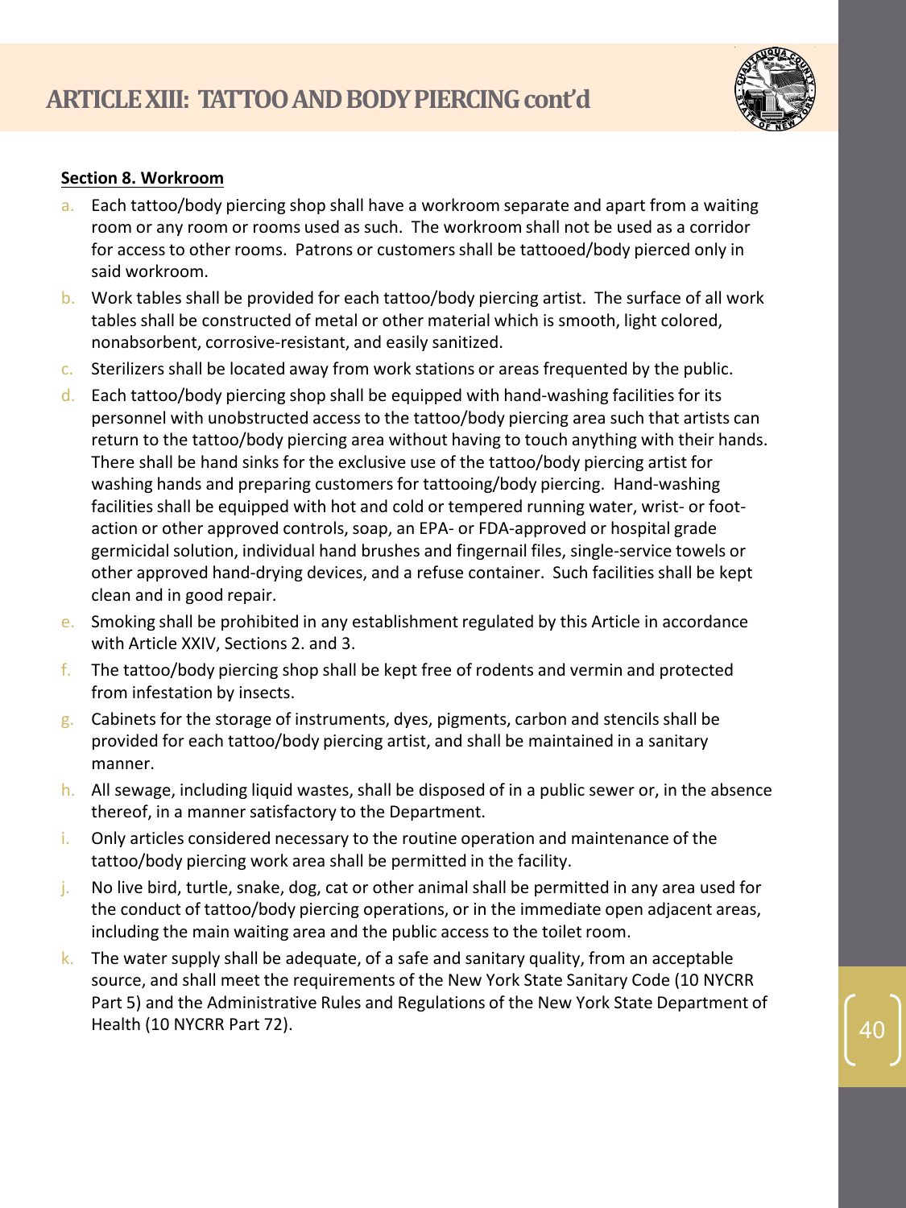## ARTICLE XIII: TATTOO AND BODY PIERCING cont'd

**Section 8. Workroom**

a. Each tattoo/body piercing shop shall have a workroom separate and apart from a waiting room or any room or rooms used as such. The workroom shall not be used as a corridor for access to other rooms. Patrons or customers shall be tattooed/body pierced only in said workroom.

b. Work tables shall be provided for each tattoo/body piercing artist. The surface of all work tables shall be constructed of metal or other material which is smooth, light colored, nonabsorbent, corrosive-resistant, and easily sanitized.

c. Sterilizers shall be located away from work stations or areas frequented by the public.

d. Each tattoo/body piercing shop shall be equipped with hand-washing facilities for its personnel with unobstructed access to the tattoo/body piercing area such that artists can return to the tattoo/body piercing area without having to touch anything with their hands. There shall be hand sinks for the exclusive use of the tattoo/body piercing artist for washing hands and preparing customers for tattooing/body piercing. Hand-washing facilities shall be equipped with hot and cold or tempered running water, wrist- or foot-action or other approved controls, soap, an EPA- or FDA-approved or hospital grade germicidal solution, individual hand brushes and fingernail files, single-service towels or other approved hand-drying devices, and a refuse container. Such facilities shall be kept clean and in good repair.

e. Smoking shall be prohibited in any establishment regulated by this Article in accordance with Article XXIV, Sections 2. and 3.

f. The tattoo/body piercing shop shall be kept free of rodents and vermin and protected from infestation by insects.

g. Cabinets for the storage of instruments, dyes, pigments, carbon and stencils shall be provided for each tattoo/body piercing artist, and shall be maintained in a sanitary manner.

h. All sewage, including liquid wastes, shall be disposed of in a public sewer or, in the absence thereof, in a manner satisfactory to the Department.

i. Only articles considered necessary to the routine operation and maintenance of the tattoo/body piercing work area shall be permitted in the facility.

j. No live bird, turtle, snake, dog, cat or other animal shall be permitted in any area used for the conduct of tattoo/body piercing operations, or in the immediate open adjacent areas, including the main waiting area and the public access to the toilet room.

k. The water supply shall be adequate, of a safe and sanitary quality, from an acceptable source, and shall meet the requirements of the New York State Sanitary Code (10 NYCRR Part 5) and the Administrative Rules and Regulations of the New York State Department of Health (10 NYCRR Part 72).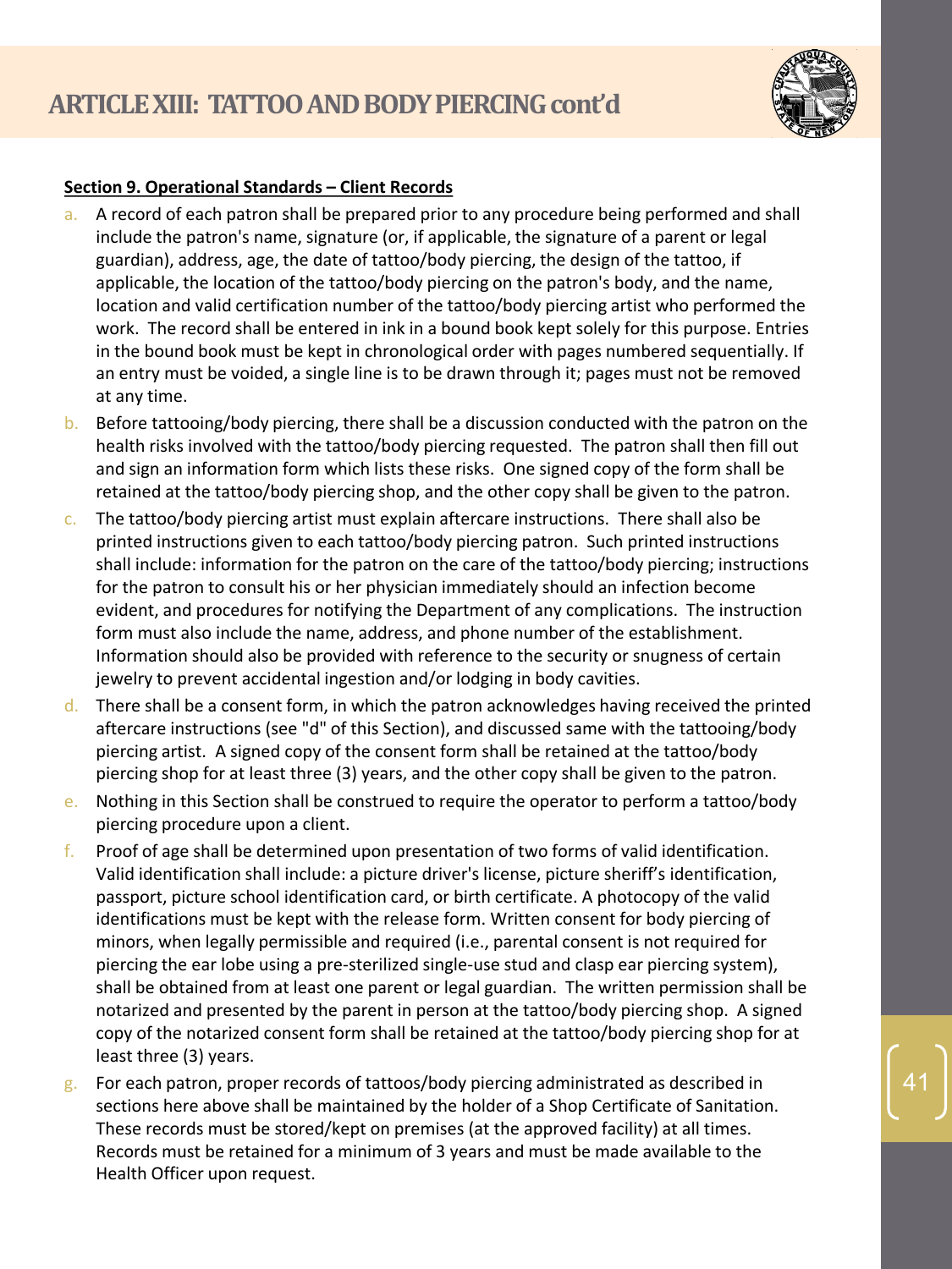## ARTICLE XIII: TATTOO AND BODY PIERCING cont'd

**Section 9. Operational Standards – Client Records**

a. A record of each patron shall be prepared prior to any procedure being performed and shall include the patron's name, signature (or, if applicable, the signature of a parent or legal guardian), address, age, the date of tattoo/body piercing, the design of the tattoo, if applicable, the location of the tattoo/body piercing on the patron's body, and the name, location and valid certification number of the tattoo/body piercing artist who performed the work. The record shall be entered in ink in a bound book kept solely for this purpose. Entries in the bound book must be kept in chronological order with pages numbered sequentially. If an entry must be voided, a single line is to be drawn through it; pages must not be removed at any time.

b. Before tattooing/body piercing, there shall be a discussion conducted with the patron on the health risks involved with the tattoo/body piercing requested. The patron shall then fill out and sign an information form which lists these risks. One signed copy of the form shall be retained at the tattoo/body piercing shop, and the other copy shall be given to the patron.

c. The tattoo/body piercing artist must explain aftercare instructions. There shall also be printed instructions given to each tattoo/body piercing patron. Such printed instructions shall include: information for the patron on the care of the tattoo/body piercing; instructions for the patron to consult his or her physician immediately should an infection become evident, and procedures for notifying the Department of any complications. The instruction form must also include the name, address, and phone number of the establishment. Information should also be provided with reference to the security or snugness of certain jewelry to prevent accidental ingestion and/or lodging in body cavities.

d. There shall be a consent form, in which the patron acknowledges having received the printed aftercare instructions (see "d" of this Section), and discussed same with the tattooing/body piercing artist. A signed copy of the consent form shall be retained at the tattoo/body piercing shop for at least three (3) years, and the other copy shall be given to the patron.

e. Nothing in this Section shall be construed to require the operator to perform a tattoo/body piercing procedure upon a client.

f. Proof of age shall be determined upon presentation of two forms of valid identification. Valid identification shall include: a picture driver's license, picture sheriff's identification, passport, picture school identification card, or birth certificate. A photocopy of the valid identifications must be kept with the release form. Written consent for body piercing of minors, when legally permissible and required (i.e., parental consent is not required for piercing the ear lobe using a pre-sterilized single-use stud and clasp ear piercing system), shall be obtained from at least one parent or legal guardian. The written permission shall be notarized and presented by the parent in person at the tattoo/body piercing shop. A signed copy of the notarized consent form shall be retained at the tattoo/body piercing shop for at least three (3) years.

g. For each patron, proper records of tattoos/body piercing administrated as described in sections here above shall be maintained by the holder of a Shop Certificate of Sanitation. These records must be stored/kept on premises (at the approved facility) at all times. Records must be retained for a minimum of 3 years and must be made available to the Health Officer upon request.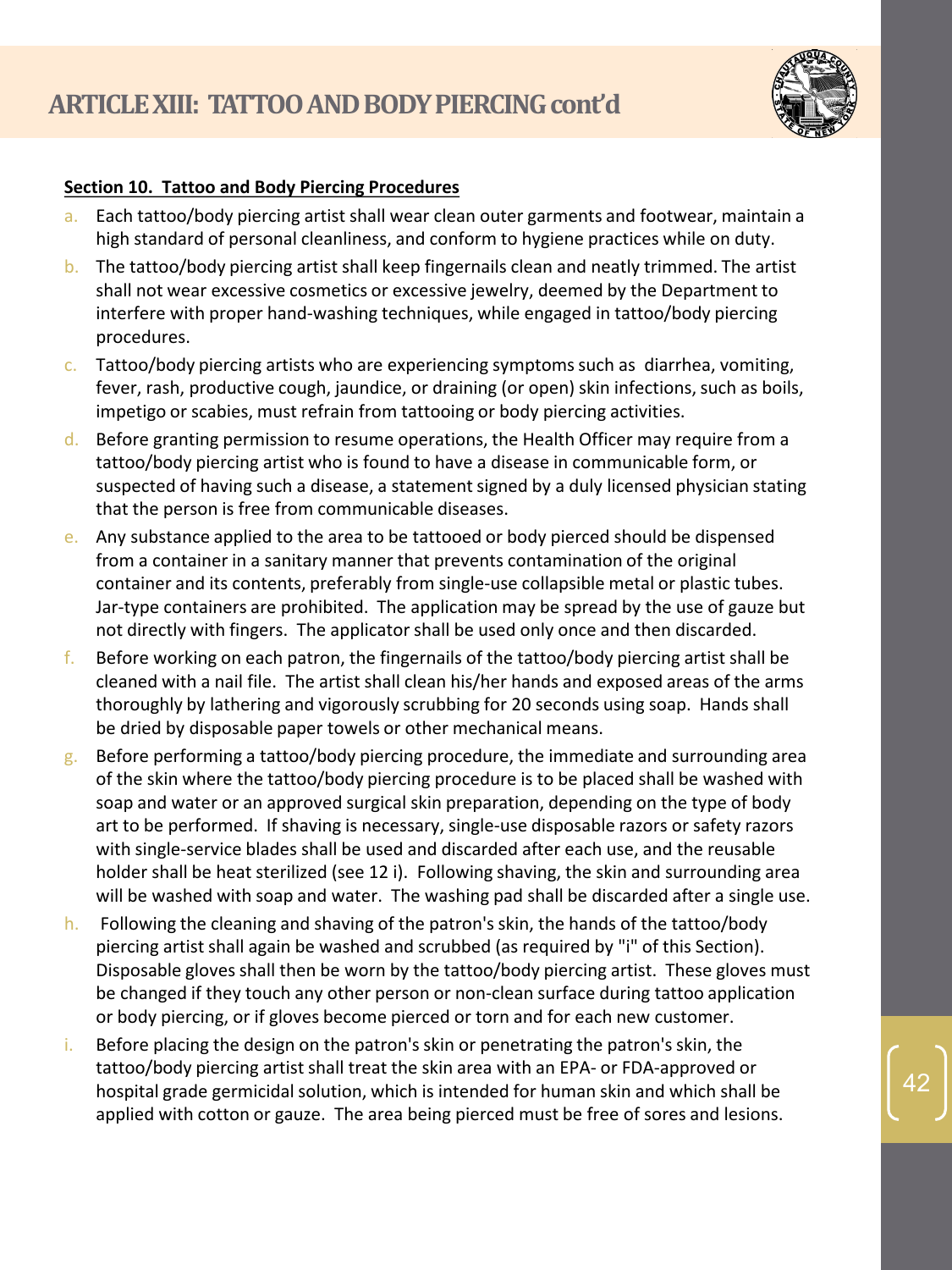## ARTICLE XIII: TATTOO AND BODY PIERCING cont'd

**Section 10. Tattoo and Body Piercing Procedures**

a. Each tattoo/body piercing artist shall wear clean outer garments and footwear, maintain a high standard of personal cleanliness, and conform to hygiene practices while on duty.

b. The tattoo/body piercing artist shall keep fingernails clean and neatly trimmed. The artist shall not wear excessive cosmetics or excessive jewelry, deemed by the Department to interfere with proper hand-washing techniques, while engaged in tattoo/body piercing procedures.

c. Tattoo/body piercing artists who are experiencing symptoms such as diarrhea, vomiting, fever, rash, productive cough, jaundice, or draining (or open) skin infections, such as boils, impetigo or scabies, must refrain from tattooing or body piercing activities.

d. Before granting permission to resume operations, the Health Officer may require from a tattoo/body piercing artist who is found to have a disease in communicable form, or suspected of having such a disease, a statement signed by a duly licensed physician stating that the person is free from communicable diseases.

e. Any substance applied to the area to be tattooed or body pierced should be dispensed from a container in a sanitary manner that prevents contamination of the original container and its contents, preferably from single-use collapsible metal or plastic tubes. Jar-type containers are prohibited. The application may be spread by the use of gauze but not directly with fingers. The applicator shall be used only once and then discarded.

f. Before working on each patron, the fingernails of the tattoo/body piercing artist shall be cleaned with a nail file. The artist shall clean his/her hands and exposed areas of the arms thoroughly by lathering and vigorously scrubbing for 20 seconds using soap. Hands shall be dried by disposable paper towels or other mechanical means.

g. Before performing a tattoo/body piercing procedure, the immediate and surrounding area of the skin where the tattoo/body piercing procedure is to be placed shall be washed with soap and water or an approved surgical skin preparation, depending on the type of body art to be performed. If shaving is necessary, single-use disposable razors or safety razors with single-service blades shall be used and discarded after each use, and the reusable holder shall be heat sterilized (see 12 i). Following shaving, the skin and surrounding area will be washed with soap and water. The washing pad shall be discarded after a single use.

h. Following the cleaning and shaving of the patron's skin, the hands of the tattoo/body piercing artist shall again be washed and scrubbed (as required by "i" of this Section). Disposable gloves shall then be worn by the tattoo/body piercing artist. These gloves must be changed if they touch any other person or non-clean surface during tattoo application or body piercing, or if gloves become pierced or torn and for each new customer.

i. Before placing the design on the patron's skin or penetrating the patron's skin, the tattoo/body piercing artist shall treat the skin area with an EPA- or FDA-approved or hospital grade germicidal solution, which is intended for human skin and which shall be applied with cotton or gauze. The area being pierced must be free of sores and lesions.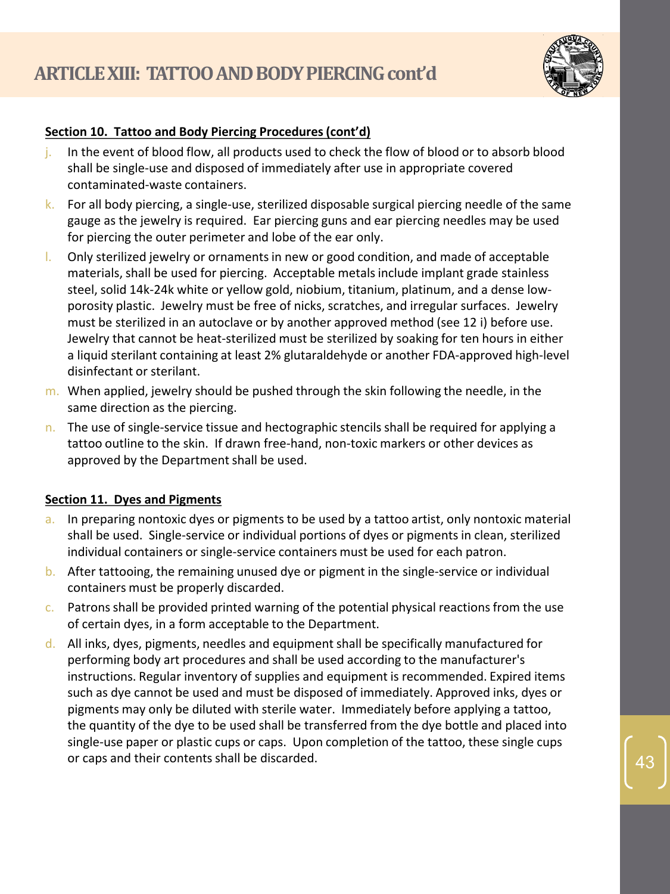## ARTICLE XIII: TATTOO AND BODY PIERCING cont'd

**Section 10. Tattoo and Body Piercing Procedures (cont'd)**

j. In the event of blood flow, all products used to check the flow of blood or to absorb blood shall be single-use and disposed of immediately after use in appropriate covered contaminated-waste containers.

k. For all body piercing, a single-use, sterilized disposable surgical piercing needle of the same gauge as the jewelry is required. Ear piercing guns and ear piercing needles may be used for piercing the outer perimeter and lobe of the ear only.

l. Only sterilized jewelry or ornaments in new or good condition, and made of acceptable materials, shall be used for piercing. Acceptable metals include implant grade stainless steel, solid 14k-24k white or yellow gold, niobium, titanium, platinum, and a dense low-porosity plastic. Jewelry must be free of nicks, scratches, and irregular surfaces. Jewelry must be sterilized in an autoclave or by another approved method (see 12 i) before use. Jewelry that cannot be heat-sterilized must be sterilized by soaking for ten hours in either a liquid sterilant containing at least 2% glutaraldehyde or another FDA-approved high-level disinfectant or sterilant.

m. When applied, jewelry should be pushed through the skin following the needle, in the same direction as the piercing.

n. The use of single-service tissue and hectographic stencils shall be required for applying a tattoo outline to the skin. If drawn free-hand, non-toxic markers or other devices as approved by the Department shall be used.

**Section 11. Dyes and Pigments**

a. In preparing nontoxic dyes or pigments to be used by a tattoo artist, only nontoxic material shall be used. Single-service or individual portions of dyes or pigments in clean, sterilized individual containers or single-service containers must be used for each patron.

b. After tattooing, the remaining unused dye or pigment in the single-service or individual containers must be properly discarded.

c. Patrons shall be provided printed warning of the potential physical reactions from the use of certain dyes, in a form acceptable to the Department.

d. All inks, dyes, pigments, needles and equipment shall be specifically manufactured for performing body art procedures and shall be used according to the manufacturer's instructions. Regular inventory of supplies and equipment is recommended. Expired items such as dye cannot be used and must be disposed of immediately. Approved inks, dyes or pigments may only be diluted with sterile water. Immediately before applying a tattoo, the quantity of the dye to be used shall be transferred from the dye bottle and placed into single-use paper or plastic cups or caps. Upon completion of the tattoo, these single cups or caps and their contents shall be discarded.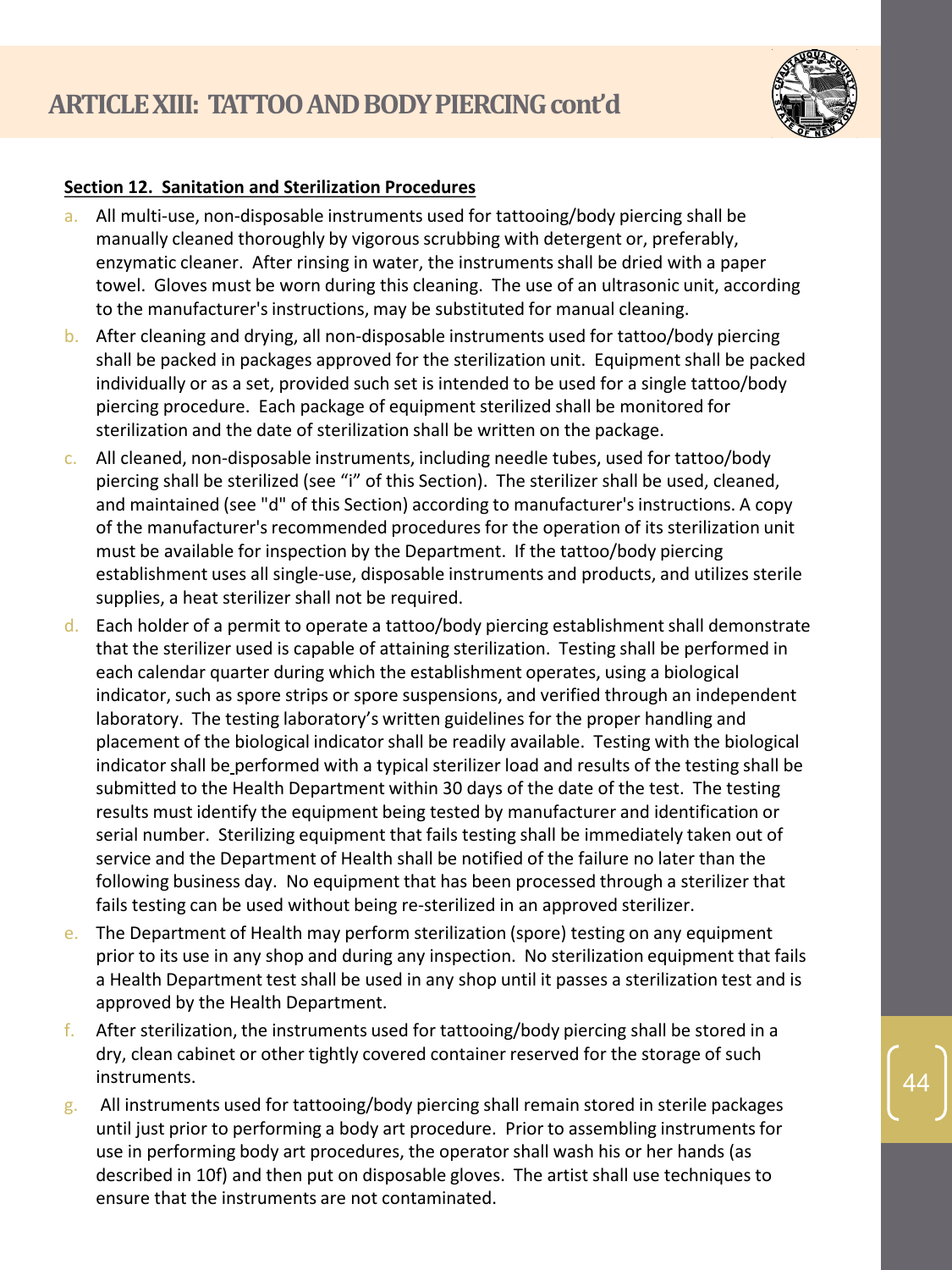## ARTICLE XIII: TATTOO AND BODY PIERCING cont'd

**Section 12. Sanitation and Sterilization Procedures**

a. All multi-use, non-disposable instruments used for tattooing/body piercing shall be manually cleaned thoroughly by vigorous scrubbing with detergent or, preferably, enzymatic cleaner. After rinsing in water, the instruments shall be dried with a paper towel. Gloves must be worn during this cleaning. The use of an ultrasonic unit, according to the manufacturer's instructions, may be substituted for manual cleaning.

b. After cleaning and drying, all non-disposable instruments used for tattoo/body piercing shall be packed in packages approved for the sterilization unit. Equipment shall be packed individually or as a set, provided such set is intended to be used for a single tattoo/body piercing procedure. Each package of equipment sterilized shall be monitored for sterilization and the date of sterilization shall be written on the package.

c. All cleaned, non-disposable instruments, including needle tubes, used for tattoo/body piercing shall be sterilized (see "i" of this Section). The sterilizer shall be used, cleaned, and maintained (see "d" of this Section) according to manufacturer's instructions. A copy of the manufacturer's recommended procedures for the operation of its sterilization unit must be available for inspection by the Department. If the tattoo/body piercing establishment uses all single-use, disposable instruments and products, and utilizes sterile supplies, a heat sterilizer shall not be required.

d. Each holder of a permit to operate a tattoo/body piercing establishment shall demonstrate that the sterilizer used is capable of attaining sterilization. Testing shall be performed in each calendar quarter during which the establishment operates, using a biological indicator, such as spore strips or spore suspensions, and verified through an independent laboratory. The testing laboratory's written guidelines for the proper handling and placement of the biological indicator shall be readily available. Testing with the biological indicator shall be performed with a typical sterilizer load and results of the testing shall be submitted to the Health Department within 30 days of the date of the test. The testing results must identify the equipment being tested by manufacturer and identification or serial number. Sterilizing equipment that fails testing shall be immediately taken out of service and the Department of Health shall be notified of the failure no later than the following business day. No equipment that has been processed through a sterilizer that fails testing can be used without being re-sterilized in an approved sterilizer.

e. The Department of Health may perform sterilization (spore) testing on any equipment prior to its use in any shop and during any inspection. No sterilization equipment that fails a Health Department test shall be used in any shop until it passes a sterilization test and is approved by the Health Department.

f. After sterilization, the instruments used for tattooing/body piercing shall be stored in a dry, clean cabinet or other tightly covered container reserved for the storage of such instruments.

g. All instruments used for tattooing/body piercing shall remain stored in sterile packages until just prior to performing a body art procedure. Prior to assembling instruments for use in performing body art procedures, the operator shall wash his or her hands (as described in 10f) and then put on disposable gloves. The artist shall use techniques to ensure that the instruments are not contaminated.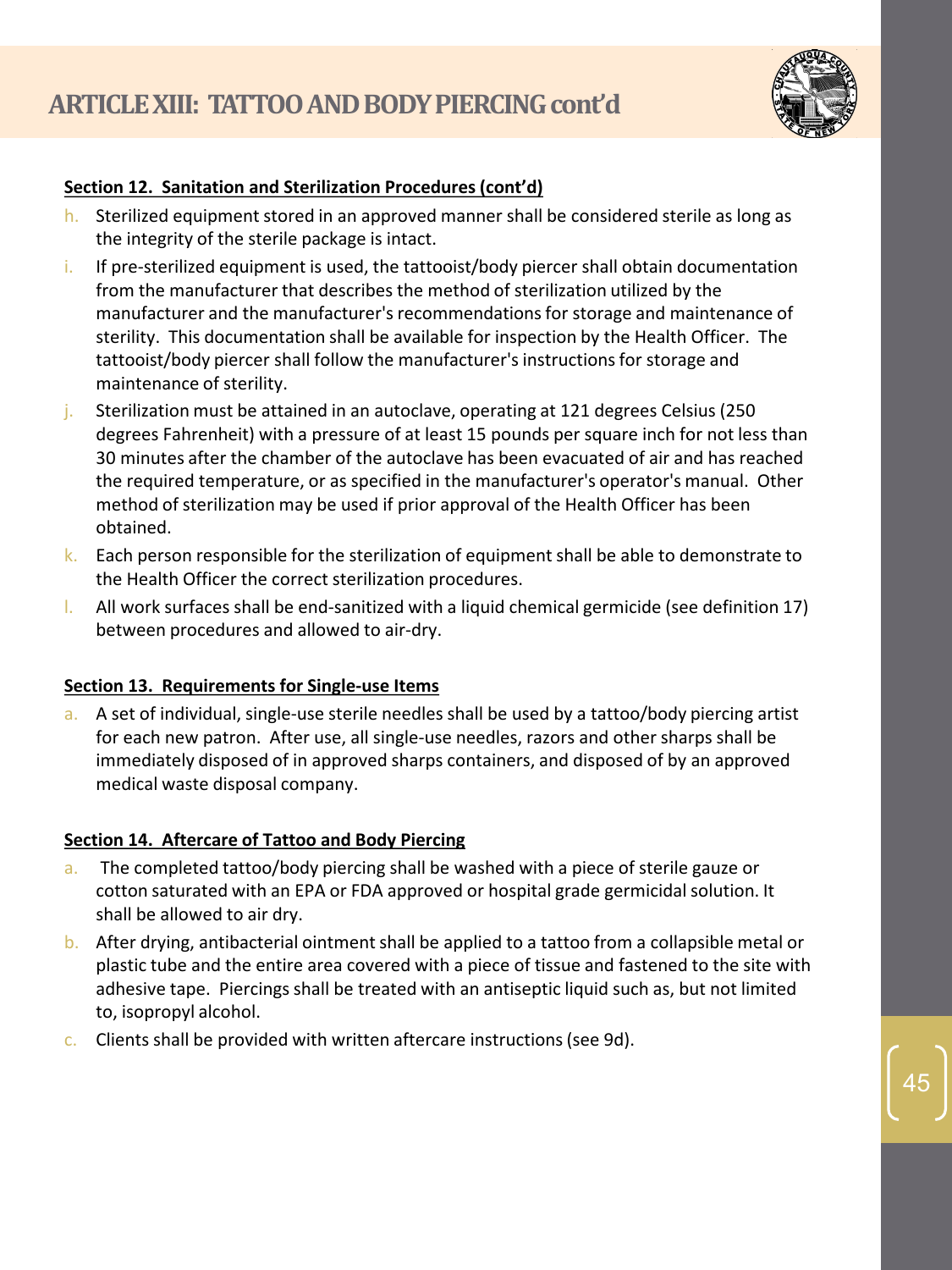## ARTICLE XIII: TATTOO AND BODY PIERCING cont'd

**Section 12. Sanitation and Sterilization Procedures (cont'd)**

h. Sterilized equipment stored in an approved manner shall be considered sterile as long as the integrity of the sterile package is intact.
i. If pre-sterilized equipment is used, the tattooist/body piercer shall obtain documentation from the manufacturer that describes the method of sterilization utilized by the manufacturer and the manufacturer's recommendations for storage and maintenance of sterility. This documentation shall be available for inspection by the Health Officer. The tattooist/body piercer shall follow the manufacturer's instructions for storage and maintenance of sterility.
j. Sterilization must be attained in an autoclave, operating at 121 degrees Celsius (250 degrees Fahrenheit) with a pressure of at least 15 pounds per square inch for not less than 30 minutes after the chamber of the autoclave has been evacuated of air and has reached the required temperature, or as specified in the manufacturer's operator's manual. Other method of sterilization may be used if prior approval of the Health Officer has been obtained.
k. Each person responsible for the sterilization of equipment shall be able to demonstrate to the Health Officer the correct sterilization procedures.
l. All work surfaces shall be end-sanitized with a liquid chemical germicide (see definition 17) between procedures and allowed to air-dry.

**Section 13. Requirements for Single-use Items**

a. A set of individual, single-use sterile needles shall be used by a tattoo/body piercing artist for each new patron. After use, all single-use needles, razors and other sharps shall be immediately disposed of in approved sharps containers, and disposed of by an approved medical waste disposal company.

**Section 14. Aftercare of Tattoo and Body Piercing**

a. The completed tattoo/body piercing shall be washed with a piece of sterile gauze or cotton saturated with an EPA or FDA approved or hospital grade germicidal solution. It shall be allowed to air dry.
b. After drying, antibacterial ointment shall be applied to a tattoo from a collapsible metal or plastic tube and the entire area covered with a piece of tissue and fastened to the site with adhesive tape. Piercings shall be treated with an antiseptic liquid such as, but not limited to, isopropyl alcohol.
c. Clients shall be provided with written aftercare instructions (see 9d).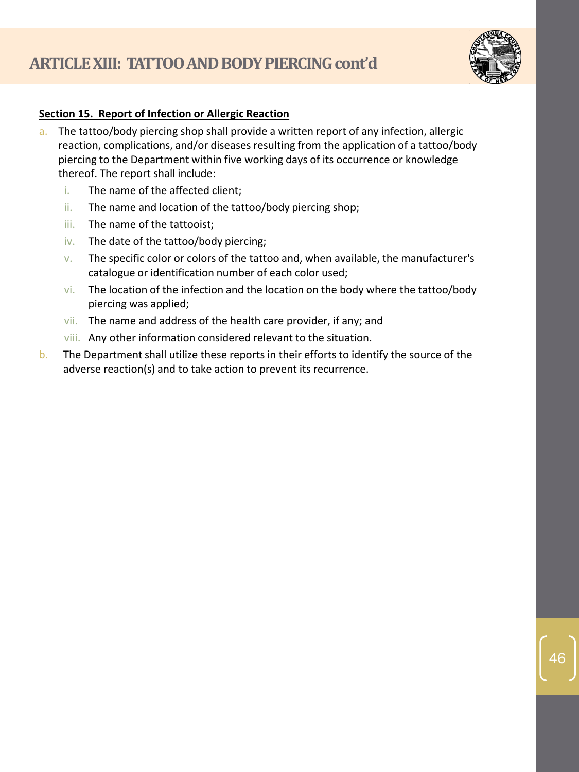**Section 15. Report of Infection or Allergic Reaction**

a. The tattoo/body piercing shop shall provide a written report of any infection, allergic reaction, complications, and/or diseases resulting from the application of a tattoo/body piercing to the Department within five working days of its occurrence or knowledge thereof. The report shall include:
   i. The name of the affected client;
   ii. The name and location of the tattoo/body piercing shop;
   iii. The name of the tattooist;
   iv. The date of the tattoo/body piercing;
   v. The specific color or colors of the tattoo and, when available, the manufacturer's catalogue or identification number of each color used;
   vi. The location of the infection and the location on the body where the tattoo/body piercing was applied;
   vii. The name and address of the health care provider, if any; and
   viii. Any other information considered relevant to the situation.

b. The Department shall utilize these reports in their efforts to identify the source of the adverse reaction(s) and to take action to prevent its recurrence.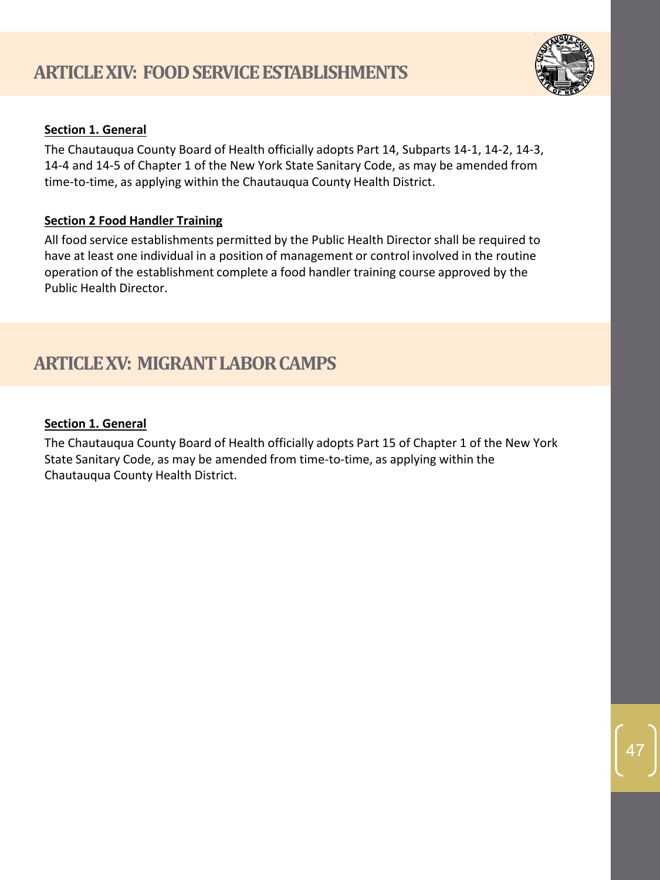# ARTICLE XIV: FOOD SERVICE ESTABLISHMENTS

**Section 1. General**

The Chautauqua County Board of Health officially adopts Part 14, Subparts 14-1, 14-2, 14-3, 14-4 and 14-5 of Chapter 1 of the New York State Sanitary Code, as may be amended from time-to-time, as applying within the Chautauqua County Health District.

**Section 2 Food Handler Training**

All food service establishments permitted by the Public Health Director shall be required to have at least one individual in a position of management or control involved in the routine operation of the establishment complete a food handler training course approved by the Public Health Director.

# ARTICLE XV: MIGRANT LABOR CAMPS

**Section 1. General**

The Chautauqua County Board of Health officially adopts Part 15 of Chapter 1 of the New York State Sanitary Code, as may be amended from time-to-time, as applying within the Chautauqua County Health District.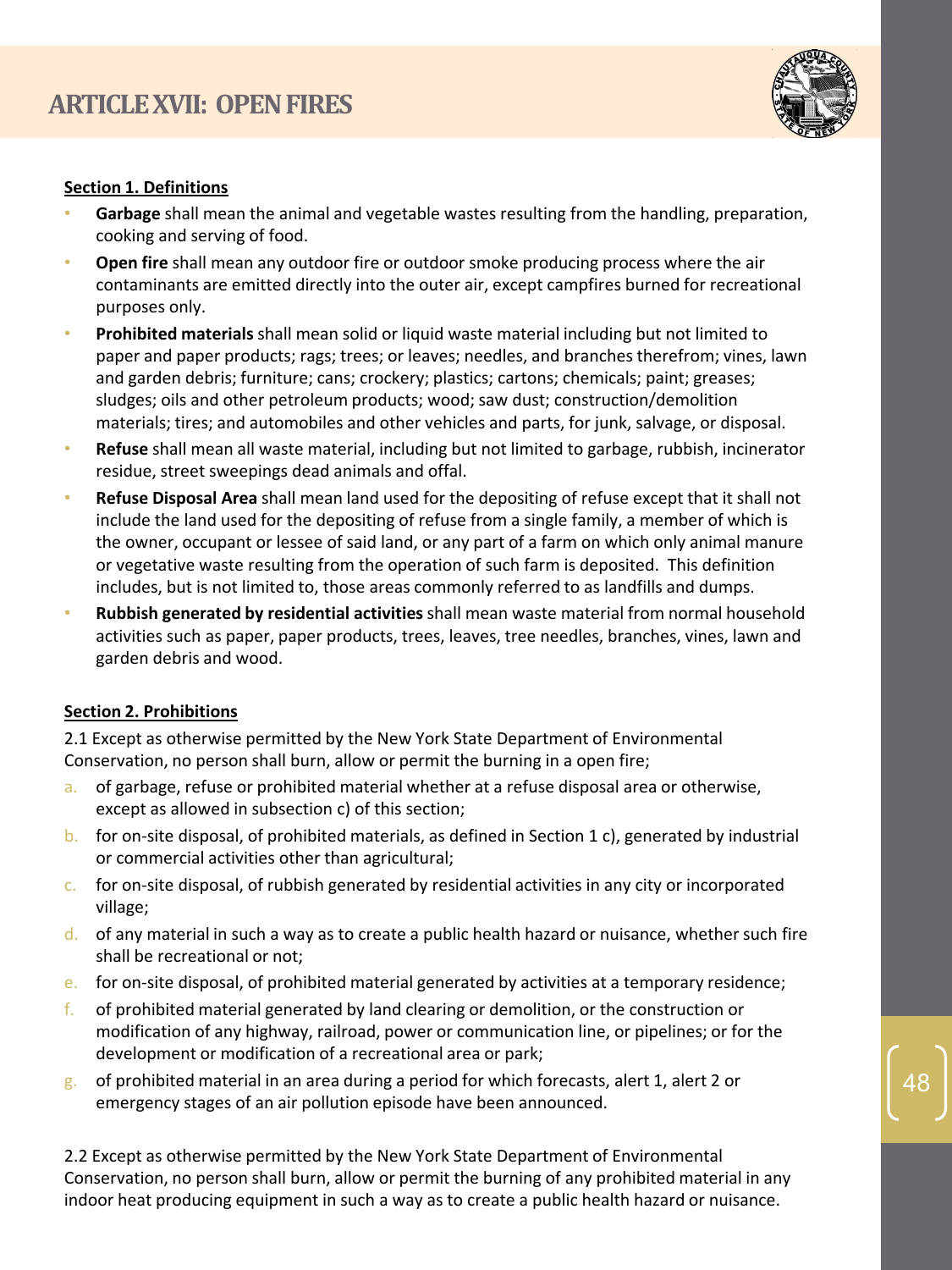# ARTICLE XVII: OPEN FIRES

**Section 1. Definitions**

- **Garbage** shall mean the animal and vegetable wastes resulting from the handling, preparation, cooking and serving of food.
- **Open fire** shall mean any outdoor fire or outdoor smoke producing process where the air contaminants are emitted directly into the outer air, except campfires burned for recreational purposes only.
- **Prohibited materials** shall mean solid or liquid waste material including but not limited to paper and paper products; rags; trees; or leaves; needles, and branches therefrom; vines, lawn and garden debris; furniture; cans; crockery; plastics; cartons; chemicals; paint; greases; sludges; oils and other petroleum products; wood; saw dust; construction/demolition materials; tires; and automobiles and other vehicles and parts, for junk, salvage, or disposal.
- **Refuse** shall mean all waste material, including but not limited to garbage, rubbish, incinerator residue, street sweepings dead animals and offal.
- **Refuse Disposal Area** shall mean land used for the depositing of refuse except that it shall not include the land used for the depositing of refuse from a single family, a member of which is the owner, occupant or lessee of said land, or any part of a farm on which only animal manure or vegetative waste resulting from the operation of such farm is deposited. This definition includes, but is not limited to, those areas commonly referred to as landfills and dumps.
- **Rubbish generated by residential activities** shall mean waste material from normal household activities such as paper, paper products, trees, leaves, tree needles, branches, vines, lawn and garden debris and wood.

**Section 2. Prohibitions**

2.1 Except as otherwise permitted by the New York State Department of Environmental Conservation, no person shall burn, allow or permit the burning in a open fire;

a. of garbage, refuse or prohibited material whether at a refuse disposal area or otherwise, except as allowed in subsection c) of this section;
b. for on-site disposal, of prohibited materials, as defined in Section 1 c), generated by industrial or commercial activities other than agricultural;
c. for on-site disposal, of rubbish generated by residential activities in any city or incorporated village;
d. of any material in such a way as to create a public health hazard or nuisance, whether such fire shall be recreational or not;
e. for on-site disposal, of prohibited material generated by activities at a temporary residence;
f. of prohibited material generated by land clearing or demolition, or the construction or modification of any highway, railroad, power or communication line, or pipelines; or for the development or modification of a recreational area or park;
g. of prohibited material in an area during a period for which forecasts, alert 1, alert 2 or emergency stages of an air pollution episode have been announced.

2.2 Except as otherwise permitted by the New York State Department of Environmental Conservation, no person shall burn, allow or permit the burning of any prohibited material in any indoor heat producing equipment in such a way as to create a public health hazard or nuisance.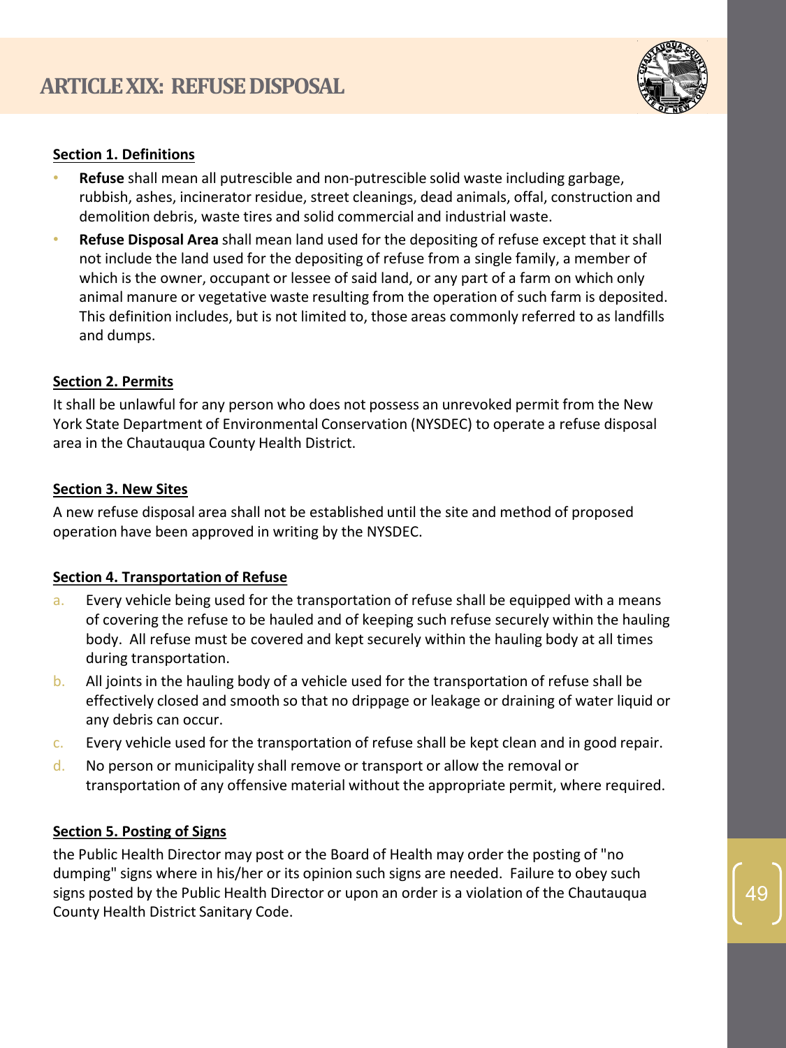# ARTICLE XIX: REFUSE DISPOSAL

**Section 1. Definitions**

- **Refuse** shall mean all putrescible and non-putrescible solid waste including garbage, rubbish, ashes, incinerator residue, street cleanings, dead animals, offal, construction and demolition debris, waste tires and solid commercial and industrial waste.
- **Refuse Disposal Area** shall mean land used for the depositing of refuse except that it shall not include the land used for the depositing of refuse from a single family, a member of which is the owner, occupant or lessee of said land, or any part of a farm on which only animal manure or vegetative waste resulting from the operation of such farm is deposited. This definition includes, but is not limited to, those areas commonly referred to as landfills and dumps.

**Section 2. Permits**

It shall be unlawful for any person who does not possess an unrevoked permit from the New York State Department of Environmental Conservation (NYSDEC) to operate a refuse disposal area in the Chautauqua County Health District.

**Section 3. New Sites**

A new refuse disposal area shall not be established until the site and method of proposed operation have been approved in writing by the NYSDEC.

**Section 4. Transportation of Refuse**

a. Every vehicle being used for the transportation of refuse shall be equipped with a means of covering the refuse to be hauled and of keeping such refuse securely within the hauling body. All refuse must be covered and kept securely within the hauling body at all times during transportation.

b. All joints in the hauling body of a vehicle used for the transportation of refuse shall be effectively closed and smooth so that no drippage or leakage or draining of water liquid or any debris can occur.

c. Every vehicle used for the transportation of refuse shall be kept clean and in good repair.

d. No person or municipality shall remove or transport or allow the removal or transportation of any offensive material without the appropriate permit, where required.

**Section 5. Posting of Signs**

the Public Health Director may post or the Board of Health may order the posting of "no dumping" signs where in his/her or its opinion such signs are needed. Failure to obey such signs posted by the Public Health Director or upon an order is a violation of the Chautauqua County Health District Sanitary Code.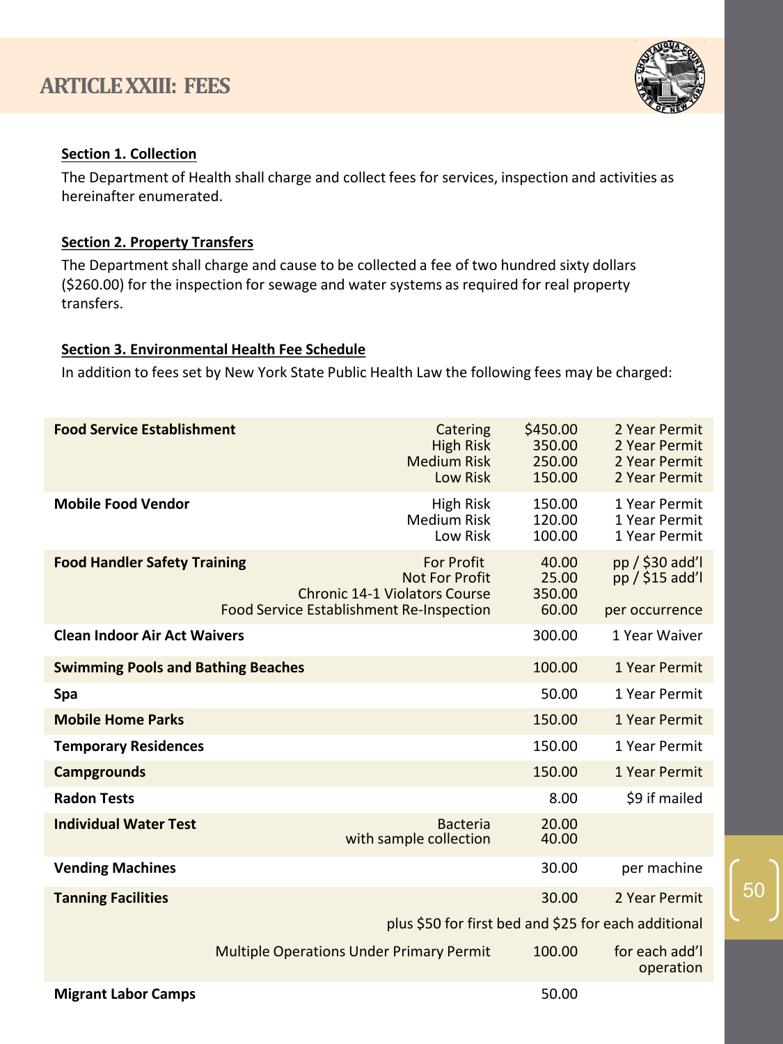# ARTICLE XXIII: FEES

**Section 1. Collection**

The Department of Health shall charge and collect fees for services, inspection and activities as hereinafter enumerated.

**Section 2. Property Transfers**

The Department shall charge and cause to be collected a fee of two hundred sixty dollars ($260.00) for the inspection for sewage and water systems as required for real property transfers.

**Section 3. Environmental Health Fee Schedule**

In addition to fees set by New York State Public Health Law the following fees may be charged:

| | | | |
|---|---|---|---|
| **Food Service Establishment** | Catering | $450.00 | 2 Year Permit |
| | High Risk | 350.00 | 2 Year Permit |
| | Medium Risk | 250.00 | 2 Year Permit |
| | Low Risk | 150.00 | 2 Year Permit |
| **Mobile Food Vendor** | High Risk | 150.00 | 1 Year Permit |
| | Medium Risk | 120.00 | 1 Year Permit |
| | Low Risk | 100.00 | 1 Year Permit |
| **Food Handler Safety Training** | For Profit | 40.00 | pp / $30 add'l |
| | Not For Profit | 25.00 | pp / $15 add'l |
| | Chronic 14-1 Violators Course | 350.00 | |
| | Food Service Establishment Re-Inspection | 60.00 | per occurrence |
| **Clean Indoor Air Act Waivers** | | 300.00 | 1 Year Waiver |
| **Swimming Pools and Bathing Beaches** | | 100.00 | 1 Year Permit |
| **Spa** | | 50.00 | 1 Year Permit |
| **Mobile Home Parks** | | 150.00 | 1 Year Permit |
| **Temporary Residences** | | 150.00 | 1 Year Permit |
| **Campgrounds** | | 150.00 | 1 Year Permit |
| **Radon Tests** | | 8.00 | $9 if mailed |
| **Individual Water Test** | Bacteria | 20.00 | |
| | with sample collection | 40.00 | |
| **Vending Machines** | | 30.00 | per machine |
| **Tanning Facilities** | | 30.00 | 2 Year Permit |
| | plus $50 for first bed and $25 for each additional | | |
| | Multiple Operations Under Primary Permit | 100.00 | for each add'l operation |
| **Migrant Labor Camps** | | 50.00 | |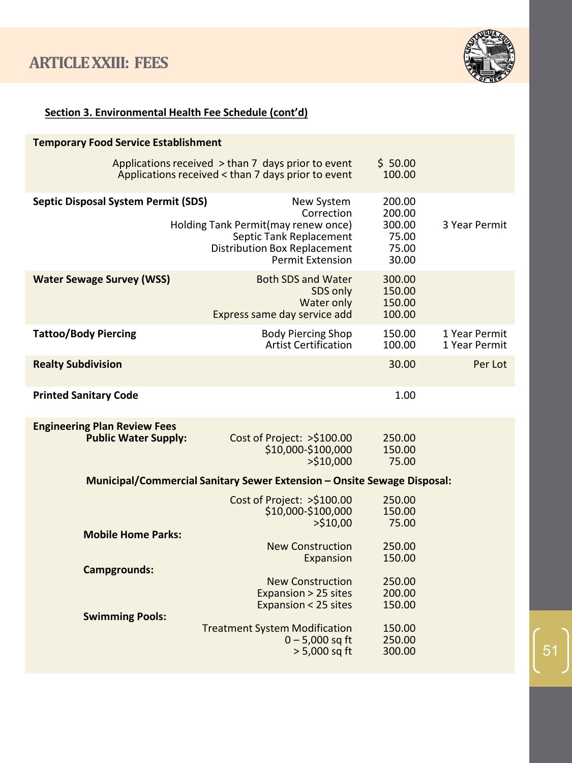# ARTICLE XXIII: FEES

**Section 3. Environmental Health Fee Schedule (cont'd)**

| Category | Item | Fee | Notes |
|---|---|---|---|
| **Temporary Food Service Establishment** | | | |
| | Applications received > than 7 days prior to event | $ 50.00 | |
| | Applications received < than 7 days prior to event | 100.00 | |
| **Septic Disposal System Permit (SDS)** | New System | 200.00 | |
| | Correction | 200.00 | |
| | Holding Tank Permit(may renew once) | 300.00 | 3 Year Permit |
| | Septic Tank Replacement | 75.00 | |
| | Distribution Box Replacement | 75.00 | |
| | Permit Extension | 30.00 | |
| **Water Sewage Survey (WSS)** | Both SDS and Water | 300.00 | |
| | SDS only | 150.00 | |
| | Water only | 150.00 | |
| | Express same day service add | 100.00 | |
| **Tattoo/Body Piercing** | Body Piercing Shop | 150.00 | 1 Year Permit |
| | Artist Certification | 100.00 | 1 Year Permit |
| **Realty Subdivision** | | 30.00 | Per Lot |
| **Printed Sanitary Code** | | 1.00 | |
| **Engineering Plan Review Fees** | | | |
| **Public Water Supply:** | Cost of Project: >$100.00 | 250.00 | |
| | $10,000-$100,000 | 150.00 | |
| | >$10,000 | 75.00 | |
| **Municipal/Commercial Sanitary Sewer Extension – Onsite Sewage Disposal:** | | | |
| | Cost of Project: >$100.00 | 250.00 | |
| | $10,000-$100,000 | 150.00 | |
| | >$10,00 | 75.00 | |
| **Mobile Home Parks:** | | | |
| | New Construction | 250.00 | |
| | Expansion | 150.00 | |
| **Campgrounds:** | | | |
| | New Construction | 250.00 | |
| | Expansion > 25 sites | 200.00 | |
| | Expansion < 25 sites | 150.00 | |
| **Swimming Pools:** | | | |
| | Treatment System Modification | 150.00 | |
| | 0 – 5,000 sq ft | 250.00 | |
| | > 5,000 sq ft | 300.00 | |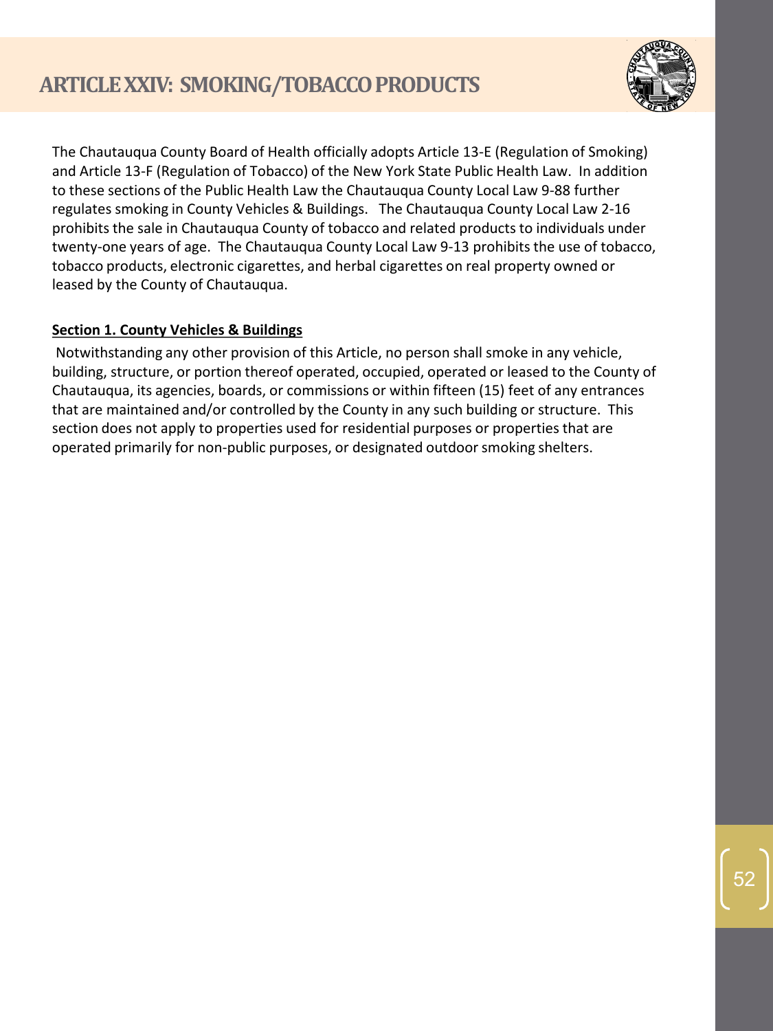# ARTICLE XXIV: SMOKING/TOBACCO PRODUCTS

The Chautauqua County Board of Health officially adopts Article 13-E (Regulation of Smoking) and Article 13-F (Regulation of Tobacco) of the New York State Public Health Law. In addition to these sections of the Public Health Law the Chautauqua County Local Law 9-88 further regulates smoking in County Vehicles & Buildings. The Chautauqua County Local Law 2-16 prohibits the sale in Chautauqua County of tobacco and related products to individuals under twenty-one years of age. The Chautauqua County Local Law 9-13 prohibits the use of tobacco, tobacco products, electronic cigarettes, and herbal cigarettes on real property owned or leased by the County of Chautauqua.

**Section 1. County Vehicles & Buildings**

Notwithstanding any other provision of this Article, no person shall smoke in any vehicle, building, structure, or portion thereof operated, occupied, operated or leased to the County of Chautauqua, its agencies, boards, or commissions or within fifteen (15) feet of any entrances that are maintained and/or controlled by the County in any such building or structure. This section does not apply to properties used for residential purposes or properties that are operated primarily for non-public purposes, or designated outdoor smoking shelters.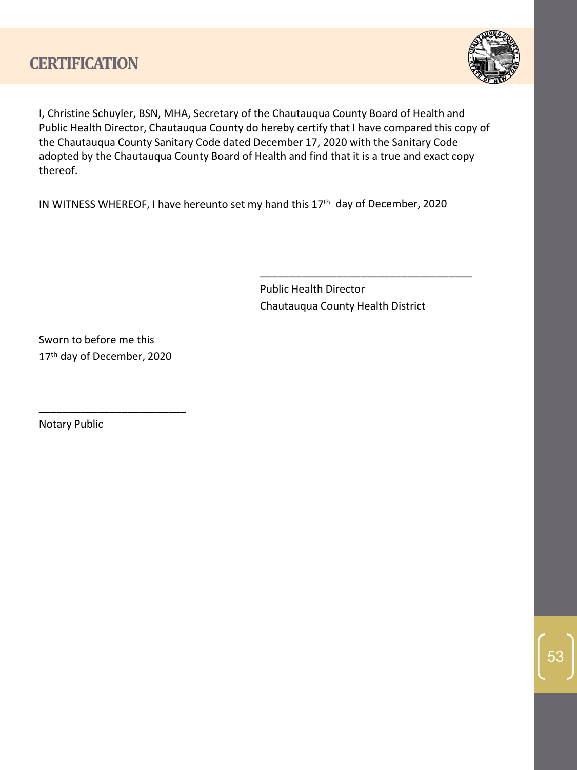# CERTIFICATION

I, Christine Schuyler, BSN, MHA, Secretary of the Chautauqua County Board of Health and Public Health Director, Chautauqua County do hereby certify that I have compared this copy of the Chautauqua County Sanitary Code dated December 17, 2020 with the Sanitary Code adopted by the Chautauqua County Board of Health and find that it is a true and exact copy thereof.

IN WITNESS WHEREOF, I have hereunto set my hand this 17th day of December, 2020

\_\_\_\_\_\_\_\_\_\_\_\_\_\_\_\_\_\_\_\_\_\_\_\_\_\_\_\_\_\_\_\_\_\_\_\_

Public Health Director

Chautauqua County Health District

Sworn to before me this

17th day of December, 2020

\_\_\_\_\_\_\_\_\_\_\_\_\_\_\_\_\_\_\_\_\_\_\_\_\_

Notary Public